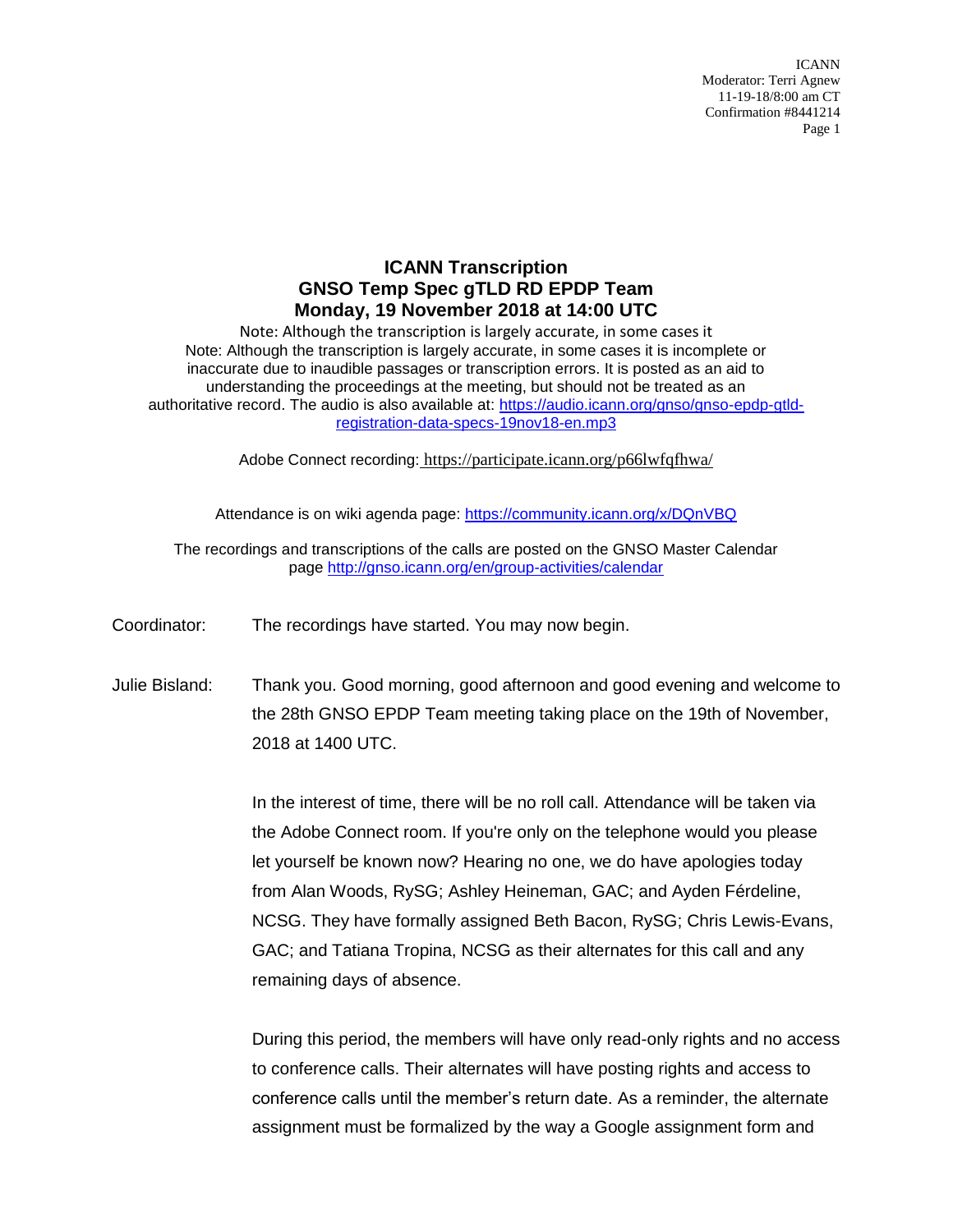# ICANN Transcription
## GNSO Temp Spec gTLD RD EPDP Team
## Monday, 19 November 2018 at 14:00 UTC

Note: Although the transcription is largely accurate, in some cases it
Note: Although the transcription is largely accurate, in some cases it is incomplete or inaccurate due to inaudible passages or transcription errors. It is posted as an aid to understanding the proceedings at the meeting, but should not be treated as an authoritative record. The audio is also available at: https://audio.icann.org/gnso/gnso-epdp-gtld-registration-data-specs-19nov18-en.mp3

Adobe Connect recording: https://participate.icann.org/p66lwfqfhwa/

Attendance is on wiki agenda page: https://community.icann.org/x/DQnVBQ

The recordings and transcriptions of the calls are posted on the GNSO Master Calendar page http://gnso.icann.org/en/group-activities/calendar

Coordinator: The recordings have started. You may now begin.

Julie Bisland: Thank you. Good morning, good afternoon and good evening and welcome to the 28th GNSO EPDP Team meeting taking place on the 19th of November, 2018 at 1400 UTC.

In the interest of time, there will be no roll call. Attendance will be taken via the Adobe Connect room. If you're only on the telephone would you please let yourself be known now? Hearing no one, we do have apologies today from Alan Woods, RySG; Ashley Heineman, GAC; and Ayden Férdeline, NCSG. They have formally assigned Beth Bacon, RySG; Chris Lewis-Evans, GAC; and Tatiana Tropina, NCSG as their alternates for this call and any remaining days of absence.

During this period, the members will have only read-only rights and no access to conference calls. Their alternates will have posting rights and access to conference calls until the member's return date. As a reminder, the alternate assignment must be formalized by the way a Google assignment form and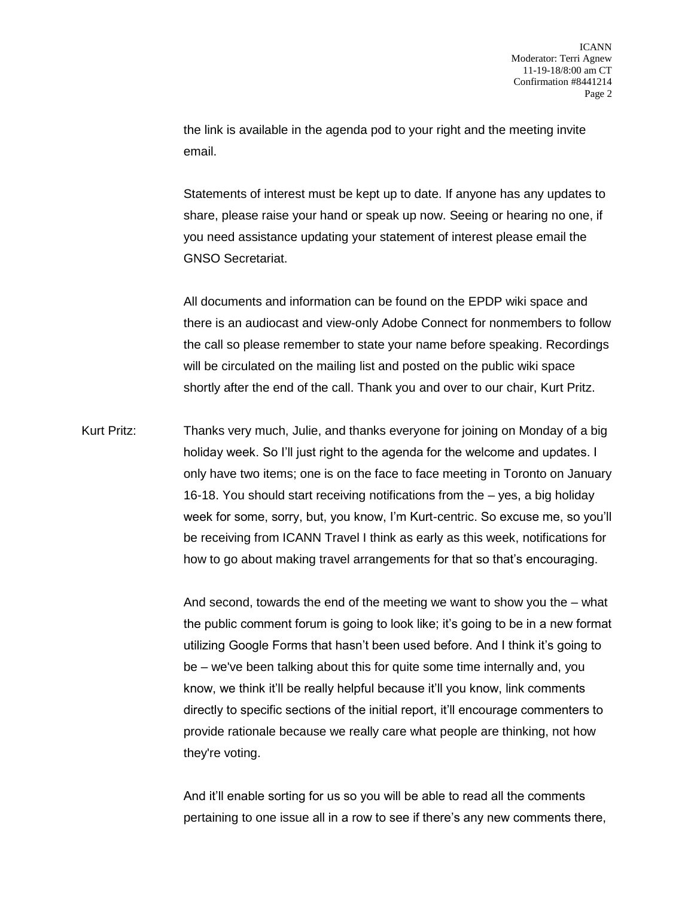the link is available in the agenda pod to your right and the meeting invite email.

Statements of interest must be kept up to date. If anyone has any updates to share, please raise your hand or speak up now. Seeing or hearing no one, if you need assistance updating your statement of interest please email the GNSO Secretariat.

All documents and information can be found on the EPDP wiki space and there is an audiocast and view-only Adobe Connect for nonmembers to follow the call so please remember to state your name before speaking. Recordings will be circulated on the mailing list and posted on the public wiki space shortly after the end of the call. Thank you and over to our chair, Kurt Pritz.

Kurt Pritz: Thanks very much, Julie, and thanks everyone for joining on Monday of a big holiday week. So I'll just right to the agenda for the welcome and updates. I only have two items; one is on the face to face meeting in Toronto on January 16-18. You should start receiving notifications from the – yes, a big holiday week for some, sorry, but, you know, I'm Kurt-centric. So excuse me, so you'll be receiving from ICANN Travel I think as early as this week, notifications for how to go about making travel arrangements for that so that's encouraging.

And second, towards the end of the meeting we want to show you the – what the public comment forum is going to look like; it's going to be in a new format utilizing Google Forms that hasn't been used before. And I think it's going to be – we've been talking about this for quite some time internally and, you know, we think it'll be really helpful because it'll you know, link comments directly to specific sections of the initial report, it'll encourage commenters to provide rationale because we really care what people are thinking, not how they're voting.

And it'll enable sorting for us so you will be able to read all the comments pertaining to one issue all in a row to see if there's any new comments there,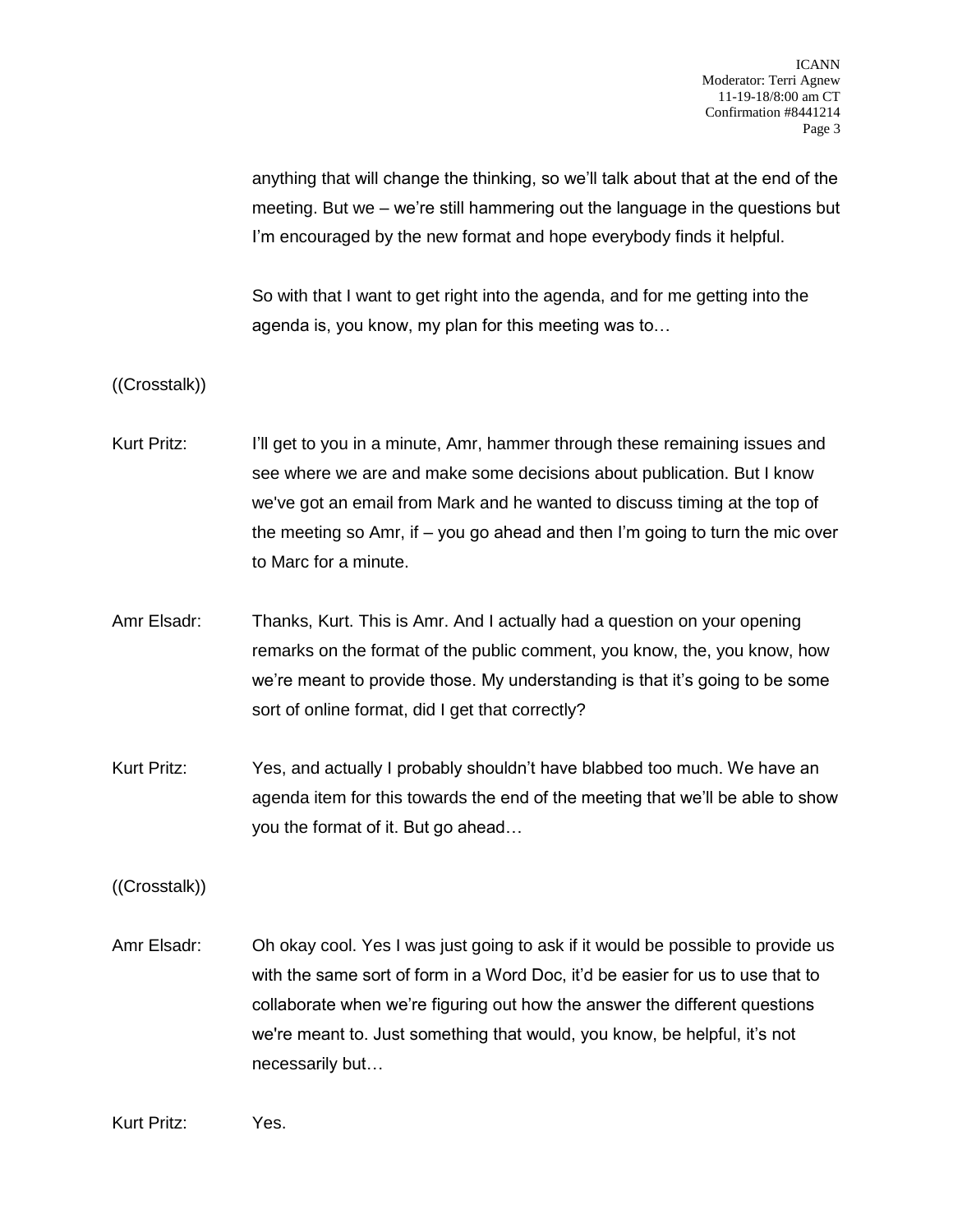anything that will change the thinking, so we'll talk about that at the end of the meeting. But we – we're still hammering out the language in the questions but I'm encouraged by the new format and hope everybody finds it helpful.

So with that I want to get right into the agenda, and for me getting into the agenda is, you know, my plan for this meeting was to…

((Crosstalk))

Kurt Pritz: I'll get to you in a minute, Amr, hammer through these remaining issues and see where we are and make some decisions about publication. But I know we've got an email from Mark and he wanted to discuss timing at the top of the meeting so Amr, if – you go ahead and then I'm going to turn the mic over to Marc for a minute.

Amr Elsadr: Thanks, Kurt. This is Amr. And I actually had a question on your opening remarks on the format of the public comment, you know, the, you know, how we're meant to provide those. My understanding is that it's going to be some sort of online format, did I get that correctly?

Kurt Pritz: Yes, and actually I probably shouldn't have blabbed too much. We have an agenda item for this towards the end of the meeting that we'll be able to show you the format of it. But go ahead…

((Crosstalk))

Amr Elsadr: Oh okay cool. Yes I was just going to ask if it would be possible to provide us with the same sort of form in a Word Doc, it'd be easier for us to use that to collaborate when we're figuring out how the answer the different questions we're meant to. Just something that would, you know, be helpful, it's not necessarily but…

Kurt Pritz: Yes.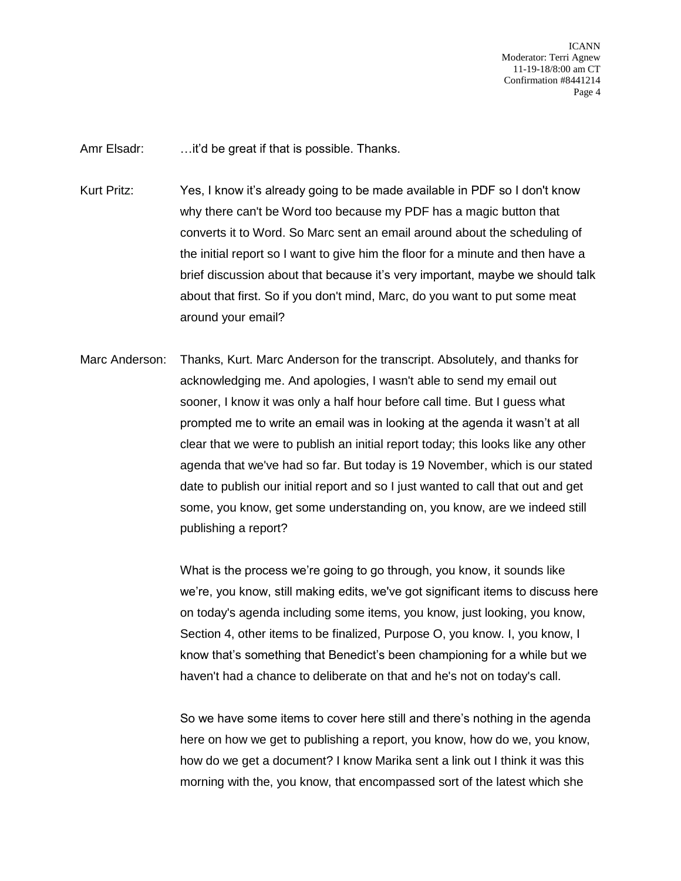Amr Elsadr: …it'd be great if that is possible. Thanks.

Kurt Pritz: Yes, I know it's already going to be made available in PDF so I don't know why there can't be Word too because my PDF has a magic button that converts it to Word. So Marc sent an email around about the scheduling of the initial report so I want to give him the floor for a minute and then have a brief discussion about that because it's very important, maybe we should talk about that first. So if you don't mind, Marc, do you want to put some meat around your email?

Marc Anderson: Thanks, Kurt. Marc Anderson for the transcript. Absolutely, and thanks for acknowledging me. And apologies, I wasn't able to send my email out sooner, I know it was only a half hour before call time. But I guess what prompted me to write an email was in looking at the agenda it wasn't at all clear that we were to publish an initial report today; this looks like any other agenda that we've had so far. But today is 19 November, which is our stated date to publish our initial report and so I just wanted to call that out and get some, you know, get some understanding on, you know, are we indeed still publishing a report?

What is the process we're going to go through, you know, it sounds like we're, you know, still making edits, we've got significant items to discuss here on today's agenda including some items, you know, just looking, you know, Section 4, other items to be finalized, Purpose O, you know. I, you know, I know that's something that Benedict's been championing for a while but we haven't had a chance to deliberate on that and he's not on today's call.

So we have some items to cover here still and there's nothing in the agenda here on how we get to publishing a report, you know, how do we, you know, how do we get a document? I know Marika sent a link out I think it was this morning with the, you know, that encompassed sort of the latest which she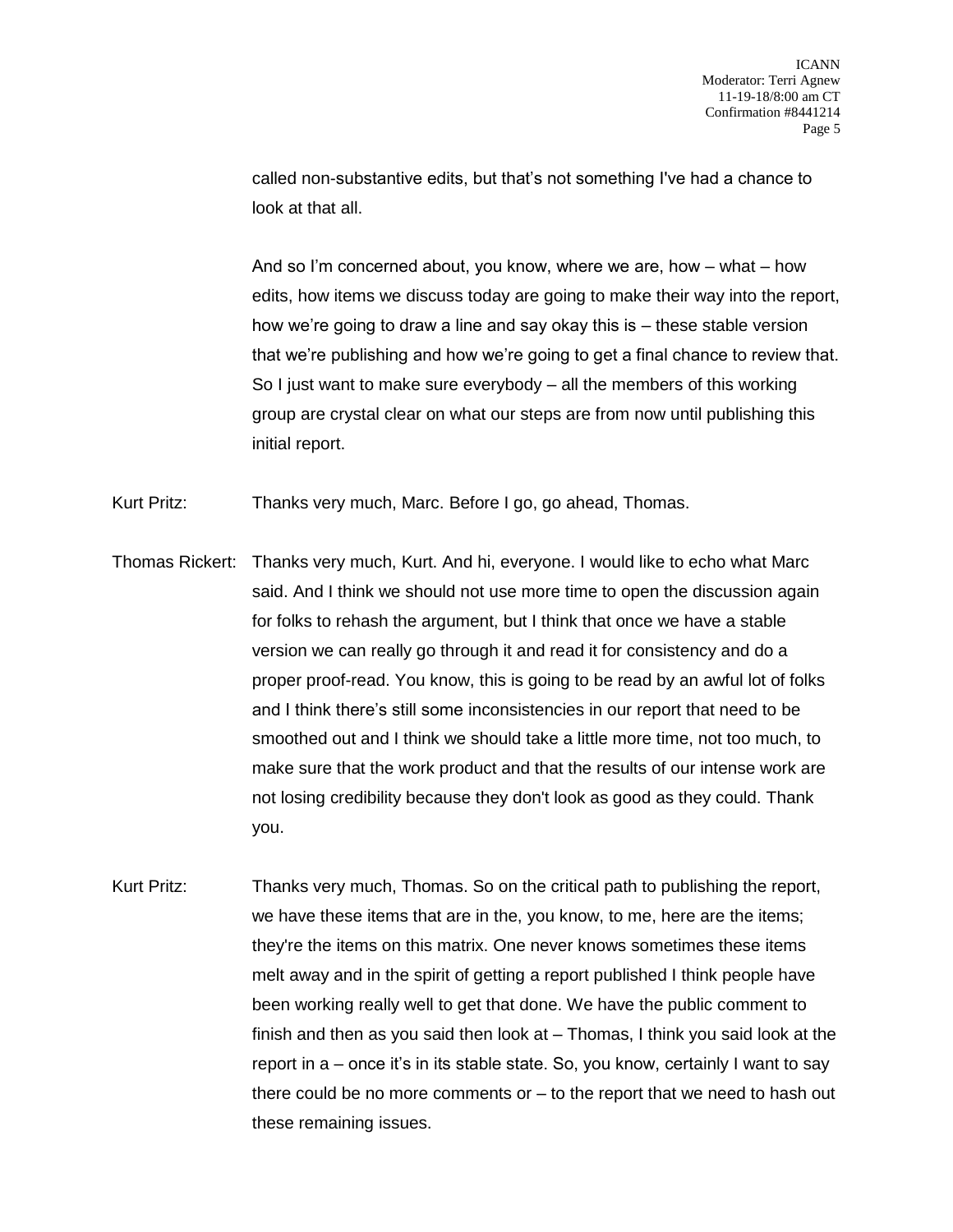called non-substantive edits, but that's not something I've had a chance to look at that all.

And so I'm concerned about, you know, where we are, how – what – how edits, how items we discuss today are going to make their way into the report, how we're going to draw a line and say okay this is – these stable version that we're publishing and how we're going to get a final chance to review that. So I just want to make sure everybody – all the members of this working group are crystal clear on what our steps are from now until publishing this initial report.

Kurt Pritz: Thanks very much, Marc. Before I go, go ahead, Thomas.

Thomas Rickert: Thanks very much, Kurt. And hi, everyone. I would like to echo what Marc said. And I think we should not use more time to open the discussion again for folks to rehash the argument, but I think that once we have a stable version we can really go through it and read it for consistency and do a proper proof-read. You know, this is going to be read by an awful lot of folks and I think there's still some inconsistencies in our report that need to be smoothed out and I think we should take a little more time, not too much, to make sure that the work product and that the results of our intense work are not losing credibility because they don't look as good as they could. Thank you.

Kurt Pritz: Thanks very much, Thomas. So on the critical path to publishing the report, we have these items that are in the, you know, to me, here are the items; they're the items on this matrix. One never knows sometimes these items melt away and in the spirit of getting a report published I think people have been working really well to get that done. We have the public comment to finish and then as you said then look at – Thomas, I think you said look at the report in a – once it's in its stable state. So, you know, certainly I want to say there could be no more comments or – to the report that we need to hash out these remaining issues.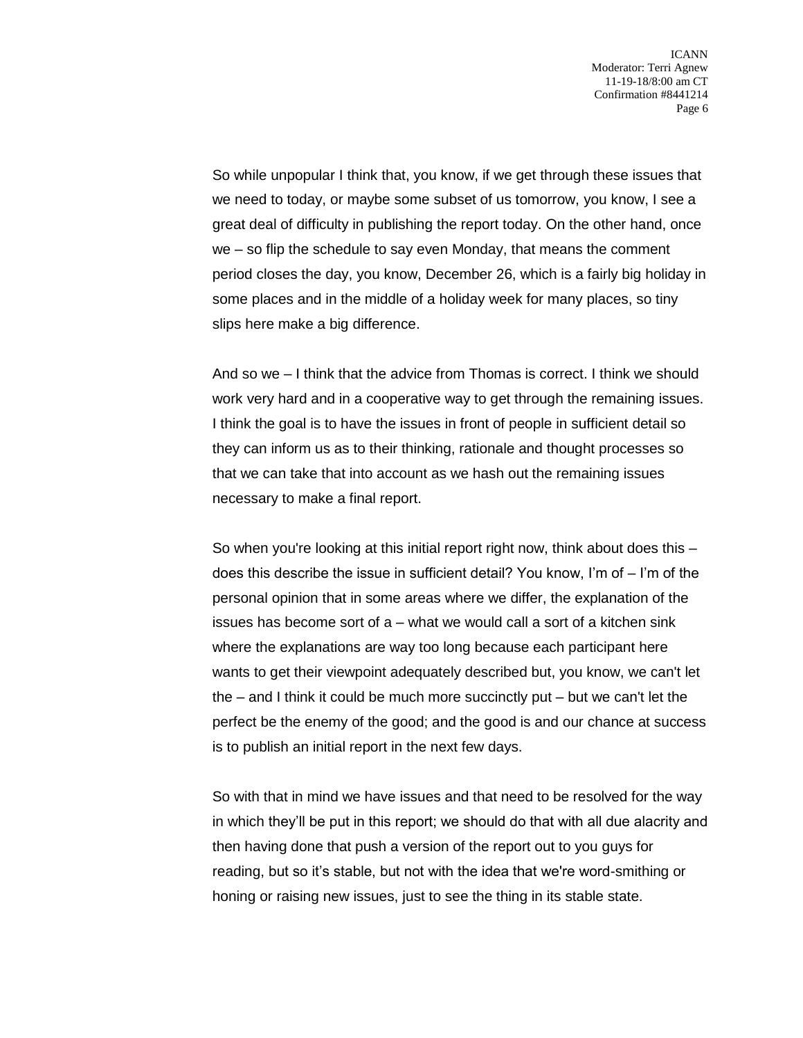So while unpopular I think that, you know, if we get through these issues that we need to today, or maybe some subset of us tomorrow, you know, I see a great deal of difficulty in publishing the report today. On the other hand, once we – so flip the schedule to say even Monday, that means the comment period closes the day, you know, December 26, which is a fairly big holiday in some places and in the middle of a holiday week for many places, so tiny slips here make a big difference.

And so we – I think that the advice from Thomas is correct. I think we should work very hard and in a cooperative way to get through the remaining issues. I think the goal is to have the issues in front of people in sufficient detail so they can inform us as to their thinking, rationale and thought processes so that we can take that into account as we hash out the remaining issues necessary to make a final report.

So when you're looking at this initial report right now, think about does this – does this describe the issue in sufficient detail? You know, I'm of – I'm of the personal opinion that in some areas where we differ, the explanation of the issues has become sort of a – what we would call a sort of a kitchen sink where the explanations are way too long because each participant here wants to get their viewpoint adequately described but, you know, we can't let the – and I think it could be much more succinctly put – but we can't let the perfect be the enemy of the good; and the good is and our chance at success is to publish an initial report in the next few days.

So with that in mind we have issues and that need to be resolved for the way in which they'll be put in this report; we should do that with all due alacrity and then having done that push a version of the report out to you guys for reading, but so it's stable, but not with the idea that we're word-smithing or honing or raising new issues, just to see the thing in its stable state.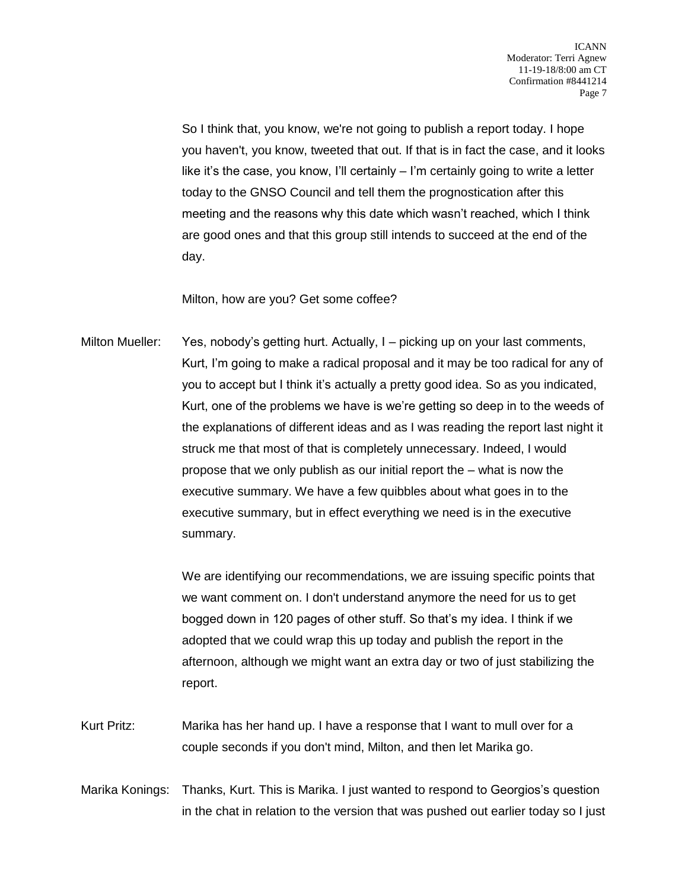So I think that, you know, we're not going to publish a report today. I hope you haven't, you know, tweeted that out. If that is in fact the case, and it looks like it's the case, you know, I'll certainly – I'm certainly going to write a letter today to the GNSO Council and tell them the prognostication after this meeting and the reasons why this date which wasn't reached, which I think are good ones and that this group still intends to succeed at the end of the day.

Milton, how are you? Get some coffee?

Milton Mueller: Yes, nobody's getting hurt. Actually, I – picking up on your last comments, Kurt, I'm going to make a radical proposal and it may be too radical for any of you to accept but I think it's actually a pretty good idea. So as you indicated, Kurt, one of the problems we have is we're getting so deep in to the weeds of the explanations of different ideas and as I was reading the report last night it struck me that most of that is completely unnecessary. Indeed, I would propose that we only publish as our initial report the – what is now the executive summary. We have a few quibbles about what goes in to the executive summary, but in effect everything we need is in the executive summary.

We are identifying our recommendations, we are issuing specific points that we want comment on. I don't understand anymore the need for us to get bogged down in 120 pages of other stuff. So that's my idea. I think if we adopted that we could wrap this up today and publish the report in the afternoon, although we might want an extra day or two of just stabilizing the report.

Kurt Pritz: Marika has her hand up. I have a response that I want to mull over for a couple seconds if you don't mind, Milton, and then let Marika go.

Marika Konings: Thanks, Kurt. This is Marika. I just wanted to respond to Georgios's question in the chat in relation to the version that was pushed out earlier today so I just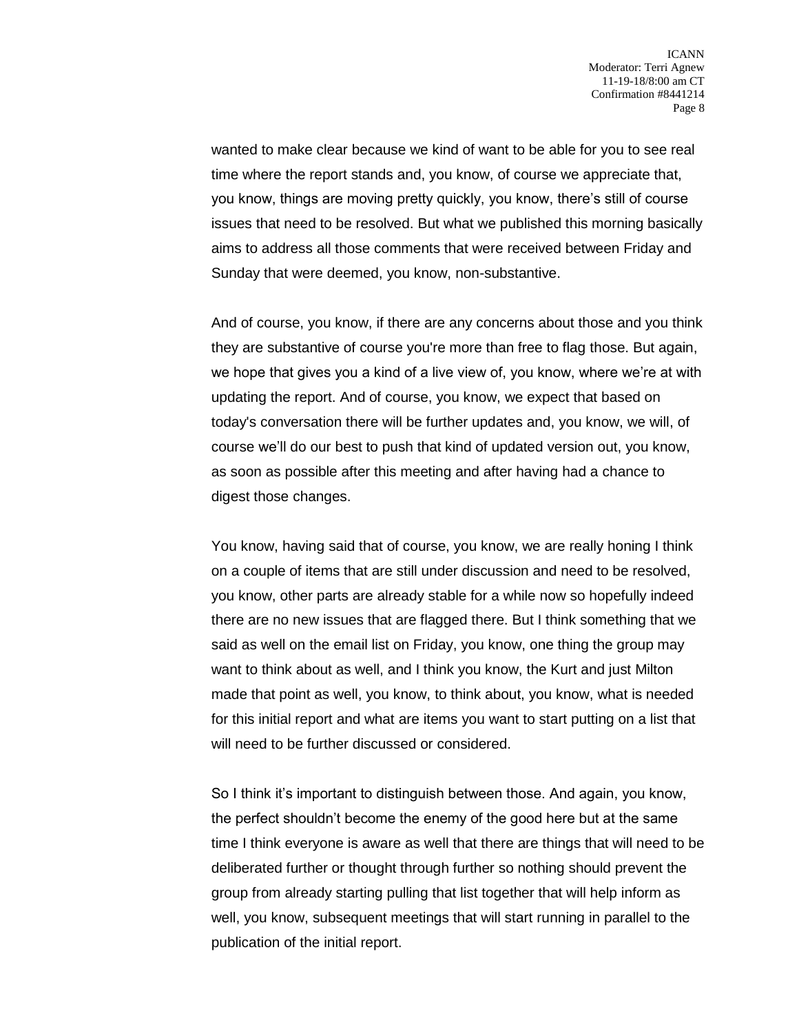wanted to make clear because we kind of want to be able for you to see real time where the report stands and, you know, of course we appreciate that, you know, things are moving pretty quickly, you know, there's still of course issues that need to be resolved. But what we published this morning basically aims to address all those comments that were received between Friday and Sunday that were deemed, you know, non-substantive.

And of course, you know, if there are any concerns about those and you think they are substantive of course you're more than free to flag those. But again, we hope that gives you a kind of a live view of, you know, where we're at with updating the report. And of course, you know, we expect that based on today's conversation there will be further updates and, you know, we will, of course we'll do our best to push that kind of updated version out, you know, as soon as possible after this meeting and after having had a chance to digest those changes.

You know, having said that of course, you know, we are really honing I think on a couple of items that are still under discussion and need to be resolved, you know, other parts are already stable for a while now so hopefully indeed there are no new issues that are flagged there. But I think something that we said as well on the email list on Friday, you know, one thing the group may want to think about as well, and I think you know, the Kurt and just Milton made that point as well, you know, to think about, you know, what is needed for this initial report and what are items you want to start putting on a list that will need to be further discussed or considered.

So I think it's important to distinguish between those. And again, you know, the perfect shouldn't become the enemy of the good here but at the same time I think everyone is aware as well that there are things that will need to be deliberated further or thought through further so nothing should prevent the group from already starting pulling that list together that will help inform as well, you know, subsequent meetings that will start running in parallel to the publication of the initial report.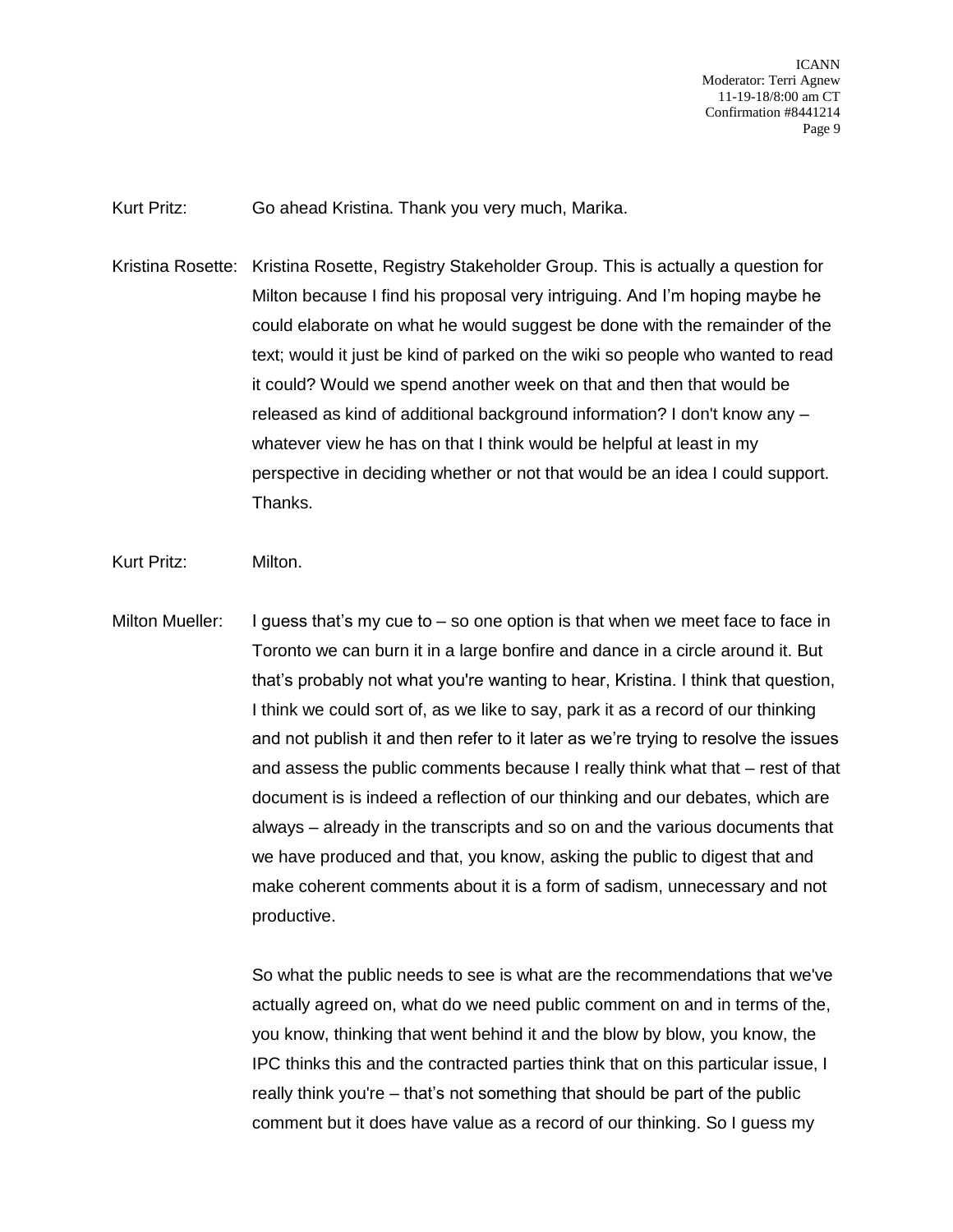Kurt Pritz: Go ahead Kristina. Thank you very much, Marika.

Kristina Rosette: Kristina Rosette, Registry Stakeholder Group. This is actually a question for Milton because I find his proposal very intriguing. And I'm hoping maybe he could elaborate on what he would suggest be done with the remainder of the text; would it just be kind of parked on the wiki so people who wanted to read it could? Would we spend another week on that and then that would be released as kind of additional background information? I don't know any – whatever view he has on that I think would be helpful at least in my perspective in deciding whether or not that would be an idea I could support. Thanks.

Kurt Pritz: Milton.

Milton Mueller: I guess that's my cue to – so one option is that when we meet face to face in Toronto we can burn it in a large bonfire and dance in a circle around it. But that's probably not what you're wanting to hear, Kristina. I think that question, I think we could sort of, as we like to say, park it as a record of our thinking and not publish it and then refer to it later as we're trying to resolve the issues and assess the public comments because I really think what that – rest of that document is is indeed a reflection of our thinking and our debates, which are always – already in the transcripts and so on and the various documents that we have produced and that, you know, asking the public to digest that and make coherent comments about it is a form of sadism, unnecessary and not productive.

So what the public needs to see is what are the recommendations that we've actually agreed on, what do we need public comment on and in terms of the, you know, thinking that went behind it and the blow by blow, you know, the IPC thinks this and the contracted parties think that on this particular issue, I really think you're – that's not something that should be part of the public comment but it does have value as a record of our thinking. So I guess my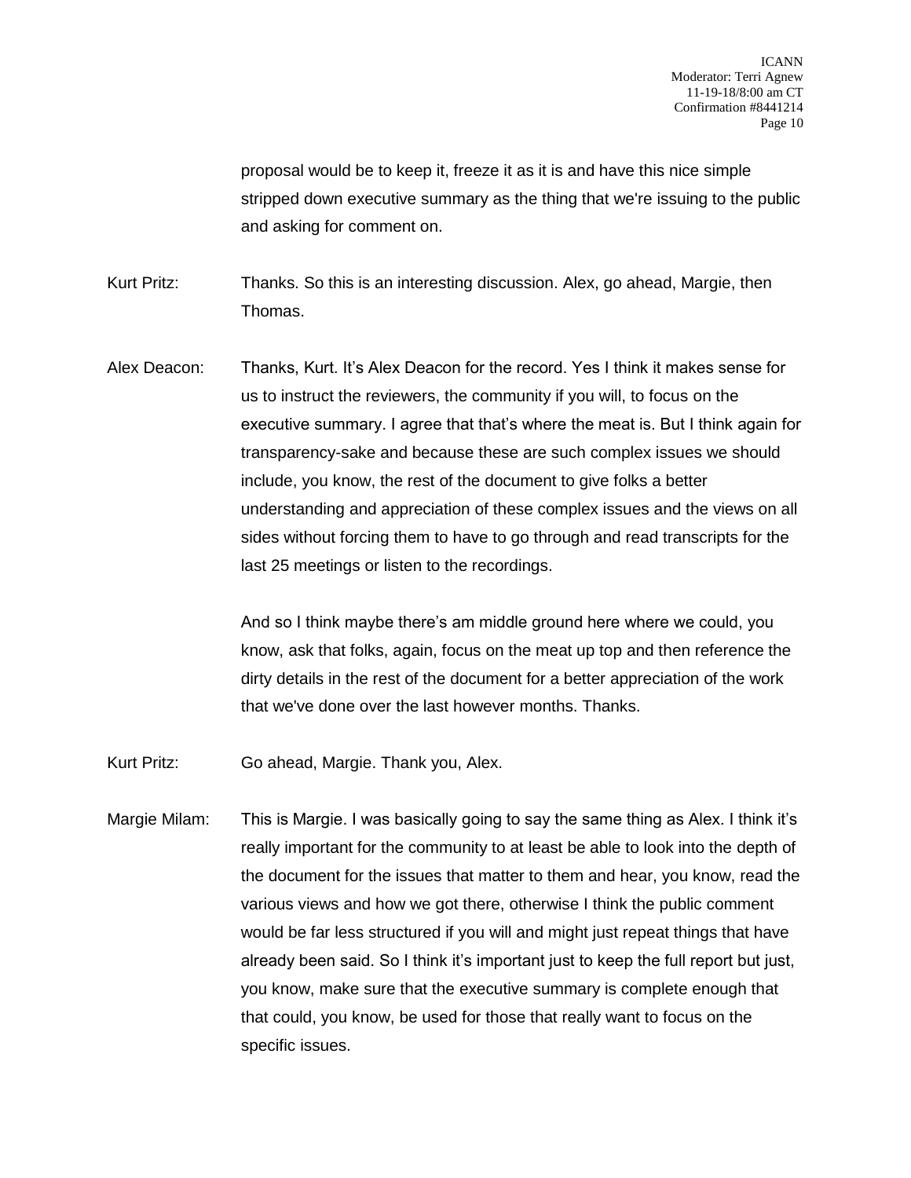proposal would be to keep it, freeze it as it is and have this nice simple stripped down executive summary as the thing that we're issuing to the public and asking for comment on.

Kurt Pritz: Thanks. So this is an interesting discussion. Alex, go ahead, Margie, then Thomas.

Alex Deacon: Thanks, Kurt. It's Alex Deacon for the record. Yes I think it makes sense for us to instruct the reviewers, the community if you will, to focus on the executive summary. I agree that that's where the meat is. But I think again for transparency-sake and because these are such complex issues we should include, you know, the rest of the document to give folks a better understanding and appreciation of these complex issues and the views on all sides without forcing them to have to go through and read transcripts for the last 25 meetings or listen to the recordings.

And so I think maybe there's am middle ground here where we could, you know, ask that folks, again, focus on the meat up top and then reference the dirty details in the rest of the document for a better appreciation of the work that we've done over the last however months. Thanks.

Kurt Pritz: Go ahead, Margie. Thank you, Alex.

Margie Milam: This is Margie. I was basically going to say the same thing as Alex. I think it's really important for the community to at least be able to look into the depth of the document for the issues that matter to them and hear, you know, read the various views and how we got there, otherwise I think the public comment would be far less structured if you will and might just repeat things that have already been said. So I think it's important just to keep the full report but just, you know, make sure that the executive summary is complete enough that that could, you know, be used for those that really want to focus on the specific issues.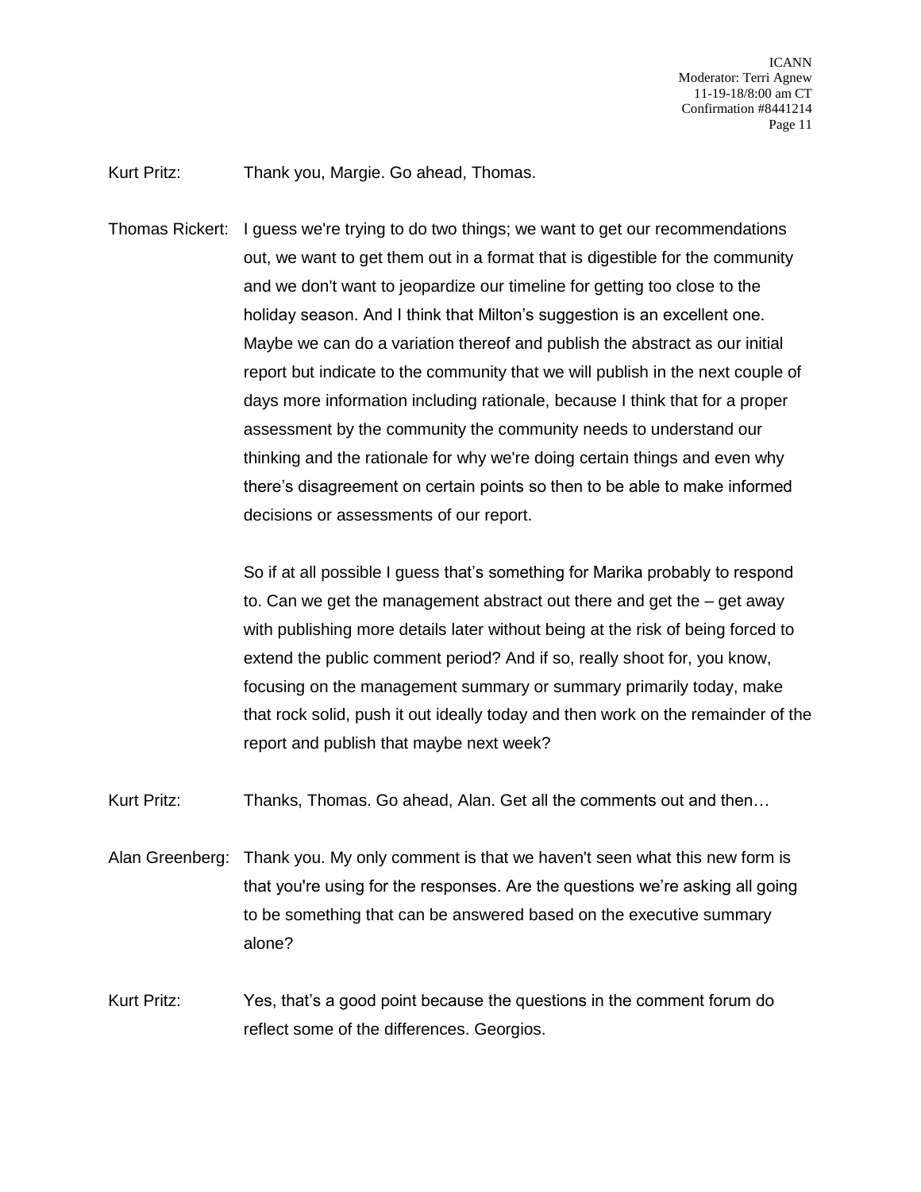Kurt Pritz: Thank you, Margie. Go ahead, Thomas.

Thomas Rickert: I guess we're trying to do two things; we want to get our recommendations out, we want to get them out in a format that is digestible for the community and we don't want to jeopardize our timeline for getting too close to the holiday season. And I think that Milton’s suggestion is an excellent one. Maybe we can do a variation thereof and publish the abstract as our initial report but indicate to the community that we will publish in the next couple of days more information including rationale, because I think that for a proper assessment by the community the community needs to understand our thinking and the rationale for why we're doing certain things and even why there’s disagreement on certain points so then to be able to make informed decisions or assessments of our report.

So if at all possible I guess that’s something for Marika probably to respond to. Can we get the management abstract out there and get the – get away with publishing more details later without being at the risk of being forced to extend the public comment period? And if so, really shoot for, you know, focusing on the management summary or summary primarily today, make that rock solid, push it out ideally today and then work on the remainder of the report and publish that maybe next week?

Kurt Pritz: Thanks, Thomas. Go ahead, Alan. Get all the comments out and then…

Alan Greenberg: Thank you. My only comment is that we haven't seen what this new form is that you're using for the responses. Are the questions we’re asking all going to be something that can be answered based on the executive summary alone?

Kurt Pritz: Yes, that’s a good point because the questions in the comment forum do reflect some of the differences. Georgios.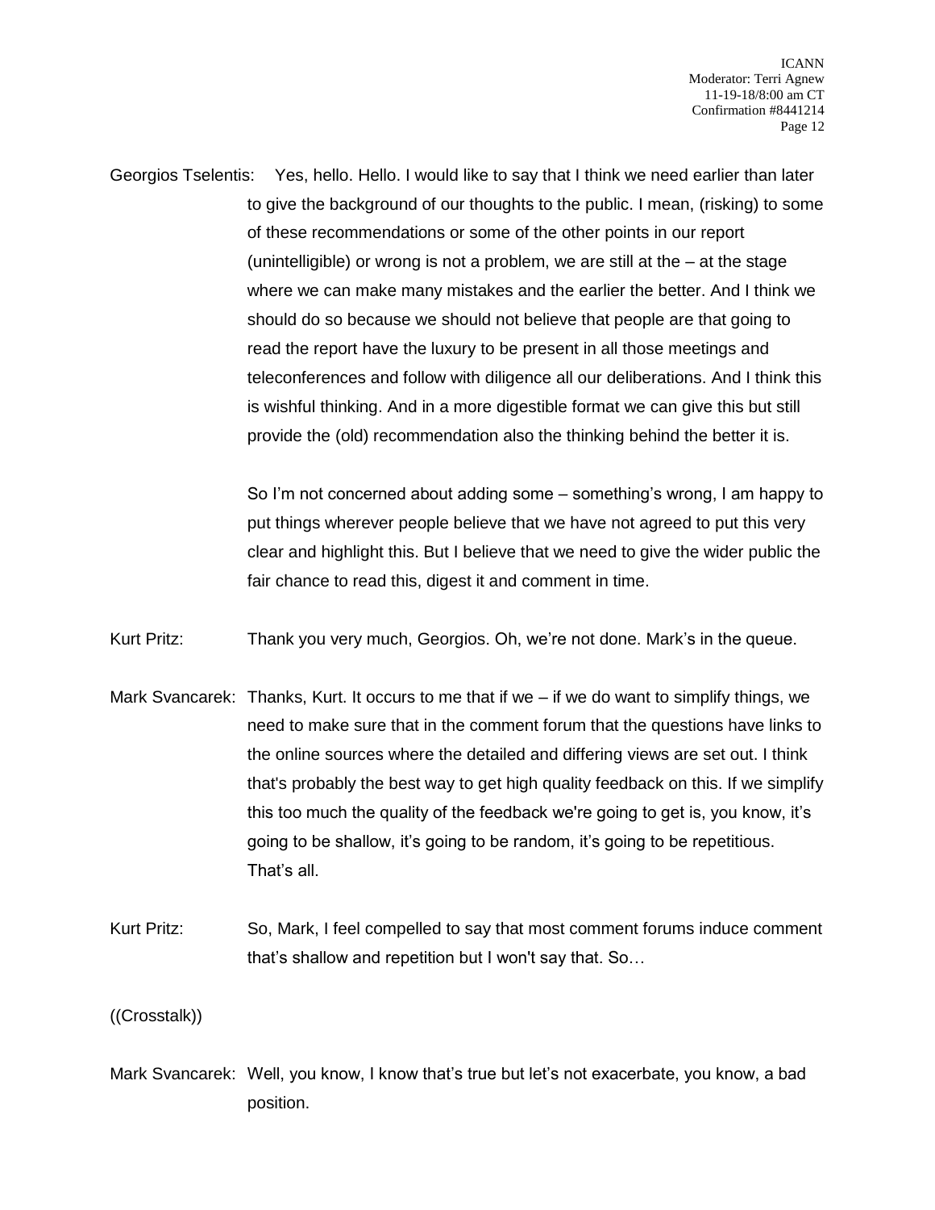Georgios Tselentis: Yes, hello. Hello. I would like to say that I think we need earlier than later to give the background of our thoughts to the public. I mean, (risking) to some of these recommendations or some of the other points in our report (unintelligible) or wrong is not a problem, we are still at the – at the stage where we can make many mistakes and the earlier the better. And I think we should do so because we should not believe that people are that going to read the report have the luxury to be present in all those meetings and teleconferences and follow with diligence all our deliberations. And I think this is wishful thinking. And in a more digestible format we can give this but still provide the (old) recommendation also the thinking behind the better it is.

So I'm not concerned about adding some – something's wrong, I am happy to put things wherever people believe that we have not agreed to put this very clear and highlight this. But I believe that we need to give the wider public the fair chance to read this, digest it and comment in time.

Kurt Pritz: Thank you very much, Georgios. Oh, we're not done. Mark's in the queue.

Mark Svancarek: Thanks, Kurt. It occurs to me that if we – if we do want to simplify things, we need to make sure that in the comment forum that the questions have links to the online sources where the detailed and differing views are set out. I think that's probably the best way to get high quality feedback on this. If we simplify this too much the quality of the feedback we're going to get is, you know, it's going to be shallow, it's going to be random, it's going to be repetitious. That's all.

Kurt Pritz: So, Mark, I feel compelled to say that most comment forums induce comment that's shallow and repetition but I won't say that. So…

((Crosstalk))

Mark Svancarek: Well, you know, I know that's true but let's not exacerbate, you know, a bad position.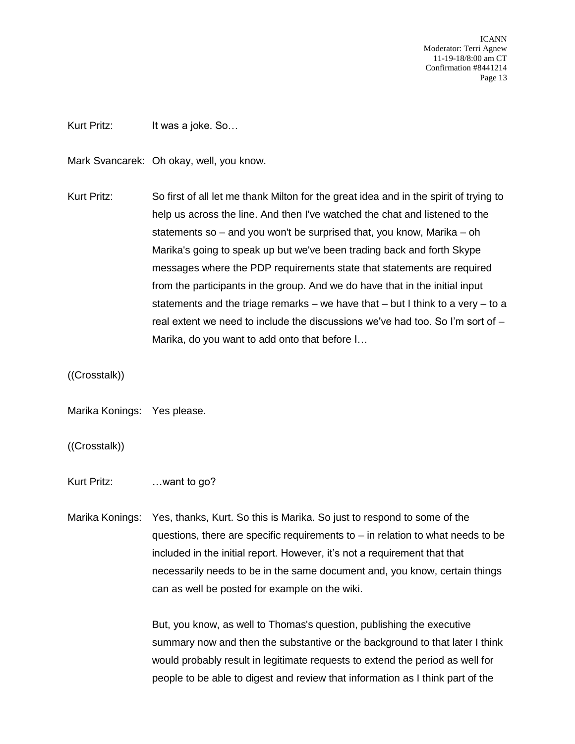Kurt Pritz: It was a joke. So…

Mark Svancarek: Oh okay, well, you know.

Kurt Pritz: So first of all let me thank Milton for the great idea and in the spirit of trying to help us across the line. And then I've watched the chat and listened to the statements so – and you won't be surprised that, you know, Marika – oh Marika's going to speak up but we've been trading back and forth Skype messages where the PDP requirements state that statements are required from the participants in the group. And we do have that in the initial input statements and the triage remarks – we have that – but I think to a very – to a real extent we need to include the discussions we've had too. So I'm sort of – Marika, do you want to add onto that before I…

((Crosstalk))

Marika Konings: Yes please.

((Crosstalk))

Kurt Pritz: …want to go?

Marika Konings: Yes, thanks, Kurt. So this is Marika. So just to respond to some of the questions, there are specific requirements to – in relation to what needs to be included in the initial report. However, it's not a requirement that that necessarily needs to be in the same document and, you know, certain things can as well be posted for example on the wiki.

But, you know, as well to Thomas's question, publishing the executive summary now and then the substantive or the background to that later I think would probably result in legitimate requests to extend the period as well for people to be able to digest and review that information as I think part of the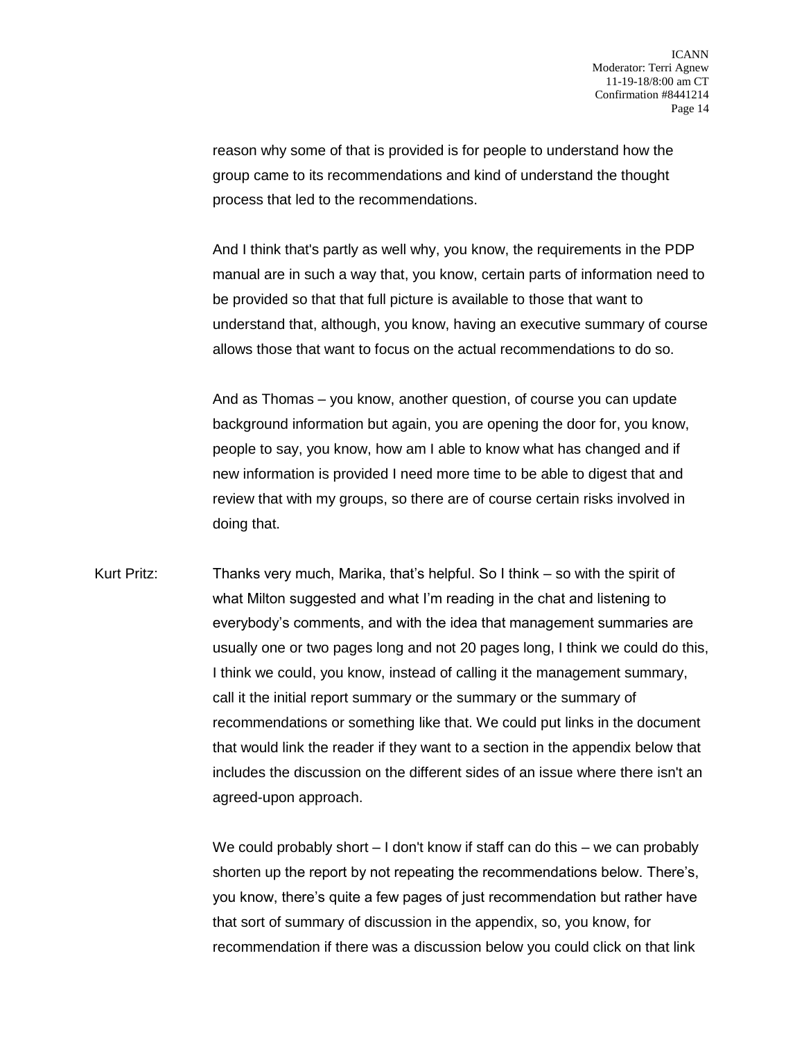reason why some of that is provided is for people to understand how the group came to its recommendations and kind of understand the thought process that led to the recommendations.

And I think that's partly as well why, you know, the requirements in the PDP manual are in such a way that, you know, certain parts of information need to be provided so that that full picture is available to those that want to understand that, although, you know, having an executive summary of course allows those that want to focus on the actual recommendations to do so.

And as Thomas – you know, another question, of course you can update background information but again, you are opening the door for, you know, people to say, you know, how am I able to know what has changed and if new information is provided I need more time to be able to digest that and review that with my groups, so there are of course certain risks involved in doing that.

Kurt Pritz: Thanks very much, Marika, that's helpful. So I think – so with the spirit of what Milton suggested and what I'm reading in the chat and listening to everybody's comments, and with the idea that management summaries are usually one or two pages long and not 20 pages long, I think we could do this, I think we could, you know, instead of calling it the management summary, call it the initial report summary or the summary or the summary of recommendations or something like that. We could put links in the document that would link the reader if they want to a section in the appendix below that includes the discussion on the different sides of an issue where there isn't an agreed-upon approach.

We could probably short – I don't know if staff can do this – we can probably shorten up the report by not repeating the recommendations below. There's, you know, there's quite a few pages of just recommendation but rather have that sort of summary of discussion in the appendix, so, you know, for recommendation if there was a discussion below you could click on that link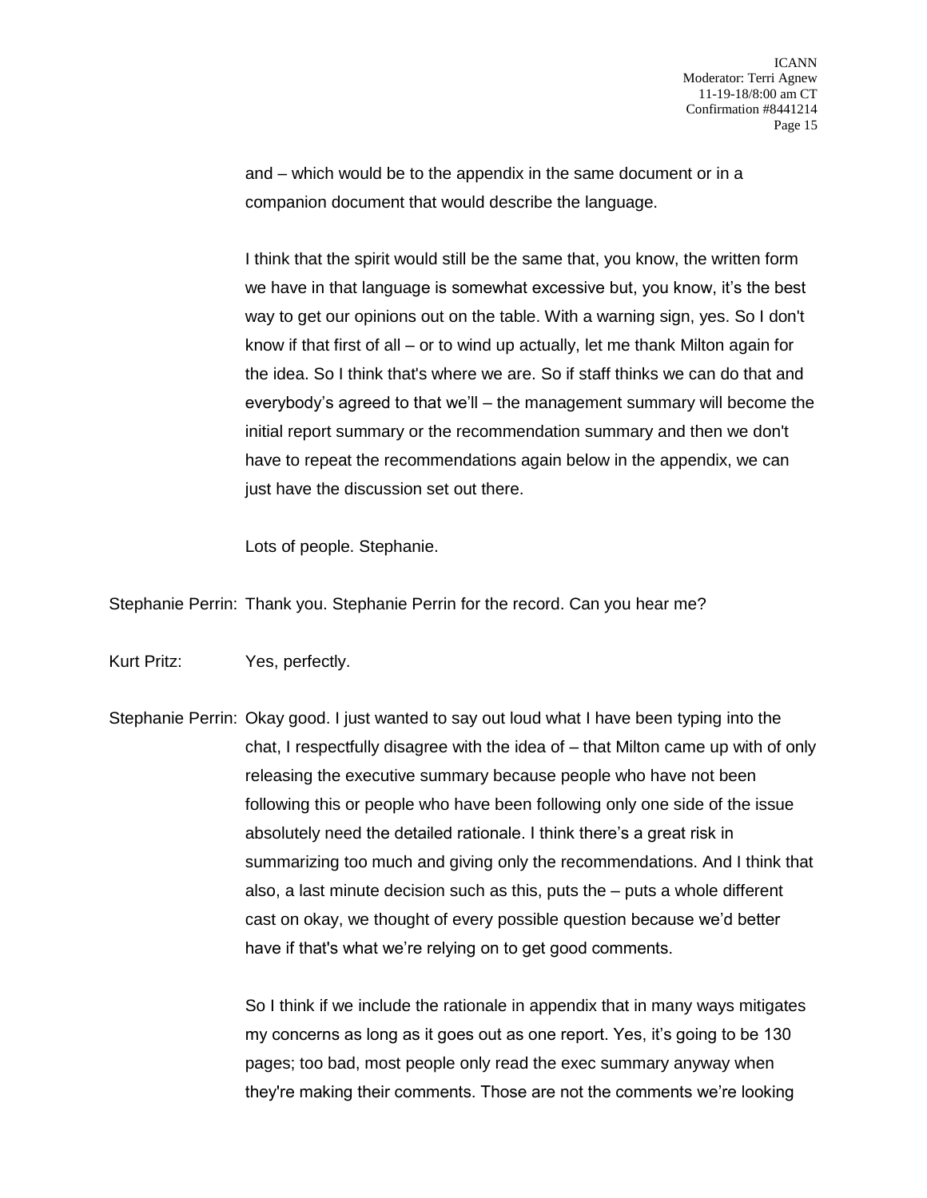and – which would be to the appendix in the same document or in a companion document that would describe the language.

I think that the spirit would still be the same that, you know, the written form we have in that language is somewhat excessive but, you know, it's the best way to get our opinions out on the table. With a warning sign, yes. So I don't know if that first of all – or to wind up actually, let me thank Milton again for the idea. So I think that's where we are. So if staff thinks we can do that and everybody's agreed to that we'll – the management summary will become the initial report summary or the recommendation summary and then we don't have to repeat the recommendations again below in the appendix, we can just have the discussion set out there.

Lots of people. Stephanie.

Stephanie Perrin: Thank you. Stephanie Perrin for the record. Can you hear me?

Kurt Pritz: Yes, perfectly.

Stephanie Perrin: Okay good. I just wanted to say out loud what I have been typing into the chat, I respectfully disagree with the idea of – that Milton came up with of only releasing the executive summary because people who have not been following this or people who have been following only one side of the issue absolutely need the detailed rationale. I think there's a great risk in summarizing too much and giving only the recommendations. And I think that also, a last minute decision such as this, puts the – puts a whole different cast on okay, we thought of every possible question because we'd better have if that's what we're relying on to get good comments.

So I think if we include the rationale in appendix that in many ways mitigates my concerns as long as it goes out as one report. Yes, it's going to be 130 pages; too bad, most people only read the exec summary anyway when they're making their comments. Those are not the comments we're looking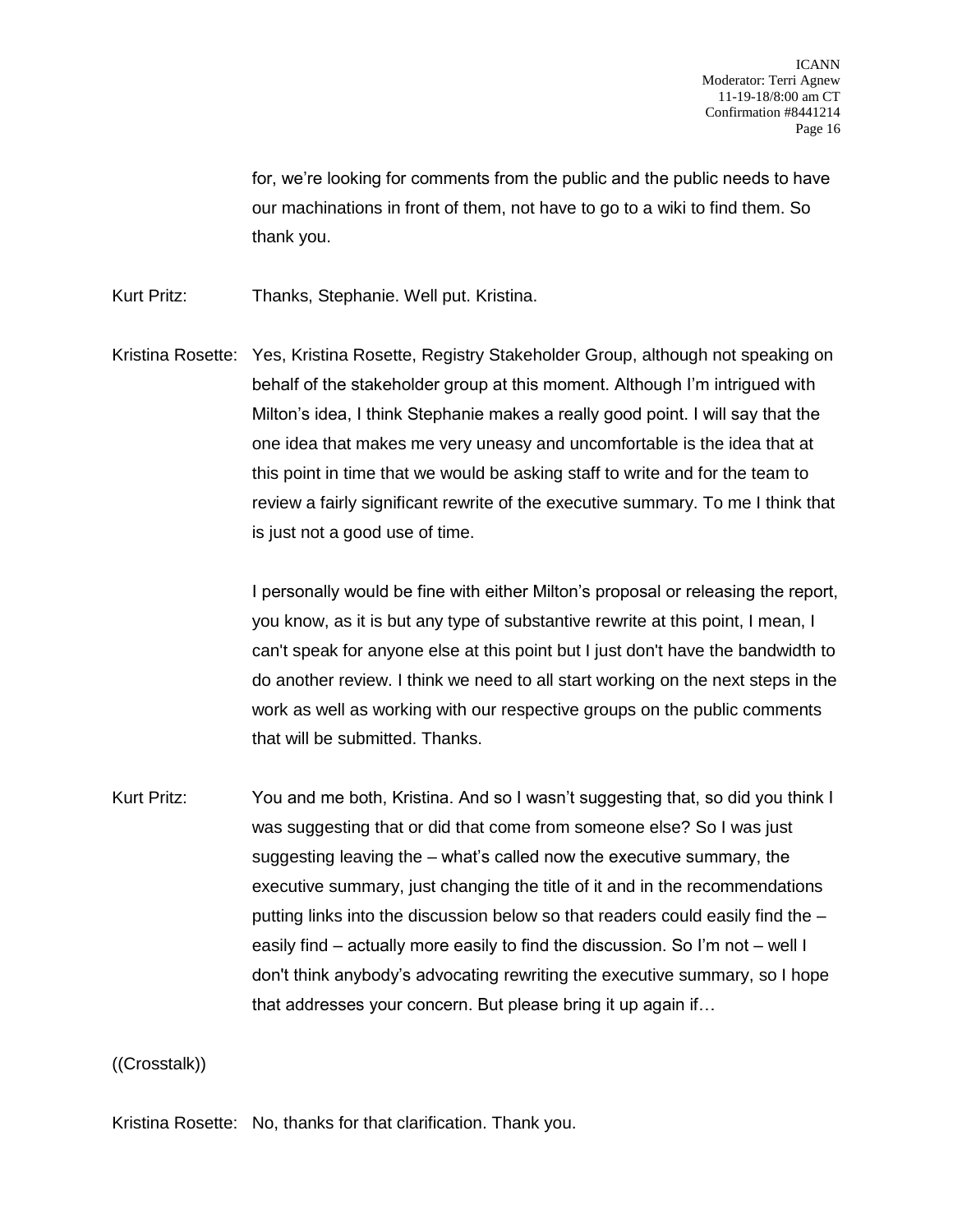for, we're looking for comments from the public and the public needs to have our machinations in front of them, not have to go to a wiki to find them. So thank you.

Kurt Pritz: Thanks, Stephanie. Well put. Kristina.

Kristina Rosette: Yes, Kristina Rosette, Registry Stakeholder Group, although not speaking on behalf of the stakeholder group at this moment. Although I'm intrigued with Milton's idea, I think Stephanie makes a really good point. I will say that the one idea that makes me very uneasy and uncomfortable is the idea that at this point in time that we would be asking staff to write and for the team to review a fairly significant rewrite of the executive summary. To me I think that is just not a good use of time.

I personally would be fine with either Milton's proposal or releasing the report, you know, as it is but any type of substantive rewrite at this point, I mean, I can't speak for anyone else at this point but I just don't have the bandwidth to do another review. I think we need to all start working on the next steps in the work as well as working with our respective groups on the public comments that will be submitted. Thanks.

Kurt Pritz: You and me both, Kristina. And so I wasn't suggesting that, so did you think I was suggesting that or did that come from someone else? So I was just suggesting leaving the – what's called now the executive summary, the executive summary, just changing the title of it and in the recommendations putting links into the discussion below so that readers could easily find the – easily find – actually more easily to find the discussion. So I'm not – well I don't think anybody's advocating rewriting the executive summary, so I hope that addresses your concern. But please bring it up again if…

((Crosstalk))

Kristina Rosette: No, thanks for that clarification. Thank you.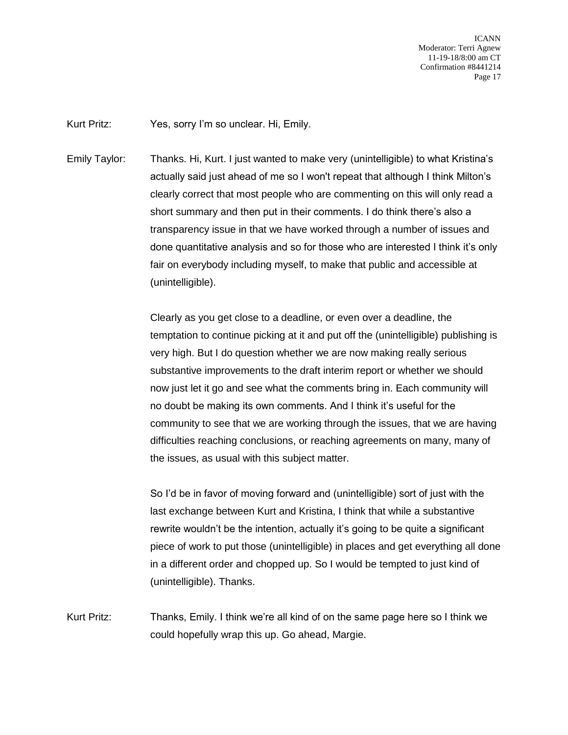Kurt Pritz: Yes, sorry I'm so unclear. Hi, Emily.

Emily Taylor: Thanks. Hi, Kurt. I just wanted to make very (unintelligible) to what Kristina's actually said just ahead of me so I won't repeat that although I think Milton's clearly correct that most people who are commenting on this will only read a short summary and then put in their comments. I do think there's also a transparency issue in that we have worked through a number of issues and done quantitative analysis and so for those who are interested I think it's only fair on everybody including myself, to make that public and accessible at (unintelligible).

Clearly as you get close to a deadline, or even over a deadline, the temptation to continue picking at it and put off the (unintelligible) publishing is very high. But I do question whether we are now making really serious substantive improvements to the draft interim report or whether we should now just let it go and see what the comments bring in. Each community will no doubt be making its own comments. And I think it's useful for the community to see that we are working through the issues, that we are having difficulties reaching conclusions, or reaching agreements on many, many of the issues, as usual with this subject matter.

So I'd be in favor of moving forward and (unintelligible) sort of just with the last exchange between Kurt and Kristina, I think that while a substantive rewrite wouldn't be the intention, actually it's going to be quite a significant piece of work to put those (unintelligible) in places and get everything all done in a different order and chopped up. So I would be tempted to just kind of (unintelligible). Thanks.

Kurt Pritz: Thanks, Emily. I think we're all kind of on the same page here so I think we could hopefully wrap this up. Go ahead, Margie.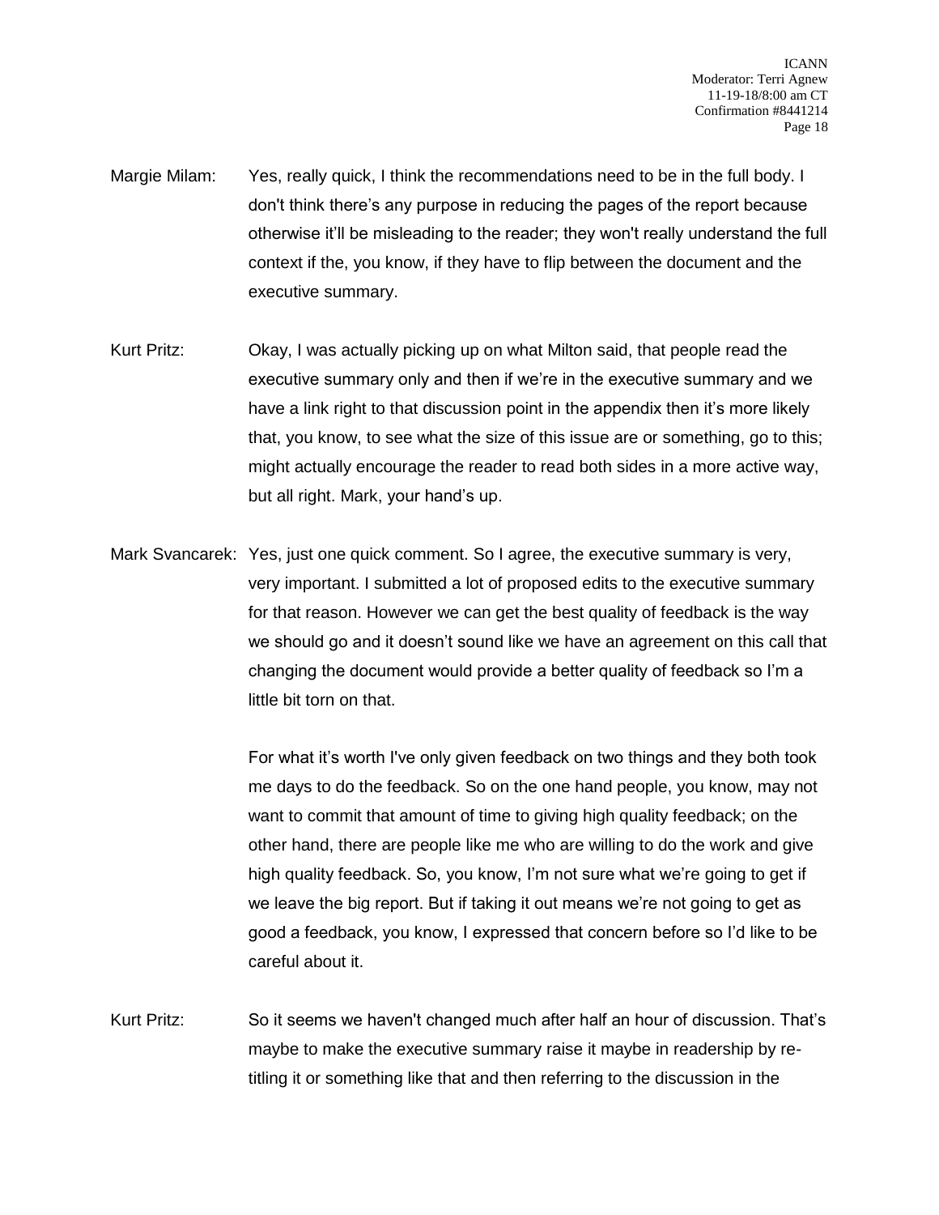Margie Milam: Yes, really quick, I think the recommendations need to be in the full body. I don't think there's any purpose in reducing the pages of the report because otherwise it'll be misleading to the reader; they won't really understand the full context if the, you know, if they have to flip between the document and the executive summary.

Kurt Pritz: Okay, I was actually picking up on what Milton said, that people read the executive summary only and then if we're in the executive summary and we have a link right to that discussion point in the appendix then it's more likely that, you know, to see what the size of this issue are or something, go to this; might actually encourage the reader to read both sides in a more active way, but all right. Mark, your hand's up.

Mark Svancarek: Yes, just one quick comment. So I agree, the executive summary is very, very important. I submitted a lot of proposed edits to the executive summary for that reason. However we can get the best quality of feedback is the way we should go and it doesn't sound like we have an agreement on this call that changing the document would provide a better quality of feedback so I'm a little bit torn on that.

For what it's worth I've only given feedback on two things and they both took me days to do the feedback. So on the one hand people, you know, may not want to commit that amount of time to giving high quality feedback; on the other hand, there are people like me who are willing to do the work and give high quality feedback. So, you know, I'm not sure what we're going to get if we leave the big report. But if taking it out means we're not going to get as good a feedback, you know, I expressed that concern before so I'd like to be careful about it.

Kurt Pritz: So it seems we haven't changed much after half an hour of discussion. That's maybe to make the executive summary raise it maybe in readership by re-titling it or something like that and then referring to the discussion in the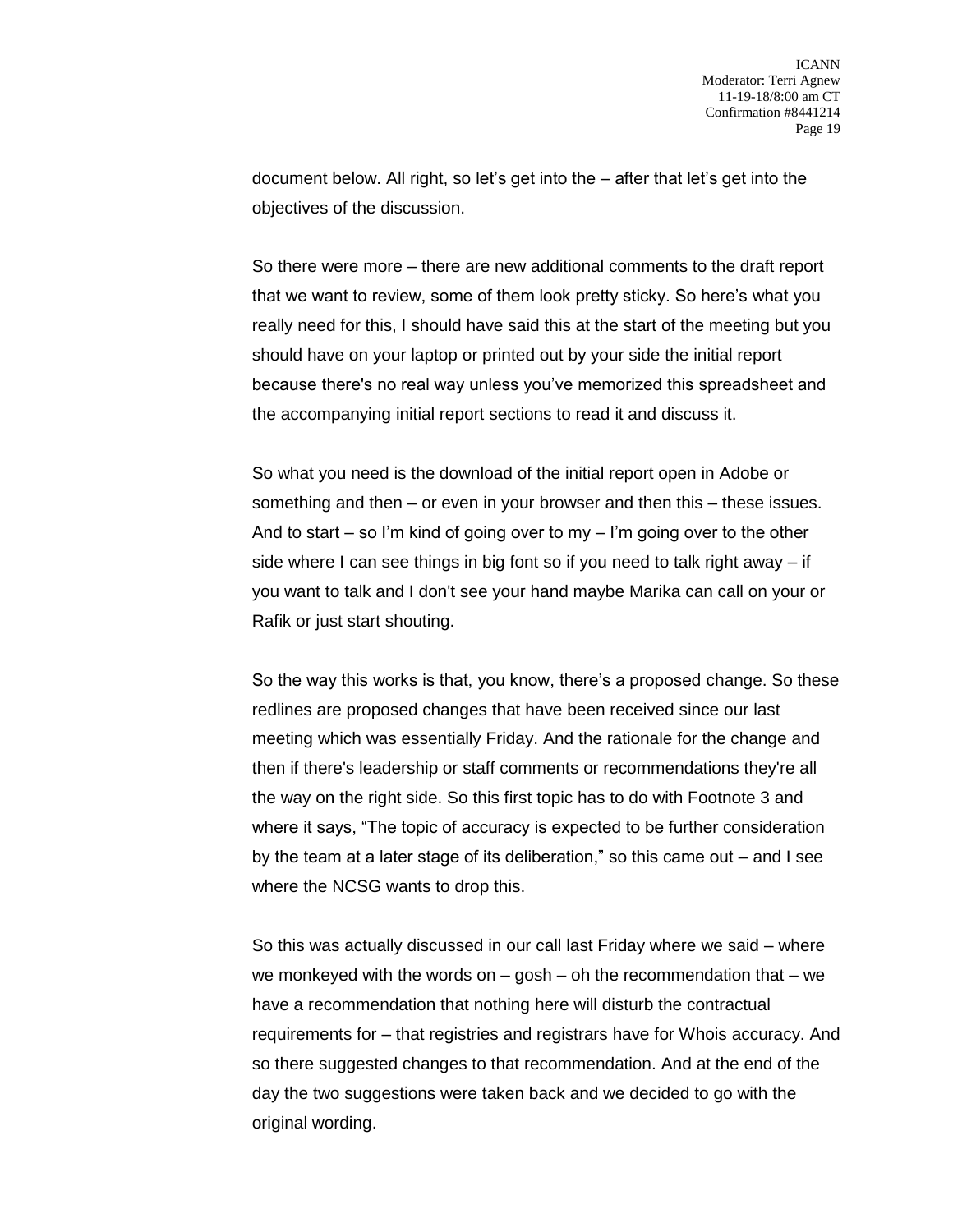document below. All right, so let's get into the – after that let's get into the objectives of the discussion.

So there were more – there are new additional comments to the draft report that we want to review, some of them look pretty sticky. So here's what you really need for this, I should have said this at the start of the meeting but you should have on your laptop or printed out by your side the initial report because there's no real way unless you've memorized this spreadsheet and the accompanying initial report sections to read it and discuss it.

So what you need is the download of the initial report open in Adobe or something and then – or even in your browser and then this – these issues. And to start – so I'm kind of going over to my – I'm going over to the other side where I can see things in big font so if you need to talk right away – if you want to talk and I don't see your hand maybe Marika can call on your or Rafik or just start shouting.

So the way this works is that, you know, there's a proposed change. So these redlines are proposed changes that have been received since our last meeting which was essentially Friday. And the rationale for the change and then if there's leadership or staff comments or recommendations they're all the way on the right side. So this first topic has to do with Footnote 3 and where it says, "The topic of accuracy is expected to be further consideration by the team at a later stage of its deliberation," so this came out – and I see where the NCSG wants to drop this.

So this was actually discussed in our call last Friday where we said – where we monkeyed with the words on – gosh – oh the recommendation that – we have a recommendation that nothing here will disturb the contractual requirements for – that registries and registrars have for Whois accuracy. And so there suggested changes to that recommendation. And at the end of the day the two suggestions were taken back and we decided to go with the original wording.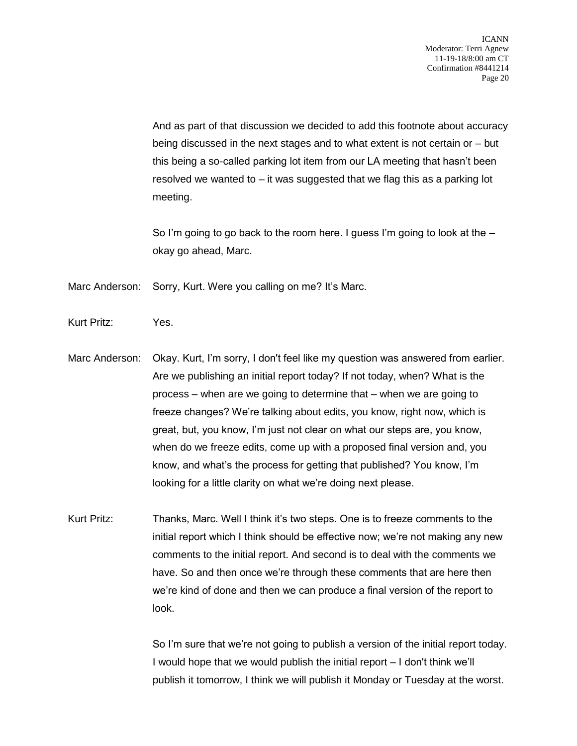And as part of that discussion we decided to add this footnote about accuracy being discussed in the next stages and to what extent is not certain or – but this being a so-called parking lot item from our LA meeting that hasn't been resolved we wanted to – it was suggested that we flag this as a parking lot meeting.

So I'm going to go back to the room here. I guess I'm going to look at the – okay go ahead, Marc.

Marc Anderson: Sorry, Kurt. Were you calling on me? It's Marc.

Kurt Pritz: Yes.

Marc Anderson: Okay. Kurt, I'm sorry, I don't feel like my question was answered from earlier. Are we publishing an initial report today? If not today, when? What is the process – when are we going to determine that – when we are going to freeze changes? We're talking about edits, you know, right now, which is great, but, you know, I'm just not clear on what our steps are, you know, when do we freeze edits, come up with a proposed final version and, you know, and what's the process for getting that published? You know, I'm looking for a little clarity on what we're doing next please.

Kurt Pritz: Thanks, Marc. Well I think it's two steps. One is to freeze comments to the initial report which I think should be effective now; we're not making any new comments to the initial report. And second is to deal with the comments we have. So and then once we're through these comments that are here then we're kind of done and then we can produce a final version of the report to look.

So I'm sure that we're not going to publish a version of the initial report today. I would hope that we would publish the initial report – I don't think we'll publish it tomorrow, I think we will publish it Monday or Tuesday at the worst.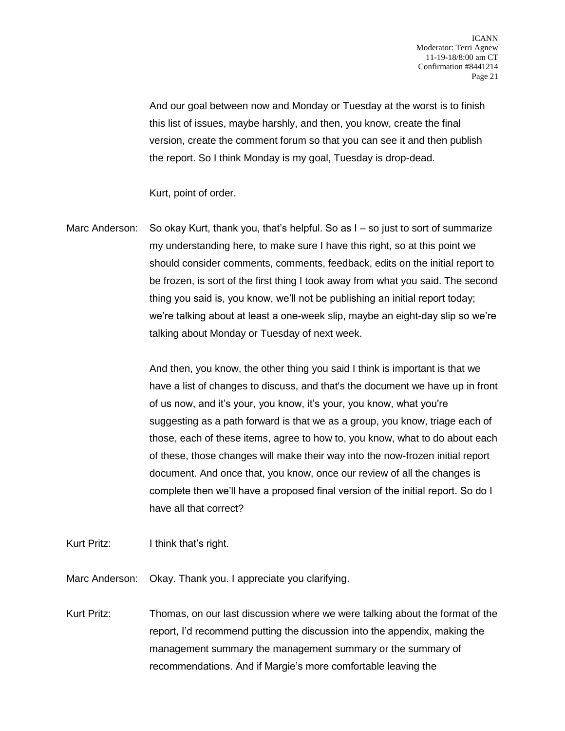And our goal between now and Monday or Tuesday at the worst is to finish this list of issues, maybe harshly, and then, you know, create the final version, create the comment forum so that you can see it and then publish the report. So I think Monday is my goal, Tuesday is drop-dead.

Kurt, point of order.

Marc Anderson: So okay Kurt, thank you, that's helpful. So as I – so just to sort of summarize my understanding here, to make sure I have this right, so at this point we should consider comments, comments, feedback, edits on the initial report to be frozen, is sort of the first thing I took away from what you said. The second thing you said is, you know, we'll not be publishing an initial report today; we're talking about at least a one-week slip, maybe an eight-day slip so we're talking about Monday or Tuesday of next week.

And then, you know, the other thing you said I think is important is that we have a list of changes to discuss, and that's the document we have up in front of us now, and it's your, you know, it's your, you know, what you're suggesting as a path forward is that we as a group, you know, triage each of those, each of these items, agree to how to, you know, what to do about each of these, those changes will make their way into the now-frozen initial report document. And once that, you know, once our review of all the changes is complete then we'll have a proposed final version of the initial report. So do I have all that correct?

Kurt Pritz: I think that's right.

Marc Anderson: Okay. Thank you. I appreciate you clarifying.

Kurt Pritz: Thomas, on our last discussion where we were talking about the format of the report, I'd recommend putting the discussion into the appendix, making the management summary the management summary or the summary of recommendations. And if Margie's more comfortable leaving the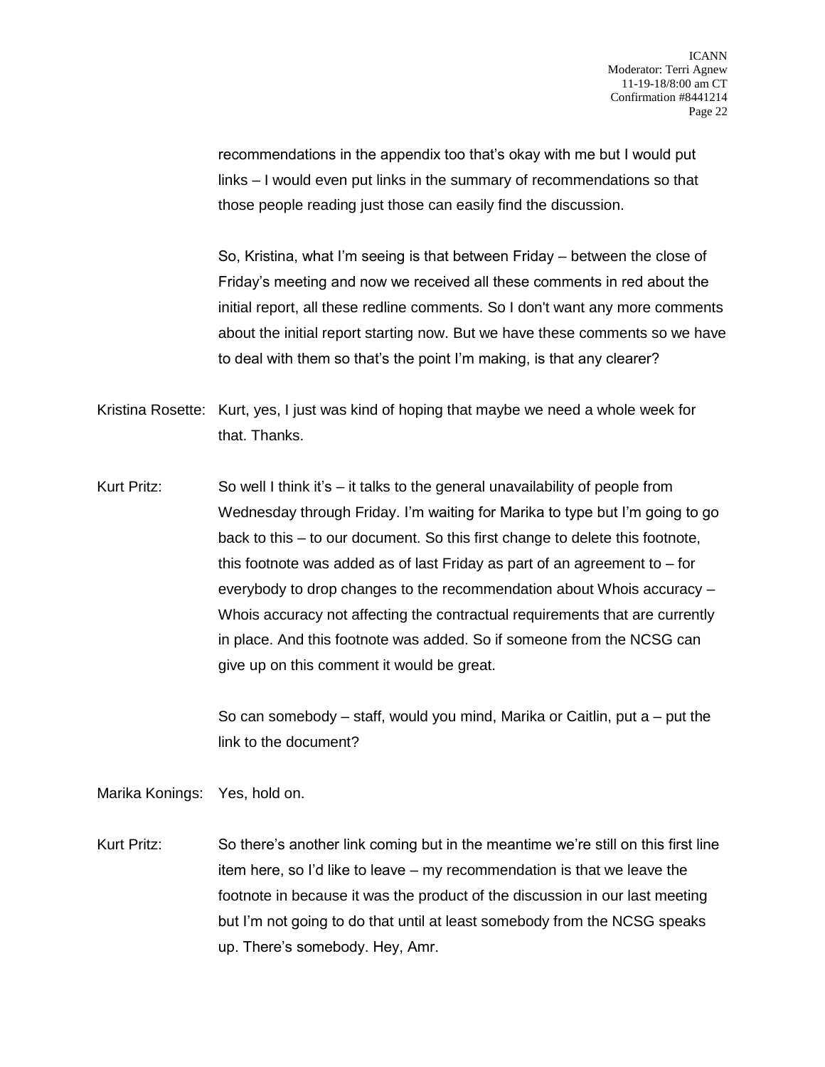recommendations in the appendix too that's okay with me but I would put links – I would even put links in the summary of recommendations so that those people reading just those can easily find the discussion.

So, Kristina, what I'm seeing is that between Friday – between the close of Friday's meeting and now we received all these comments in red about the initial report, all these redline comments. So I don't want any more comments about the initial report starting now. But we have these comments so we have to deal with them so that's the point I'm making, is that any clearer?

Kristina Rosette: Kurt, yes, I just was kind of hoping that maybe we need a whole week for that. Thanks.

Kurt Pritz: So well I think it's – it talks to the general unavailability of people from Wednesday through Friday. I'm waiting for Marika to type but I'm going to go back to this – to our document. So this first change to delete this footnote, this footnote was added as of last Friday as part of an agreement to – for everybody to drop changes to the recommendation about Whois accuracy – Whois accuracy not affecting the contractual requirements that are currently in place. And this footnote was added. So if someone from the NCSG can give up on this comment it would be great.

So can somebody – staff, would you mind, Marika or Caitlin, put a – put the link to the document?

Marika Konings: Yes, hold on.

Kurt Pritz: So there's another link coming but in the meantime we're still on this first line item here, so I'd like to leave – my recommendation is that we leave the footnote in because it was the product of the discussion in our last meeting but I'm not going to do that until at least somebody from the NCSG speaks up. There's somebody. Hey, Amr.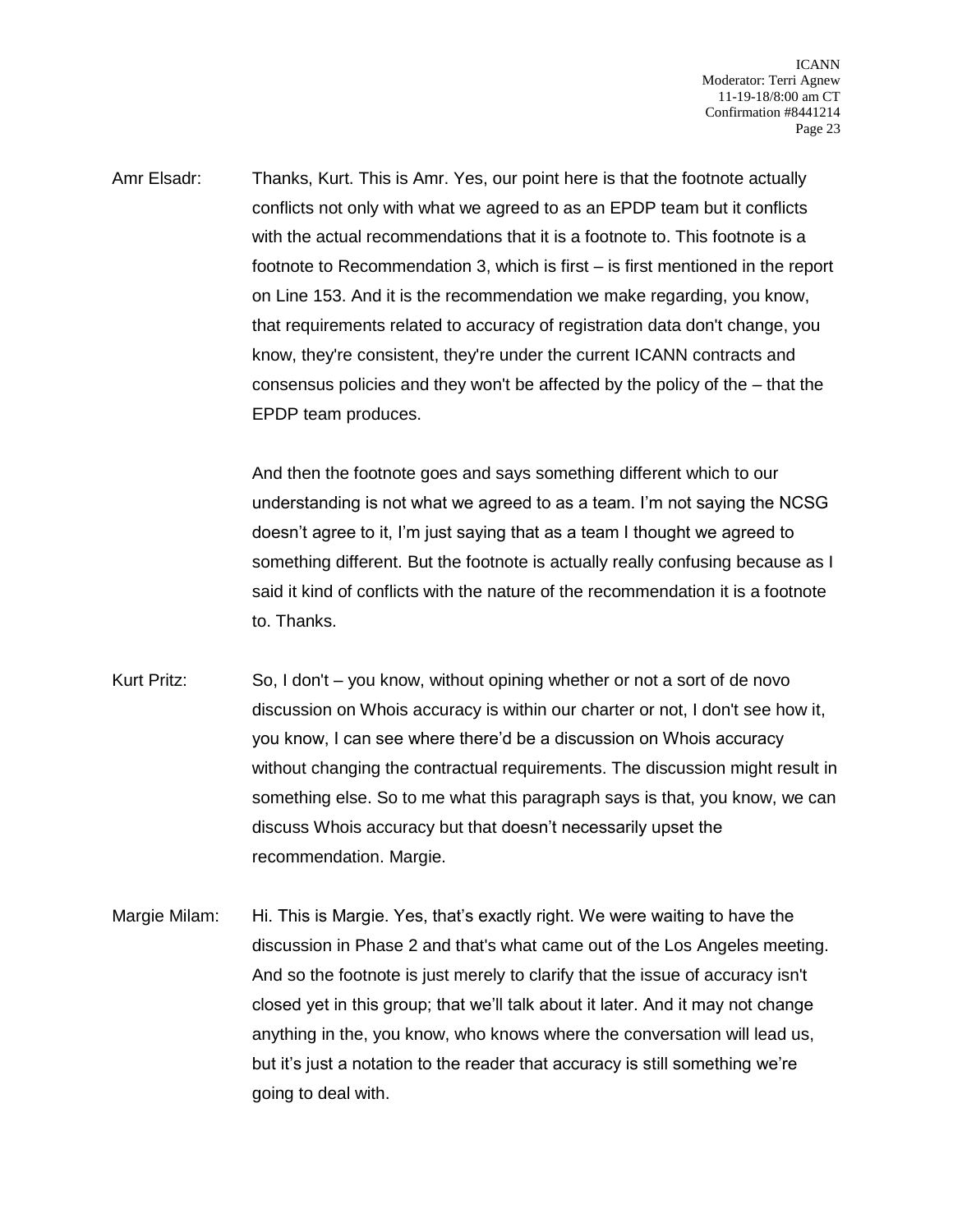Amr Elsadr: Thanks, Kurt. This is Amr. Yes, our point here is that the footnote actually conflicts not only with what we agreed to as an EPDP team but it conflicts with the actual recommendations that it is a footnote to. This footnote is a footnote to Recommendation 3, which is first – is first mentioned in the report on Line 153. And it is the recommendation we make regarding, you know, that requirements related to accuracy of registration data don't change, you know, they're consistent, they're under the current ICANN contracts and consensus policies and they won't be affected by the policy of the – that the EPDP team produces.

And then the footnote goes and says something different which to our understanding is not what we agreed to as a team. I'm not saying the NCSG doesn't agree to it, I'm just saying that as a team I thought we agreed to something different. But the footnote is actually really confusing because as I said it kind of conflicts with the nature of the recommendation it is a footnote to. Thanks.

Kurt Pritz: So, I don't – you know, without opining whether or not a sort of de novo discussion on Whois accuracy is within our charter or not, I don't see how it, you know, I can see where there'd be a discussion on Whois accuracy without changing the contractual requirements. The discussion might result in something else. So to me what this paragraph says is that, you know, we can discuss Whois accuracy but that doesn't necessarily upset the recommendation. Margie.

Margie Milam: Hi. This is Margie. Yes, that's exactly right. We were waiting to have the discussion in Phase 2 and that's what came out of the Los Angeles meeting. And so the footnote is just merely to clarify that the issue of accuracy isn't closed yet in this group; that we'll talk about it later. And it may not change anything in the, you know, who knows where the conversation will lead us, but it's just a notation to the reader that accuracy is still something we're going to deal with.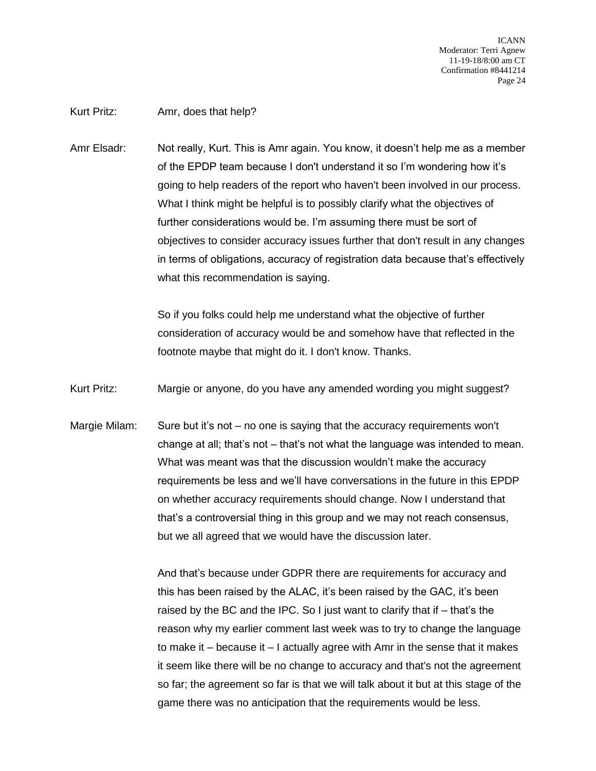Kurt Pritz: Amr, does that help?

Amr Elsadr: Not really, Kurt. This is Amr again. You know, it doesn't help me as a member of the EPDP team because I don't understand it so I'm wondering how it's going to help readers of the report who haven't been involved in our process. What I think might be helpful is to possibly clarify what the objectives of further considerations would be. I'm assuming there must be sort of objectives to consider accuracy issues further that don't result in any changes in terms of obligations, accuracy of registration data because that's effectively what this recommendation is saying.

So if you folks could help me understand what the objective of further consideration of accuracy would be and somehow have that reflected in the footnote maybe that might do it. I don't know. Thanks.

Kurt Pritz: Margie or anyone, do you have any amended wording you might suggest?

Margie Milam: Sure but it's not – no one is saying that the accuracy requirements won't change at all; that's not – that's not what the language was intended to mean. What was meant was that the discussion wouldn't make the accuracy requirements be less and we'll have conversations in the future in this EPDP on whether accuracy requirements should change. Now I understand that that's a controversial thing in this group and we may not reach consensus, but we all agreed that we would have the discussion later.

And that's because under GDPR there are requirements for accuracy and this has been raised by the ALAC, it's been raised by the GAC, it's been raised by the BC and the IPC. So I just want to clarify that if – that's the reason why my earlier comment last week was to try to change the language to make it – because it – I actually agree with Amr in the sense that it makes it seem like there will be no change to accuracy and that's not the agreement so far; the agreement so far is that we will talk about it but at this stage of the game there was no anticipation that the requirements would be less.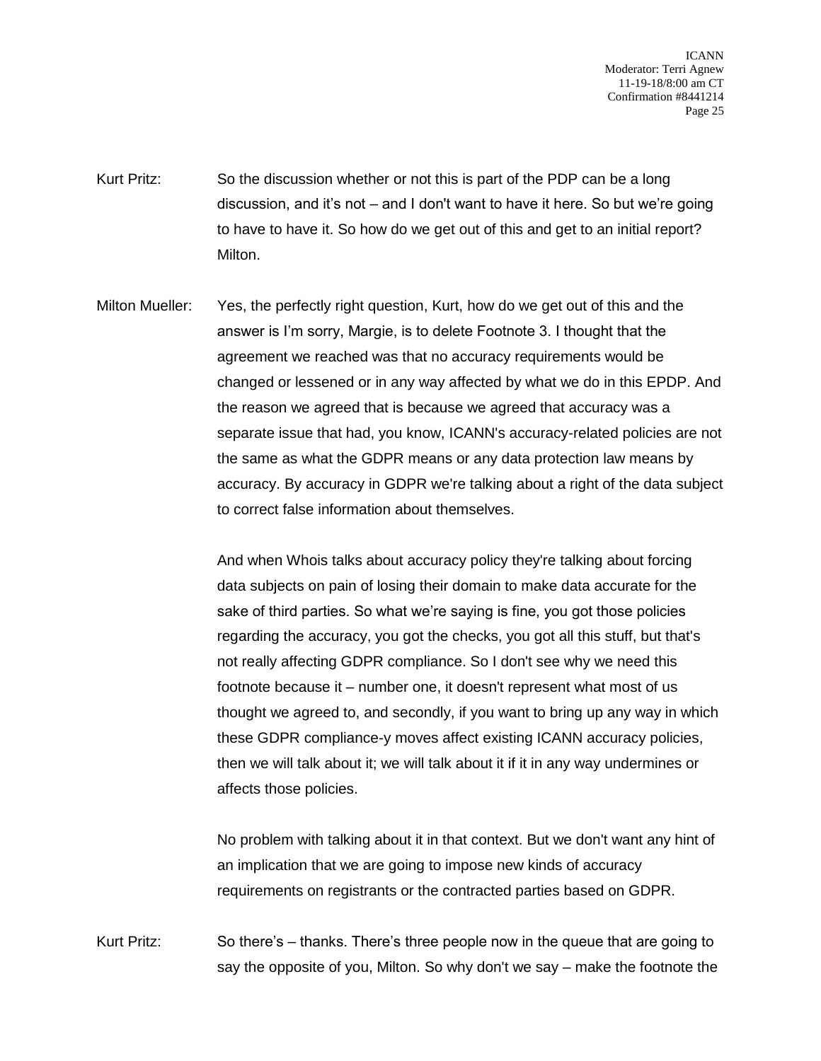Kurt Pritz: So the discussion whether or not this is part of the PDP can be a long discussion, and it's not – and I don't want to have it here. So but we're going to have to have it. So how do we get out of this and get to an initial report? Milton.

Milton Mueller: Yes, the perfectly right question, Kurt, how do we get out of this and the answer is I'm sorry, Margie, is to delete Footnote 3. I thought that the agreement we reached was that no accuracy requirements would be changed or lessened or in any way affected by what we do in this EPDP. And the reason we agreed that is because we agreed that accuracy was a separate issue that had, you know, ICANN's accuracy-related policies are not the same as what the GDPR means or any data protection law means by accuracy. By accuracy in GDPR we're talking about a right of the data subject to correct false information about themselves.

And when Whois talks about accuracy policy they're talking about forcing data subjects on pain of losing their domain to make data accurate for the sake of third parties. So what we're saying is fine, you got those policies regarding the accuracy, you got the checks, you got all this stuff, but that's not really affecting GDPR compliance. So I don't see why we need this footnote because it – number one, it doesn't represent what most of us thought we agreed to, and secondly, if you want to bring up any way in which these GDPR compliance-y moves affect existing ICANN accuracy policies, then we will talk about it; we will talk about it if it in any way undermines or affects those policies.

No problem with talking about it in that context. But we don't want any hint of an implication that we are going to impose new kinds of accuracy requirements on registrants or the contracted parties based on GDPR.

Kurt Pritz: So there's – thanks. There's three people now in the queue that are going to say the opposite of you, Milton. So why don't we say – make the footnote the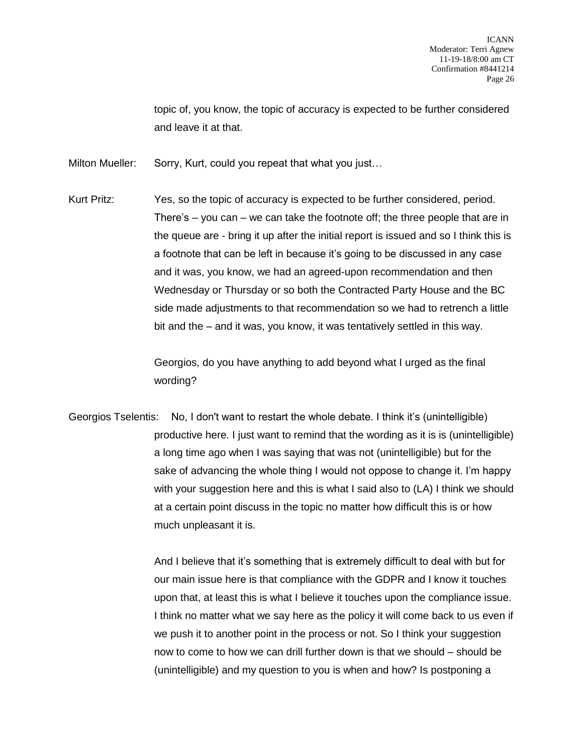topic of, you know, the topic of accuracy is expected to be further considered and leave it at that.

Milton Mueller: Sorry, Kurt, could you repeat that what you just…

Kurt Pritz: Yes, so the topic of accuracy is expected to be further considered, period. There's – you can – we can take the footnote off; the three people that are in the queue are - bring it up after the initial report is issued and so I think this is a footnote that can be left in because it's going to be discussed in any case and it was, you know, we had an agreed-upon recommendation and then Wednesday or Thursday or so both the Contracted Party House and the BC side made adjustments to that recommendation so we had to retrench a little bit and the – and it was, you know, it was tentatively settled in this way.

Georgios, do you have anything to add beyond what I urged as the final wording?

Georgios Tselentis: No, I don't want to restart the whole debate. I think it's (unintelligible) productive here. I just want to remind that the wording as it is is (unintelligible) a long time ago when I was saying that was not (unintelligible) but for the sake of advancing the whole thing I would not oppose to change it. I'm happy with your suggestion here and this is what I said also to (LA) I think we should at a certain point discuss in the topic no matter how difficult this is or how much unpleasant it is.

And I believe that it's something that is extremely difficult to deal with but for our main issue here is that compliance with the GDPR and I know it touches upon that, at least this is what I believe it touches upon the compliance issue. I think no matter what we say here as the policy it will come back to us even if we push it to another point in the process or not. So I think your suggestion now to come to how we can drill further down is that we should – should be (unintelligible) and my question to you is when and how? Is postponing a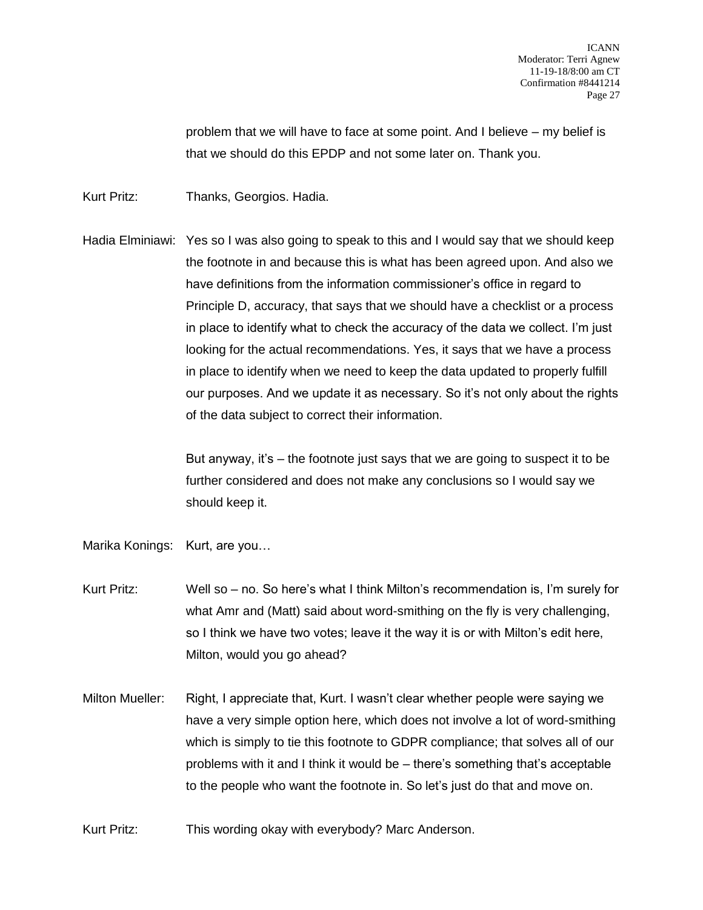problem that we will have to face at some point. And I believe – my belief is that we should do this EPDP and not some later on. Thank you.

Kurt Pritz: Thanks, Georgios. Hadia.

Hadia Elminiawi: Yes so I was also going to speak to this and I would say that we should keep the footnote in and because this is what has been agreed upon. And also we have definitions from the information commissioner's office in regard to Principle D, accuracy, that says that we should have a checklist or a process in place to identify what to check the accuracy of the data we collect. I'm just looking for the actual recommendations. Yes, it says that we have a process in place to identify when we need to keep the data updated to properly fulfill our purposes. And we update it as necessary. So it's not only about the rights of the data subject to correct their information.

But anyway, it's – the footnote just says that we are going to suspect it to be further considered and does not make any conclusions so I would say we should keep it.

Marika Konings: Kurt, are you…

Kurt Pritz: Well so – no. So here's what I think Milton's recommendation is, I'm surely for what Amr and (Matt) said about word-smithing on the fly is very challenging, so I think we have two votes; leave it the way it is or with Milton's edit here, Milton, would you go ahead?

Milton Mueller: Right, I appreciate that, Kurt. I wasn't clear whether people were saying we have a very simple option here, which does not involve a lot of word-smithing which is simply to tie this footnote to GDPR compliance; that solves all of our problems with it and I think it would be – there's something that's acceptable to the people who want the footnote in. So let's just do that and move on.

Kurt Pritz: This wording okay with everybody? Marc Anderson.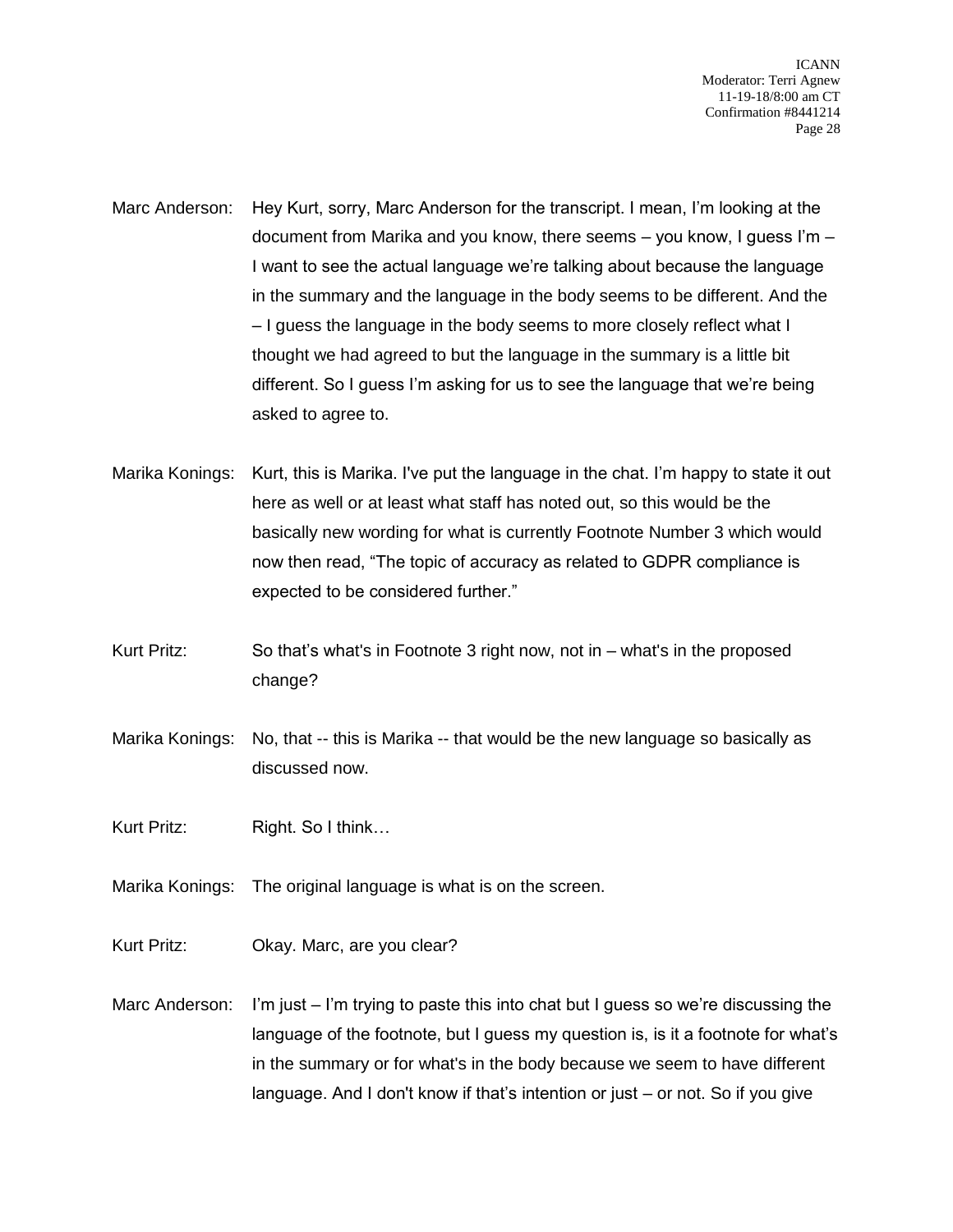Marc Anderson: Hey Kurt, sorry, Marc Anderson for the transcript. I mean, I'm looking at the document from Marika and you know, there seems – you know, I guess I'm – I want to see the actual language we're talking about because the language in the summary and the language in the body seems to be different. And the – I guess the language in the body seems to more closely reflect what I thought we had agreed to but the language in the summary is a little bit different. So I guess I'm asking for us to see the language that we're being asked to agree to.

Marika Konings: Kurt, this is Marika. I've put the language in the chat. I'm happy to state it out here as well or at least what staff has noted out, so this would be the basically new wording for what is currently Footnote Number 3 which would now then read, "The topic of accuracy as related to GDPR compliance is expected to be considered further."

Kurt Pritz: So that's what's in Footnote 3 right now, not in – what's in the proposed change?

Marika Konings: No, that -- this is Marika -- that would be the new language so basically as discussed now.

Kurt Pritz: Right. So I think…

Marika Konings: The original language is what is on the screen.

Kurt Pritz: Okay. Marc, are you clear?

Marc Anderson: I'm just – I'm trying to paste this into chat but I guess so we're discussing the language of the footnote, but I guess my question is, is it a footnote for what's in the summary or for what's in the body because we seem to have different language. And I don't know if that's intention or just – or not. So if you give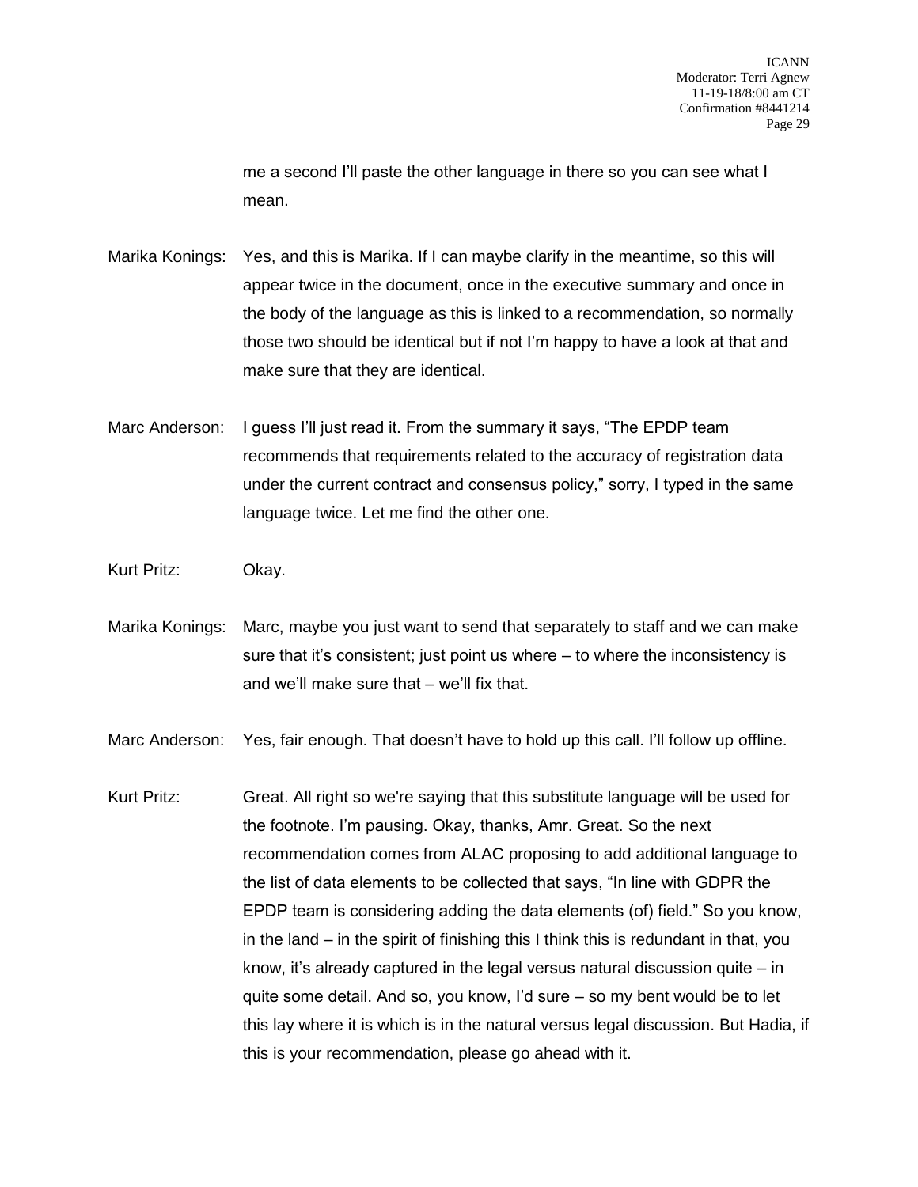me a second I'll paste the other language in there so you can see what I mean.

Marika Konings: Yes, and this is Marika. If I can maybe clarify in the meantime, so this will appear twice in the document, once in the executive summary and once in the body of the language as this is linked to a recommendation, so normally those two should be identical but if not I'm happy to have a look at that and make sure that they are identical.

Marc Anderson: I guess I'll just read it. From the summary it says, "The EPDP team recommends that requirements related to the accuracy of registration data under the current contract and consensus policy," sorry, I typed in the same language twice. Let me find the other one.

Kurt Pritz: Okay.

Marika Konings: Marc, maybe you just want to send that separately to staff and we can make sure that it's consistent; just point us where – to where the inconsistency is and we'll make sure that – we'll fix that.

Marc Anderson: Yes, fair enough. That doesn't have to hold up this call. I'll follow up offline.

Kurt Pritz: Great. All right so we're saying that this substitute language will be used for the footnote. I'm pausing. Okay, thanks, Amr. Great. So the next recommendation comes from ALAC proposing to add additional language to the list of data elements to be collected that says, "In line with GDPR the EPDP team is considering adding the data elements (of) field." So you know, in the land – in the spirit of finishing this I think this is redundant in that, you know, it's already captured in the legal versus natural discussion quite – in quite some detail. And so, you know, I'd sure – so my bent would be to let this lay where it is which is in the natural versus legal discussion. But Hadia, if this is your recommendation, please go ahead with it.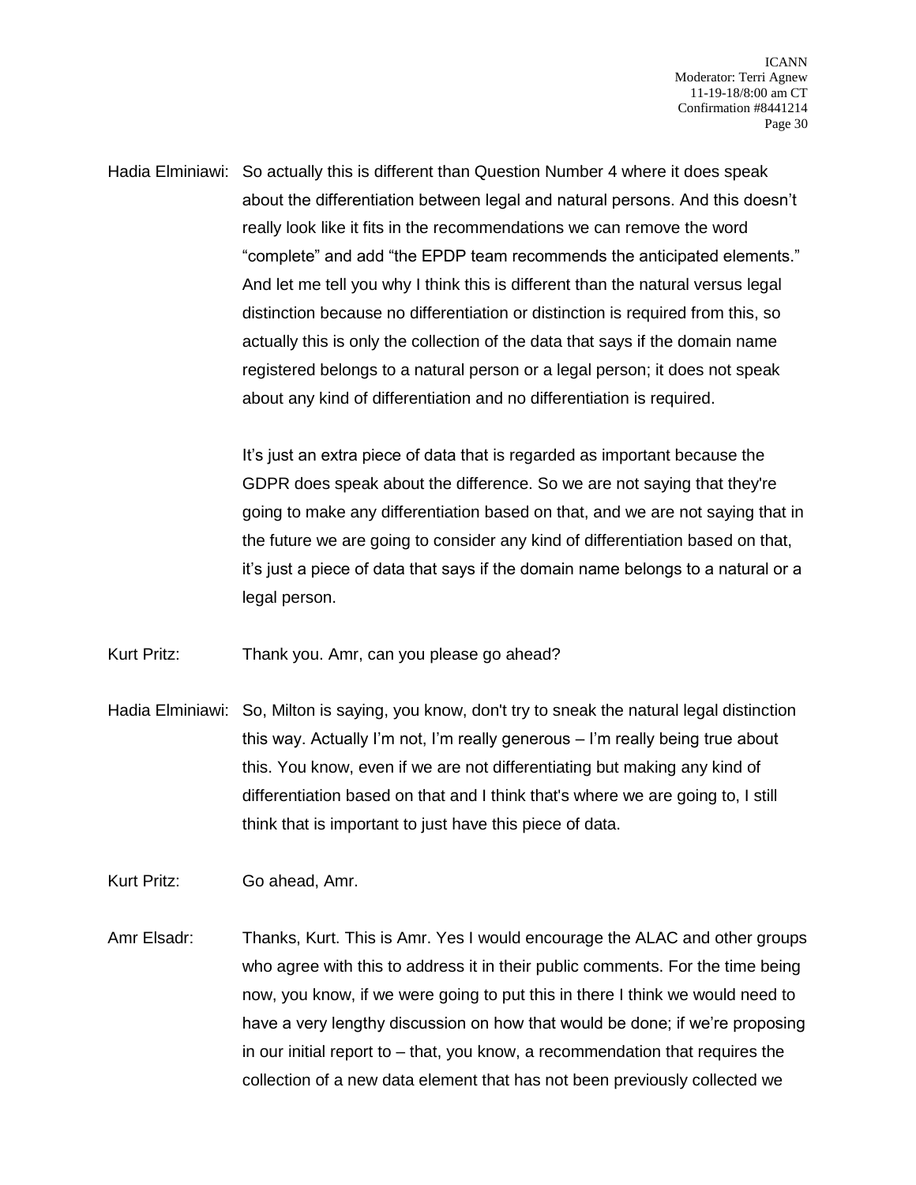Hadia Elminiawi: So actually this is different than Question Number 4 where it does speak about the differentiation between legal and natural persons. And this doesn't really look like it fits in the recommendations we can remove the word "complete" and add "the EPDP team recommends the anticipated elements." And let me tell you why I think this is different than the natural versus legal distinction because no differentiation or distinction is required from this, so actually this is only the collection of the data that says if the domain name registered belongs to a natural person or a legal person; it does not speak about any kind of differentiation and no differentiation is required.

It's just an extra piece of data that is regarded as important because the GDPR does speak about the difference. So we are not saying that they're going to make any differentiation based on that, and we are not saying that in the future we are going to consider any kind of differentiation based on that, it's just a piece of data that says if the domain name belongs to a natural or a legal person.

Kurt Pritz: Thank you. Amr, can you please go ahead?

Hadia Elminiawi: So, Milton is saying, you know, don't try to sneak the natural legal distinction this way. Actually I'm not, I'm really generous – I'm really being true about this. You know, even if we are not differentiating but making any kind of differentiation based on that and I think that's where we are going to, I still think that is important to just have this piece of data.

Kurt Pritz: Go ahead, Amr.

Amr Elsadr: Thanks, Kurt. This is Amr. Yes I would encourage the ALAC and other groups who agree with this to address it in their public comments. For the time being now, you know, if we were going to put this in there I think we would need to have a very lengthy discussion on how that would be done; if we're proposing in our initial report to – that, you know, a recommendation that requires the collection of a new data element that has not been previously collected we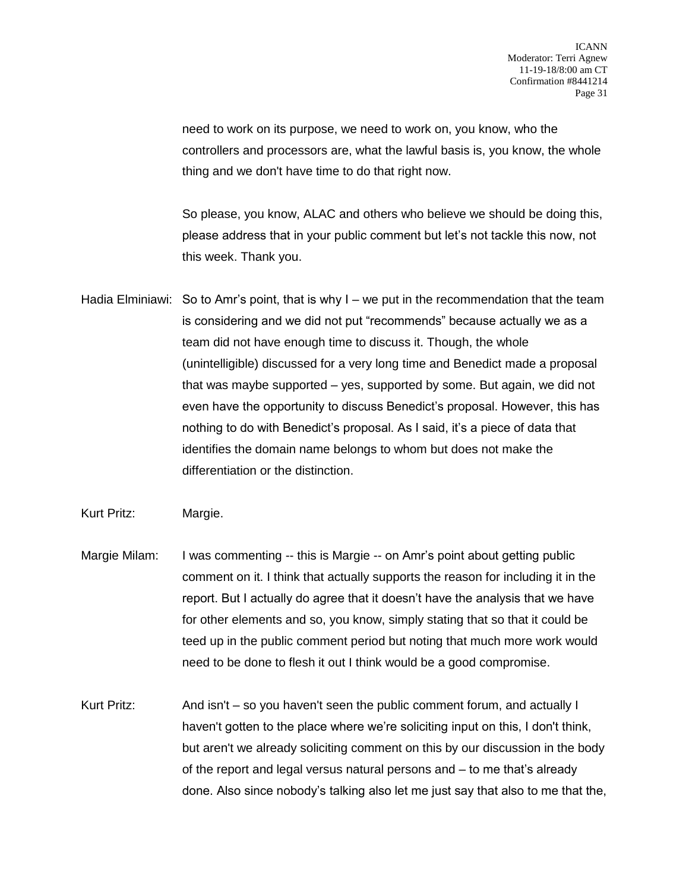need to work on its purpose, we need to work on, you know, who the controllers and processors are, what the lawful basis is, you know, the whole thing and we don't have time to do that right now.

So please, you know, ALAC and others who believe we should be doing this, please address that in your public comment but let's not tackle this now, not this week. Thank you.

Hadia Elminiawi: So to Amr's point, that is why I – we put in the recommendation that the team is considering and we did not put "recommends" because actually we as a team did not have enough time to discuss it. Though, the whole (unintelligible) discussed for a very long time and Benedict made a proposal that was maybe supported – yes, supported by some. But again, we did not even have the opportunity to discuss Benedict's proposal. However, this has nothing to do with Benedict's proposal. As I said, it's a piece of data that identifies the domain name belongs to whom but does not make the differentiation or the distinction.

Kurt Pritz: Margie.

Margie Milam: I was commenting -- this is Margie -- on Amr's point about getting public comment on it. I think that actually supports the reason for including it in the report. But I actually do agree that it doesn't have the analysis that we have for other elements and so, you know, simply stating that so that it could be teed up in the public comment period but noting that much more work would need to be done to flesh it out I think would be a good compromise.

Kurt Pritz: And isn't – so you haven't seen the public comment forum, and actually I haven't gotten to the place where we're soliciting input on this, I don't think, but aren't we already soliciting comment on this by our discussion in the body of the report and legal versus natural persons and – to me that's already done. Also since nobody's talking also let me just say that also to me that the,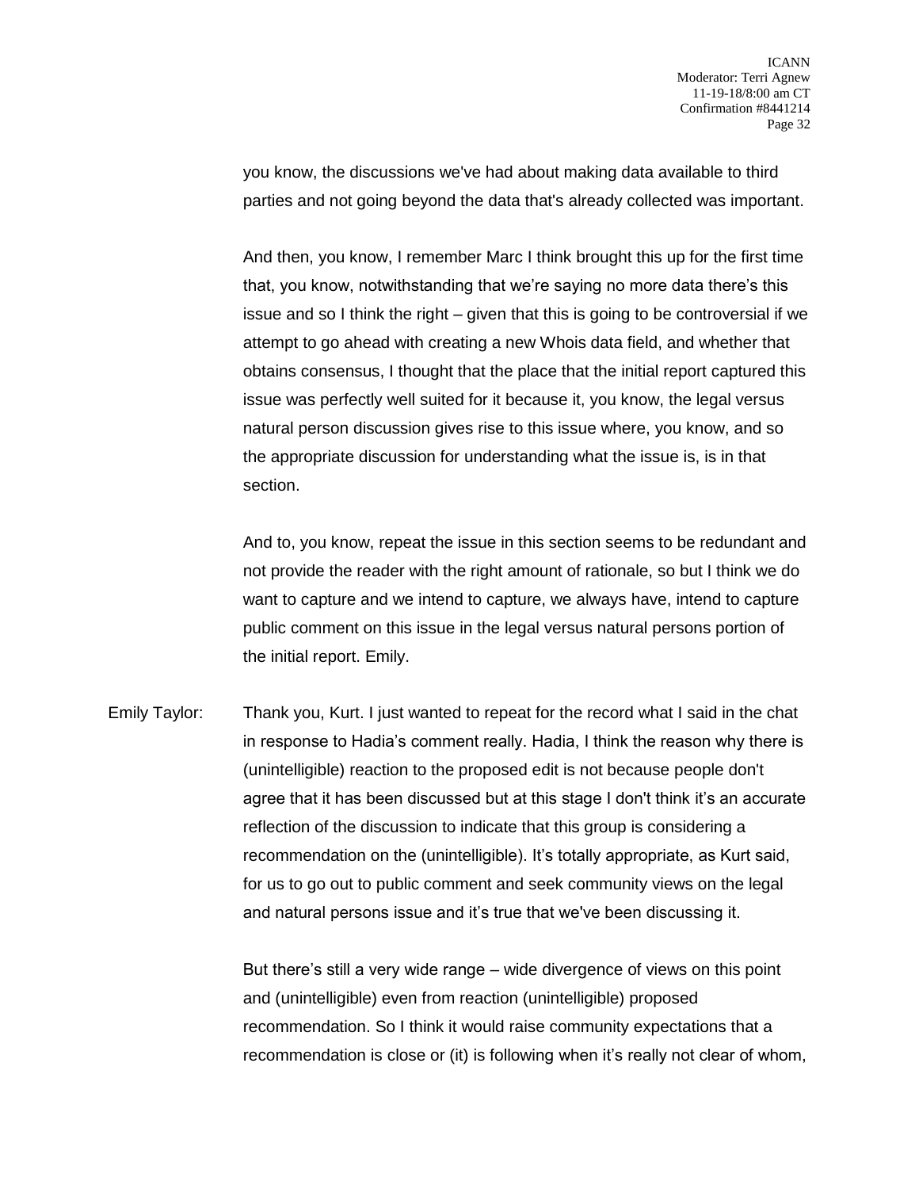you know, the discussions we've had about making data available to third parties and not going beyond the data that's already collected was important.

And then, you know, I remember Marc I think brought this up for the first time that, you know, notwithstanding that we're saying no more data there's this issue and so I think the right – given that this is going to be controversial if we attempt to go ahead with creating a new Whois data field, and whether that obtains consensus, I thought that the place that the initial report captured this issue was perfectly well suited for it because it, you know, the legal versus natural person discussion gives rise to this issue where, you know, and so the appropriate discussion for understanding what the issue is, is in that section.

And to, you know, repeat the issue in this section seems to be redundant and not provide the reader with the right amount of rationale, so but I think we do want to capture and we intend to capture, we always have, intend to capture public comment on this issue in the legal versus natural persons portion of the initial report. Emily.

Emily Taylor: Thank you, Kurt. I just wanted to repeat for the record what I said in the chat in response to Hadia's comment really. Hadia, I think the reason why there is (unintelligible) reaction to the proposed edit is not because people don't agree that it has been discussed but at this stage I don't think it's an accurate reflection of the discussion to indicate that this group is considering a recommendation on the (unintelligible). It's totally appropriate, as Kurt said, for us to go out to public comment and seek community views on the legal and natural persons issue and it's true that we've been discussing it.

But there's still a very wide range – wide divergence of views on this point and (unintelligible) even from reaction (unintelligible) proposed recommendation. So I think it would raise community expectations that a recommendation is close or (it) is following when it's really not clear of whom,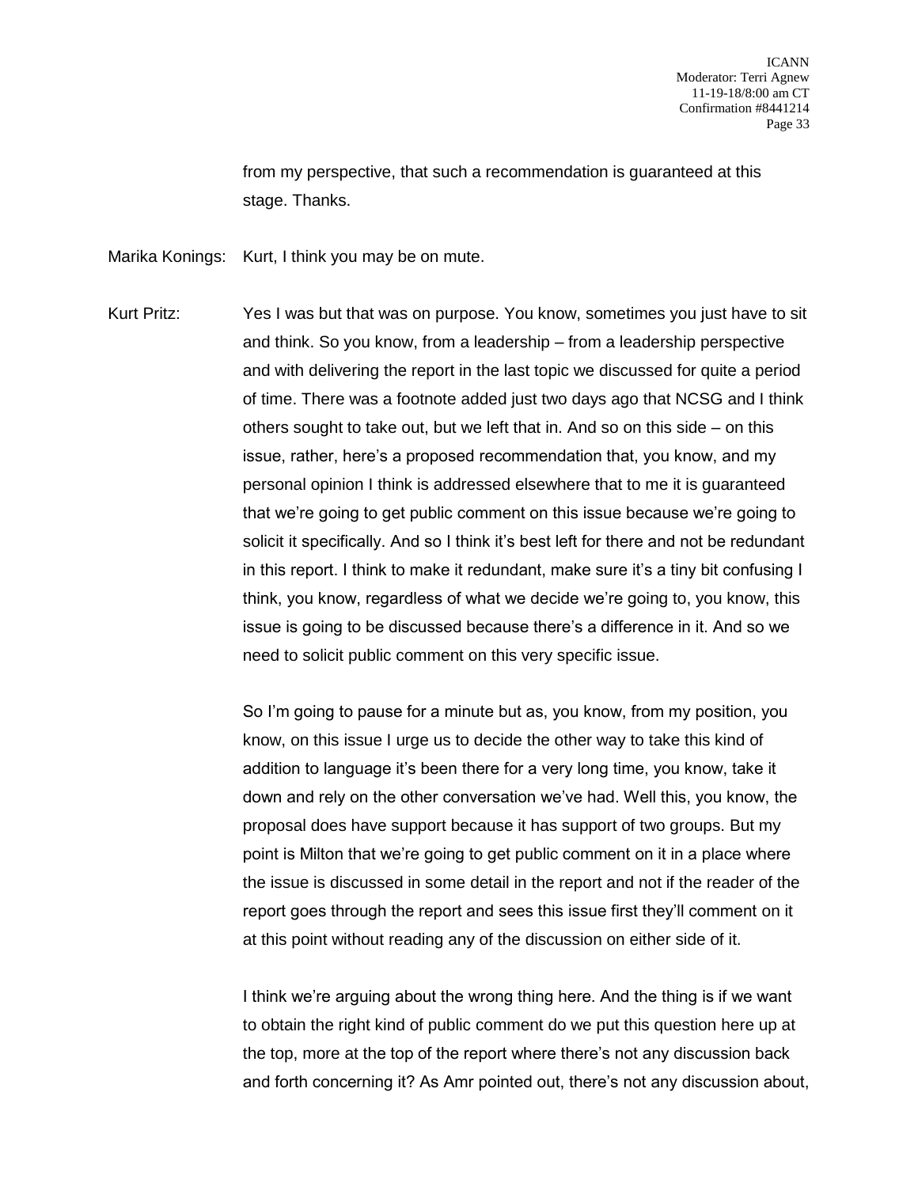from my perspective, that such a recommendation is guaranteed at this stage. Thanks.

Marika Konings: Kurt, I think you may be on mute.

Kurt Pritz: Yes I was but that was on purpose. You know, sometimes you just have to sit and think. So you know, from a leadership – from a leadership perspective and with delivering the report in the last topic we discussed for quite a period of time. There was a footnote added just two days ago that NCSG and I think others sought to take out, but we left that in. And so on this side – on this issue, rather, here's a proposed recommendation that, you know, and my personal opinion I think is addressed elsewhere that to me it is guaranteed that we're going to get public comment on this issue because we're going to solicit it specifically. And so I think it's best left for there and not be redundant in this report. I think to make it redundant, make sure it's a tiny bit confusing I think, you know, regardless of what we decide we're going to, you know, this issue is going to be discussed because there's a difference in it. And so we need to solicit public comment on this very specific issue.

So I'm going to pause for a minute but as, you know, from my position, you know, on this issue I urge us to decide the other way to take this kind of addition to language it's been there for a very long time, you know, take it down and rely on the other conversation we've had. Well this, you know, the proposal does have support because it has support of two groups. But my point is Milton that we're going to get public comment on it in a place where the issue is discussed in some detail in the report and not if the reader of the report goes through the report and sees this issue first they'll comment on it at this point without reading any of the discussion on either side of it.

I think we're arguing about the wrong thing here. And the thing is if we want to obtain the right kind of public comment do we put this question here up at the top, more at the top of the report where there's not any discussion back and forth concerning it? As Amr pointed out, there's not any discussion about,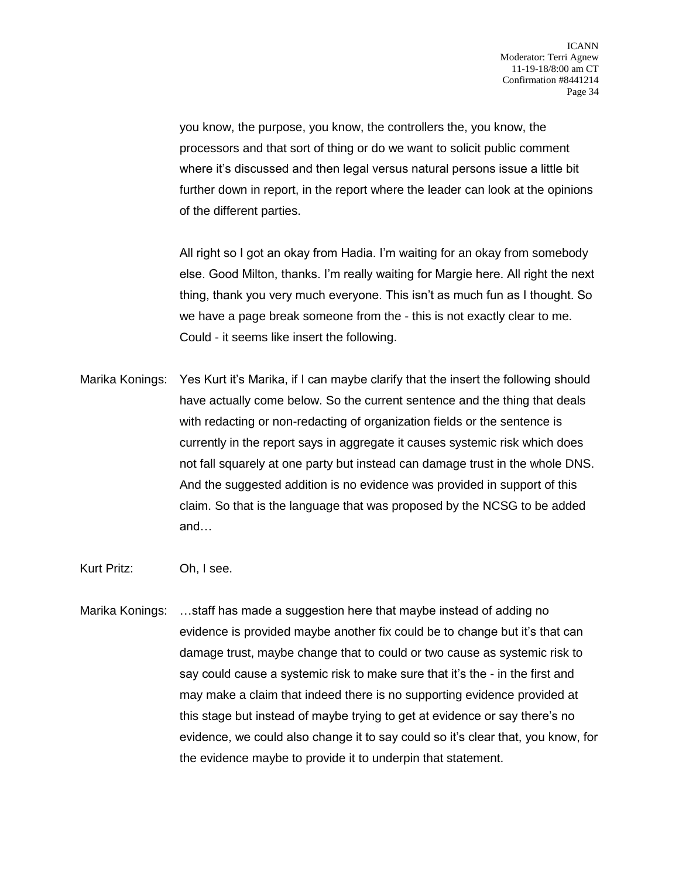you know, the purpose, you know, the controllers the, you know, the processors and that sort of thing or do we want to solicit public comment where it's discussed and then legal versus natural persons issue a little bit further down in report, in the report where the leader can look at the opinions of the different parties.

All right so I got an okay from Hadia. I'm waiting for an okay from somebody else. Good Milton, thanks. I'm really waiting for Margie here. All right the next thing, thank you very much everyone. This isn't as much fun as I thought. So we have a page break someone from the - this is not exactly clear to me. Could - it seems like insert the following.

Marika Konings: Yes Kurt it's Marika, if I can maybe clarify that the insert the following should have actually come below. So the current sentence and the thing that deals with redacting or non-redacting of organization fields or the sentence is currently in the report says in aggregate it causes systemic risk which does not fall squarely at one party but instead can damage trust in the whole DNS. And the suggested addition is no evidence was provided in support of this claim. So that is the language that was proposed by the NCSG to be added and…

Kurt Pritz: Oh, I see.

Marika Konings: …staff has made a suggestion here that maybe instead of adding no evidence is provided maybe another fix could be to change but it's that can damage trust, maybe change that to could or two cause as systemic risk to say could cause a systemic risk to make sure that it's the - in the first and may make a claim that indeed there is no supporting evidence provided at this stage but instead of maybe trying to get at evidence or say there's no evidence, we could also change it to say could so it's clear that, you know, for the evidence maybe to provide it to underpin that statement.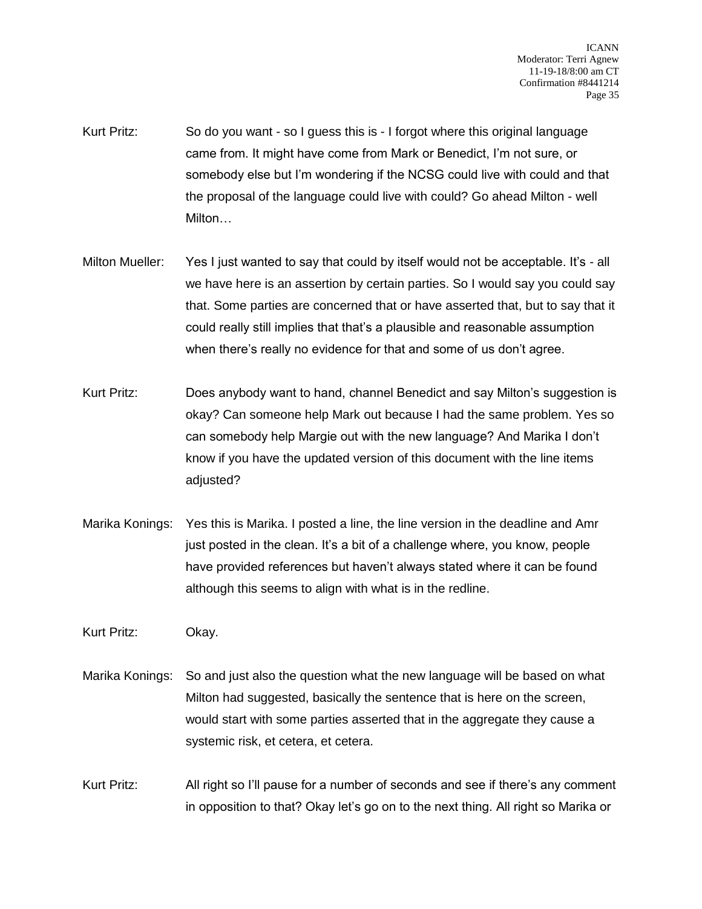Kurt Pritz: So do you want - so I guess this is - I forgot where this original language came from. It might have come from Mark or Benedict, I'm not sure, or somebody else but I'm wondering if the NCSG could live with could and that the proposal of the language could live with could? Go ahead Milton - well Milton…

Milton Mueller: Yes I just wanted to say that could by itself would not be acceptable. It's - all we have here is an assertion by certain parties. So I would say you could say that. Some parties are concerned that or have asserted that, but to say that it could really still implies that that's a plausible and reasonable assumption when there's really no evidence for that and some of us don't agree.

Kurt Pritz: Does anybody want to hand, channel Benedict and say Milton's suggestion is okay? Can someone help Mark out because I had the same problem. Yes so can somebody help Margie out with the new language? And Marika I don't know if you have the updated version of this document with the line items adjusted?

Marika Konings: Yes this is Marika. I posted a line, the line version in the deadline and Amr just posted in the clean. It's a bit of a challenge where, you know, people have provided references but haven't always stated where it can be found although this seems to align with what is in the redline.

Kurt Pritz: Okay.

Marika Konings: So and just also the question what the new language will be based on what Milton had suggested, basically the sentence that is here on the screen, would start with some parties asserted that in the aggregate they cause a systemic risk, et cetera, et cetera.

Kurt Pritz: All right so I'll pause for a number of seconds and see if there's any comment in opposition to that? Okay let's go on to the next thing. All right so Marika or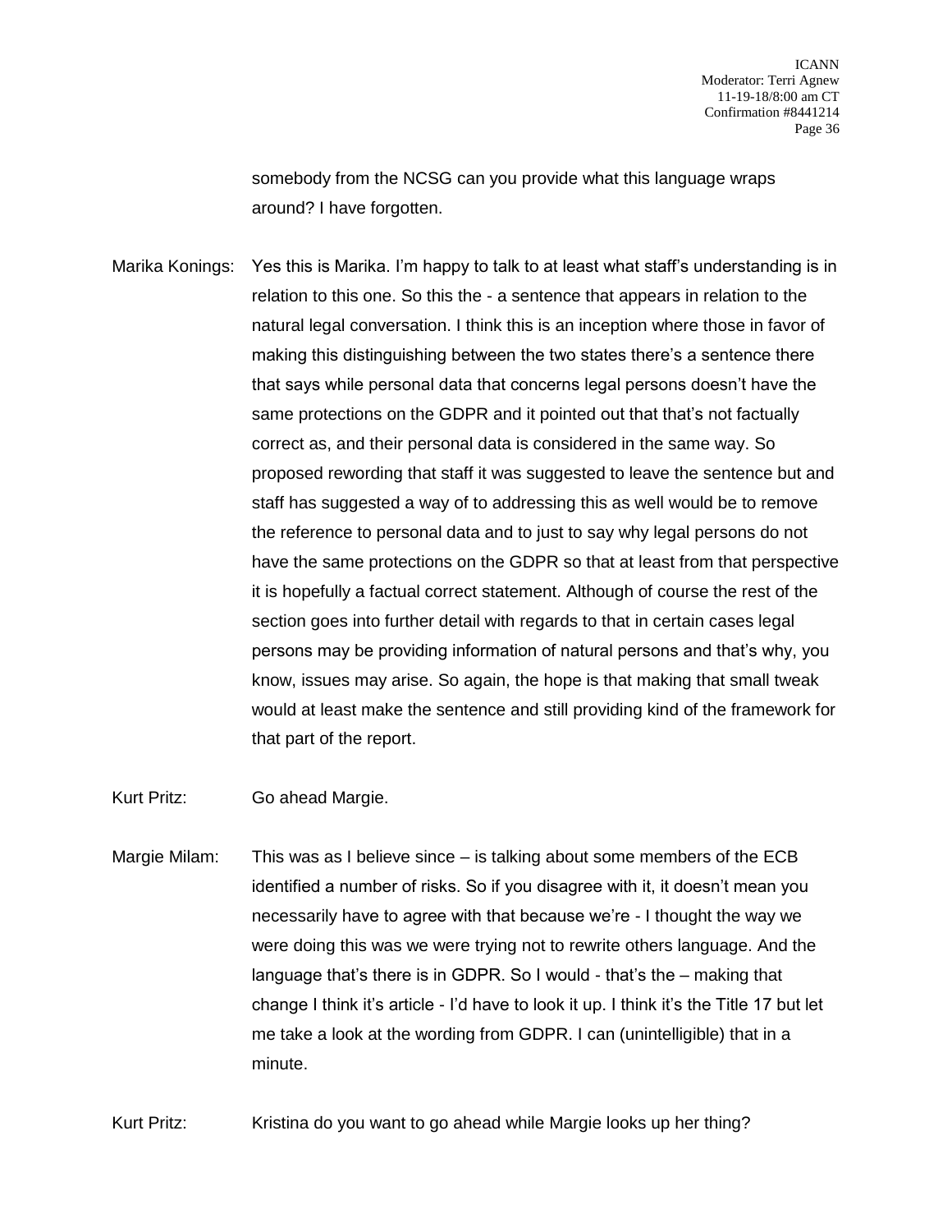somebody from the NCSG can you provide what this language wraps around? I have forgotten.

Marika Konings: Yes this is Marika. I'm happy to talk to at least what staff's understanding is in relation to this one. So this the - a sentence that appears in relation to the natural legal conversation. I think this is an inception where those in favor of making this distinguishing between the two states there's a sentence there that says while personal data that concerns legal persons doesn't have the same protections on the GDPR and it pointed out that that's not factually correct as, and their personal data is considered in the same way. So proposed rewording that staff it was suggested to leave the sentence but and staff has suggested a way of to addressing this as well would be to remove the reference to personal data and to just to say why legal persons do not have the same protections on the GDPR so that at least from that perspective it is hopefully a factual correct statement. Although of course the rest of the section goes into further detail with regards to that in certain cases legal persons may be providing information of natural persons and that's why, you know, issues may arise. So again, the hope is that making that small tweak would at least make the sentence and still providing kind of the framework for that part of the report.

Kurt Pritz: Go ahead Margie.

Margie Milam: This was as I believe since – is talking about some members of the ECB identified a number of risks. So if you disagree with it, it doesn't mean you necessarily have to agree with that because we're - I thought the way we were doing this was we were trying not to rewrite others language. And the language that's there is in GDPR. So I would - that's the – making that change I think it's article - I'd have to look it up. I think it's the Title 17 but let me take a look at the wording from GDPR. I can (unintelligible) that in a minute.

Kurt Pritz: Kristina do you want to go ahead while Margie looks up her thing?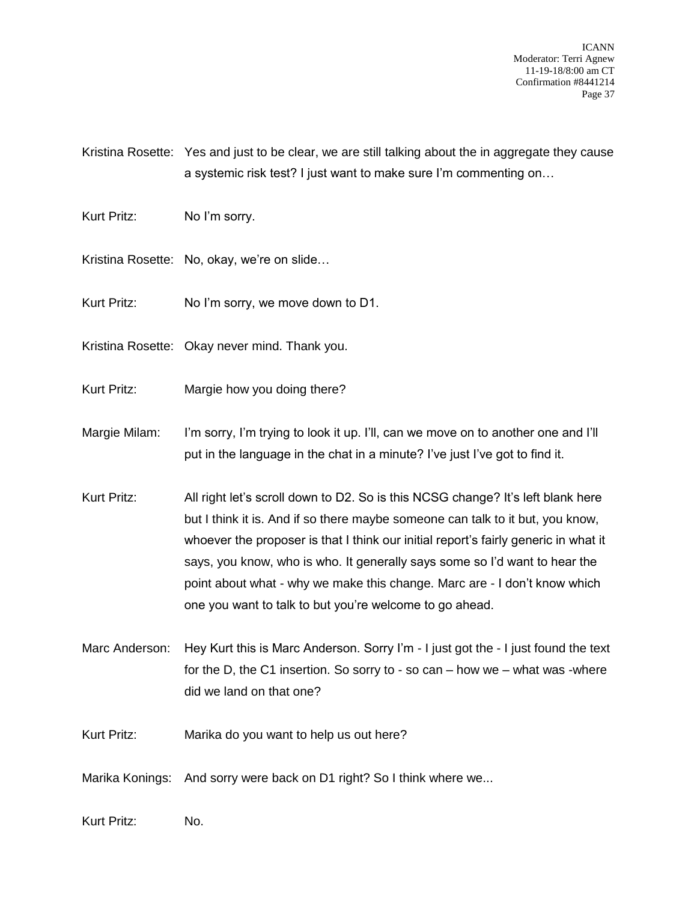Kristina Rosette: Yes and just to be clear, we are still talking about the in aggregate they cause a systemic risk test? I just want to make sure I'm commenting on…

Kurt Pritz: No I'm sorry.

Kristina Rosette: No, okay, we're on slide…

Kurt Pritz: No I'm sorry, we move down to D1.

Kristina Rosette: Okay never mind. Thank you.

Kurt Pritz: Margie how you doing there?

Margie Milam: I'm sorry, I'm trying to look it up. I'll, can we move on to another one and I'll put in the language in the chat in a minute? I've just I've got to find it.

Kurt Pritz: All right let's scroll down to D2. So is this NCSG change? It's left blank here but I think it is. And if so there maybe someone can talk to it but, you know, whoever the proposer is that I think our initial report's fairly generic in what it says, you know, who is who. It generally says some so I'd want to hear the point about what - why we make this change. Marc are - I don't know which one you want to talk to but you're welcome to go ahead.

Marc Anderson: Hey Kurt this is Marc Anderson. Sorry I'm - I just got the - I just found the text for the D, the C1 insertion. So sorry to - so can – how we – what was -where did we land on that one?

Kurt Pritz: Marika do you want to help us out here?

Marika Konings: And sorry were back on D1 right? So I think where we...

Kurt Pritz: No.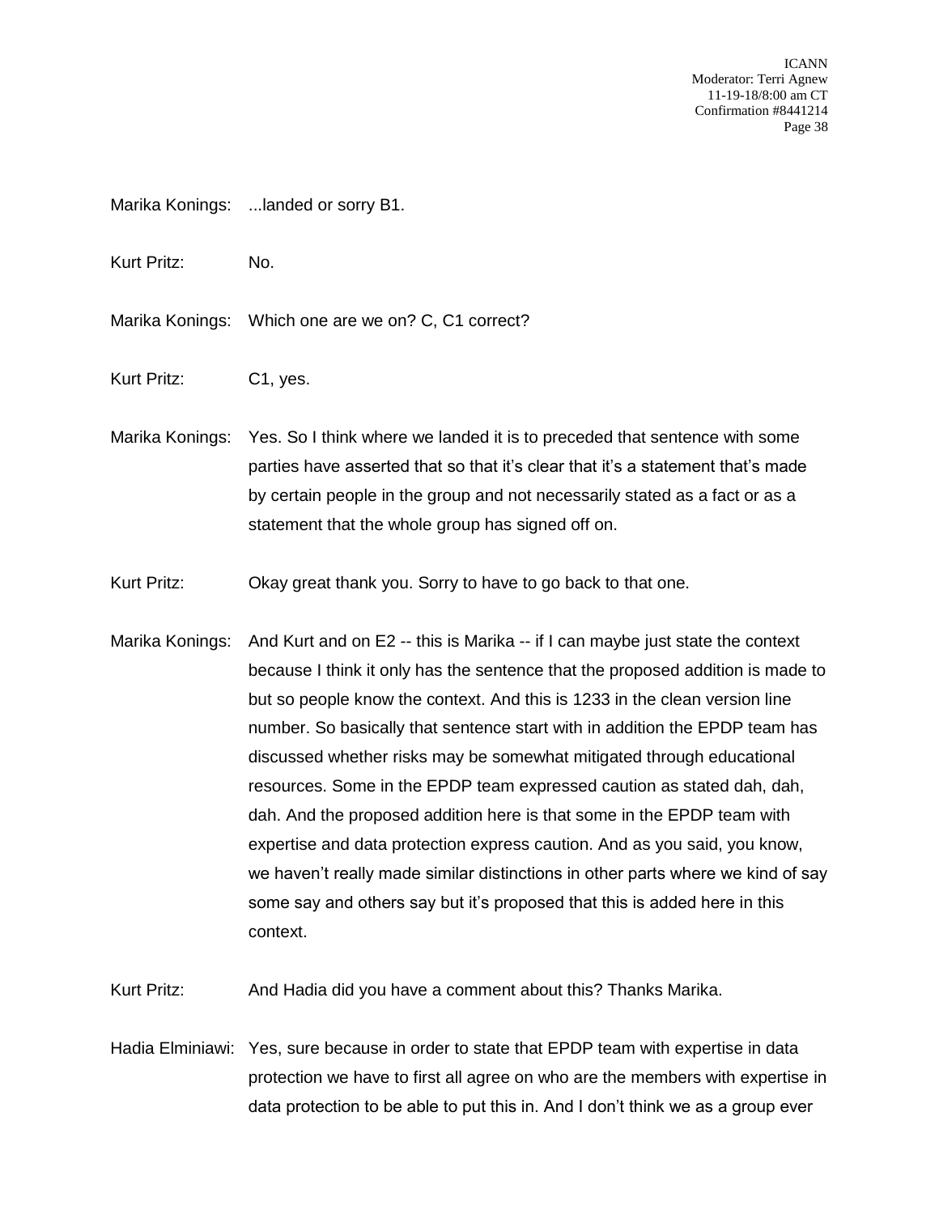Marika Konings: ...landed or sorry B1.

Kurt Pritz: No.

Marika Konings: Which one are we on? C, C1 correct?

Kurt Pritz: C1, yes.

Marika Konings: Yes. So I think where we landed it is to preceded that sentence with some parties have asserted that so that it's clear that it's a statement that's made by certain people in the group and not necessarily stated as a fact or as a statement that the whole group has signed off on.

Kurt Pritz: Okay great thank you. Sorry to have to go back to that one.

Marika Konings: And Kurt and on E2 -- this is Marika -- if I can maybe just state the context because I think it only has the sentence that the proposed addition is made to but so people know the context. And this is 1233 in the clean version line number. So basically that sentence start with in addition the EPDP team has discussed whether risks may be somewhat mitigated through educational resources. Some in the EPDP team expressed caution as stated dah, dah, dah. And the proposed addition here is that some in the EPDP team with expertise and data protection express caution. And as you said, you know, we haven't really made similar distinctions in other parts where we kind of say some say and others say but it's proposed that this is added here in this context.

Kurt Pritz: And Hadia did you have a comment about this? Thanks Marika.

Hadia Elminiawi: Yes, sure because in order to state that EPDP team with expertise in data protection we have to first all agree on who are the members with expertise in data protection to be able to put this in. And I don't think we as a group ever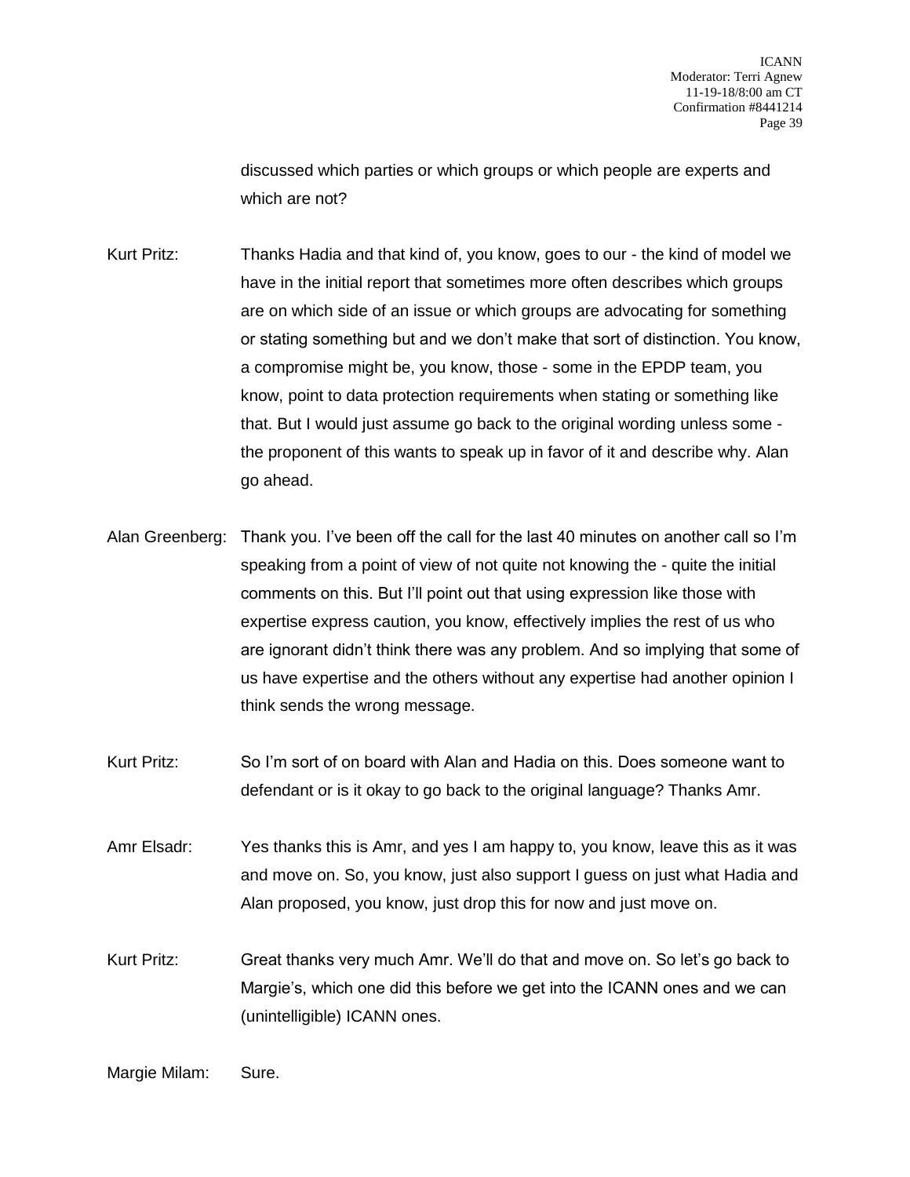discussed which parties or which groups or which people are experts and which are not?

Kurt Pritz: Thanks Hadia and that kind of, you know, goes to our - the kind of model we have in the initial report that sometimes more often describes which groups are on which side of an issue or which groups are advocating for something or stating something but and we don't make that sort of distinction. You know, a compromise might be, you know, those - some in the EPDP team, you know, point to data protection requirements when stating or something like that. But I would just assume go back to the original wording unless some - the proponent of this wants to speak up in favor of it and describe why. Alan go ahead.

Alan Greenberg: Thank you. I've been off the call for the last 40 minutes on another call so I'm speaking from a point of view of not quite not knowing the - quite the initial comments on this. But I'll point out that using expression like those with expertise express caution, you know, effectively implies the rest of us who are ignorant didn't think there was any problem. And so implying that some of us have expertise and the others without any expertise had another opinion I think sends the wrong message.

Kurt Pritz: So I'm sort of on board with Alan and Hadia on this. Does someone want to defendant or is it okay to go back to the original language? Thanks Amr.

Amr Elsadr: Yes thanks this is Amr, and yes I am happy to, you know, leave this as it was and move on. So, you know, just also support I guess on just what Hadia and Alan proposed, you know, just drop this for now and just move on.

Kurt Pritz: Great thanks very much Amr. We'll do that and move on. So let's go back to Margie's, which one did this before we get into the ICANN ones and we can (unintelligible) ICANN ones.

Margie Milam: Sure.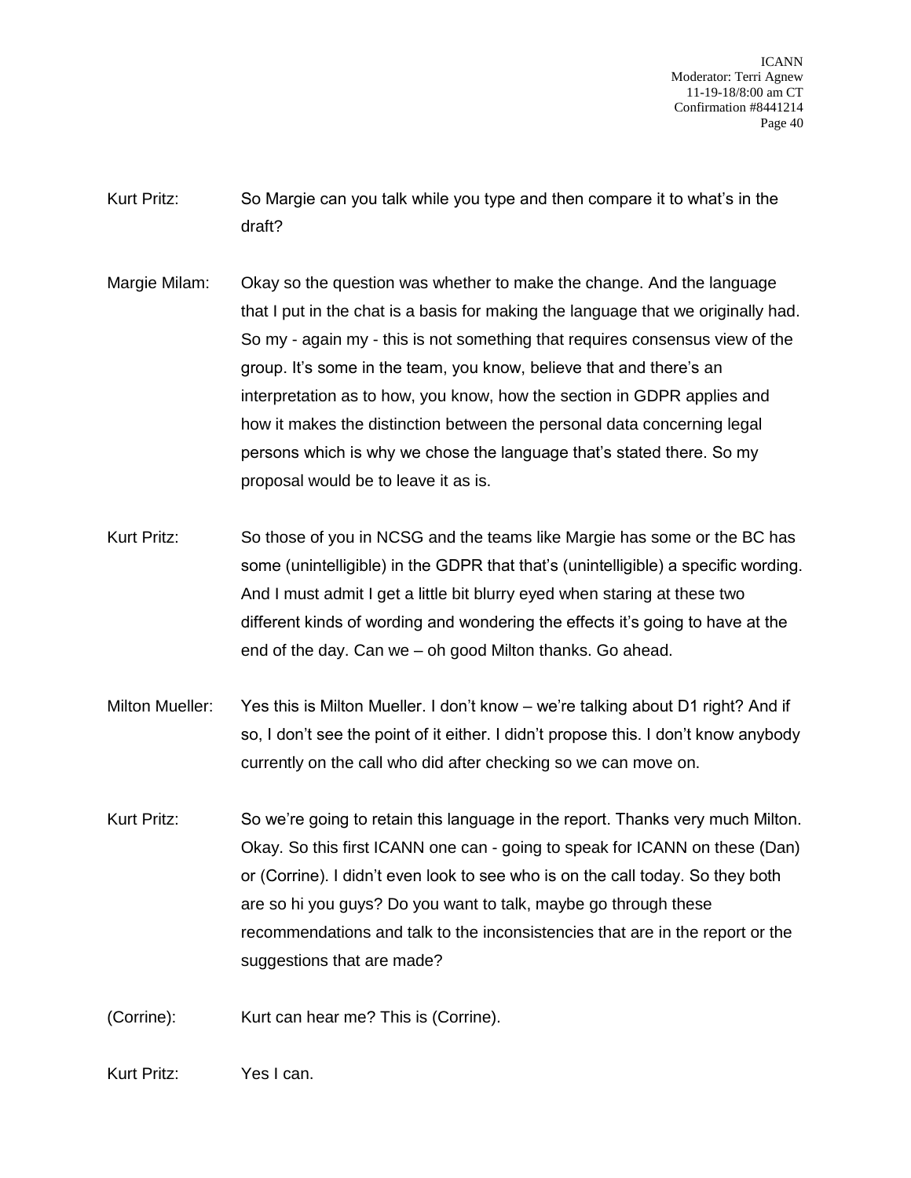Kurt Pritz: So Margie can you talk while you type and then compare it to what's in the draft?

Margie Milam: Okay so the question was whether to make the change. And the language that I put in the chat is a basis for making the language that we originally had. So my - again my - this is not something that requires consensus view of the group. It's some in the team, you know, believe that and there's an interpretation as to how, you know, how the section in GDPR applies and how it makes the distinction between the personal data concerning legal persons which is why we chose the language that's stated there. So my proposal would be to leave it as is.

Kurt Pritz: So those of you in NCSG and the teams like Margie has some or the BC has some (unintelligible) in the GDPR that that's (unintelligible) a specific wording. And I must admit I get a little bit blurry eyed when staring at these two different kinds of wording and wondering the effects it's going to have at the end of the day. Can we – oh good Milton thanks. Go ahead.

Milton Mueller: Yes this is Milton Mueller. I don't know – we're talking about D1 right? And if so, I don't see the point of it either. I didn't propose this. I don't know anybody currently on the call who did after checking so we can move on.

Kurt Pritz: So we're going to retain this language in the report. Thanks very much Milton. Okay. So this first ICANN one can - going to speak for ICANN on these (Dan) or (Corrine). I didn't even look to see who is on the call today. So they both are so hi you guys? Do you want to talk, maybe go through these recommendations and talk to the inconsistencies that are in the report or the suggestions that are made?

(Corrine): Kurt can hear me? This is (Corrine).

Kurt Pritz: Yes I can.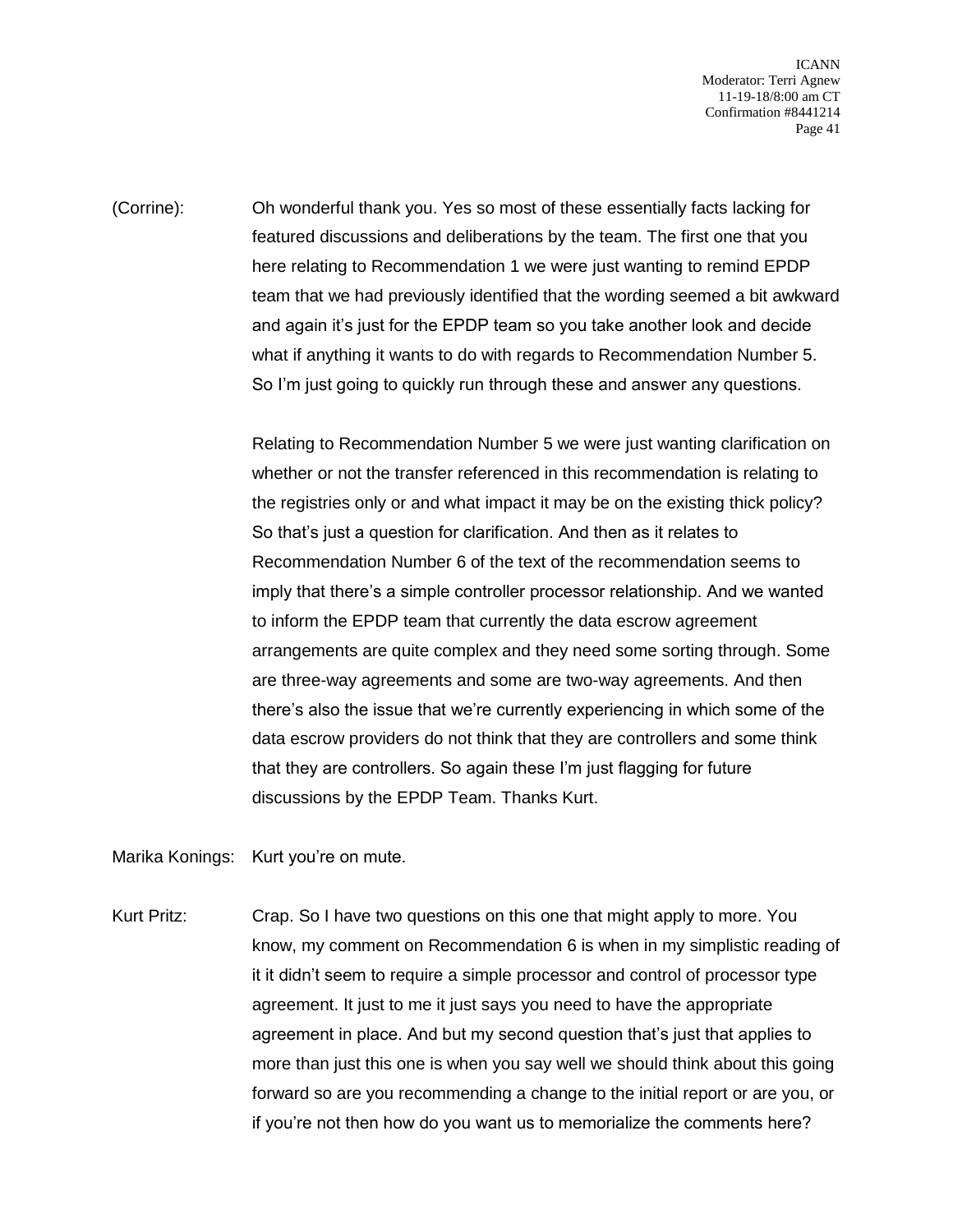(Corrine): Oh wonderful thank you. Yes so most of these essentially facts lacking for featured discussions and deliberations by the team. The first one that you here relating to Recommendation 1 we were just wanting to remind EPDP team that we had previously identified that the wording seemed a bit awkward and again it's just for the EPDP team so you take another look and decide what if anything it wants to do with regards to Recommendation Number 5. So I'm just going to quickly run through these and answer any questions.

Relating to Recommendation Number 5 we were just wanting clarification on whether or not the transfer referenced in this recommendation is relating to the registries only or and what impact it may be on the existing thick policy? So that's just a question for clarification. And then as it relates to Recommendation Number 6 of the text of the recommendation seems to imply that there's a simple controller processor relationship. And we wanted to inform the EPDP team that currently the data escrow agreement arrangements are quite complex and they need some sorting through. Some are three-way agreements and some are two-way agreements. And then there's also the issue that we're currently experiencing in which some of the data escrow providers do not think that they are controllers and some think that they are controllers. So again these I'm just flagging for future discussions by the EPDP Team. Thanks Kurt.

Marika Konings: Kurt you're on mute.

Kurt Pritz: Crap. So I have two questions on this one that might apply to more. You know, my comment on Recommendation 6 is when in my simplistic reading of it it didn't seem to require a simple processor and control of processor type agreement. It just to me it just says you need to have the appropriate agreement in place. And but my second question that's just that applies to more than just this one is when you say well we should think about this going forward so are you recommending a change to the initial report or are you, or if you're not then how do you want us to memorialize the comments here?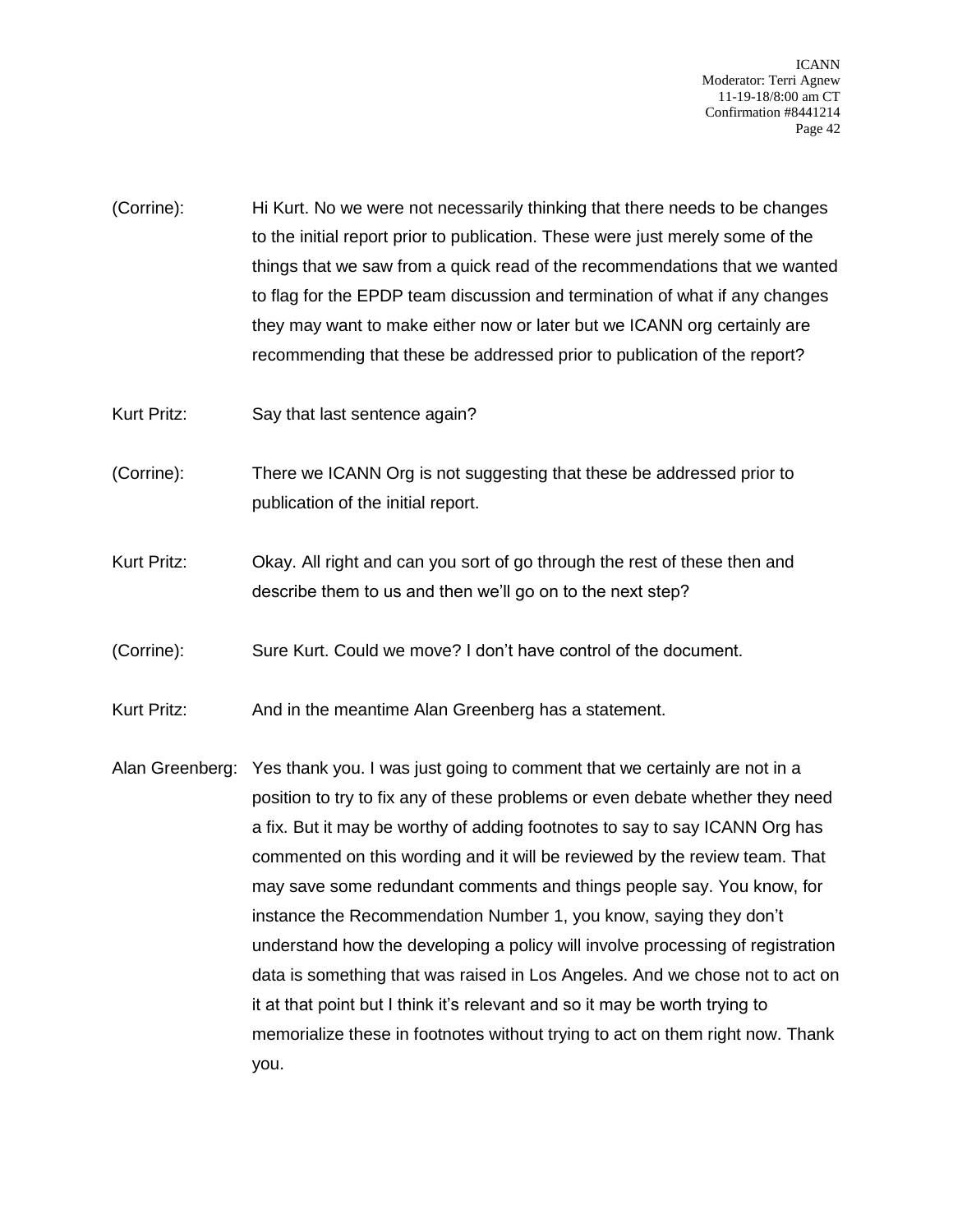(Corrine): Hi Kurt. No we were not necessarily thinking that there needs to be changes to the initial report prior to publication. These were just merely some of the things that we saw from a quick read of the recommendations that we wanted to flag for the EPDP team discussion and termination of what if any changes they may want to make either now or later but we ICANN org certainly are recommending that these be addressed prior to publication of the report?

Kurt Pritz: Say that last sentence again?

(Corrine): There we ICANN Org is not suggesting that these be addressed prior to publication of the initial report.

Kurt Pritz: Okay. All right and can you sort of go through the rest of these then and describe them to us and then we'll go on to the next step?

(Corrine): Sure Kurt. Could we move? I don't have control of the document.

Kurt Pritz: And in the meantime Alan Greenberg has a statement.

Alan Greenberg: Yes thank you. I was just going to comment that we certainly are not in a position to try to fix any of these problems or even debate whether they need a fix. But it may be worthy of adding footnotes to say to say ICANN Org has commented on this wording and it will be reviewed by the review team. That may save some redundant comments and things people say. You know, for instance the Recommendation Number 1, you know, saying they don't understand how the developing a policy will involve processing of registration data is something that was raised in Los Angeles. And we chose not to act on it at that point but I think it's relevant and so it may be worth trying to memorialize these in footnotes without trying to act on them right now. Thank you.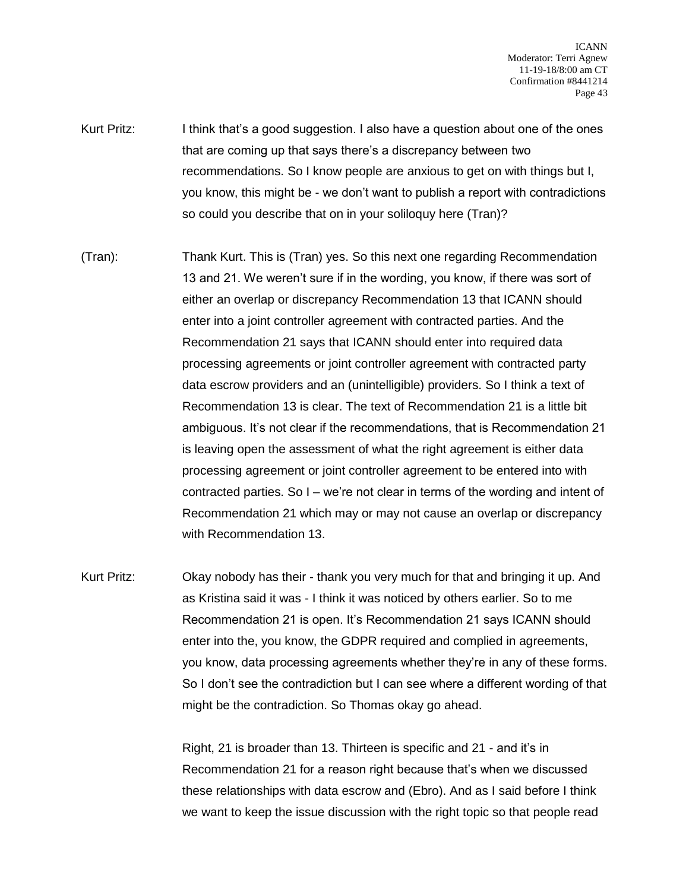Kurt Pritz: I think that's a good suggestion. I also have a question about one of the ones that are coming up that says there's a discrepancy between two recommendations. So I know people are anxious to get on with things but I, you know, this might be - we don't want to publish a report with contradictions so could you describe that on in your soliloquy here (Tran)?

(Tran): Thank Kurt. This is (Tran) yes. So this next one regarding Recommendation 13 and 21. We weren't sure if in the wording, you know, if there was sort of either an overlap or discrepancy Recommendation 13 that ICANN should enter into a joint controller agreement with contracted parties. And the Recommendation 21 says that ICANN should enter into required data processing agreements or joint controller agreement with contracted party data escrow providers and an (unintelligible) providers. So I think a text of Recommendation 13 is clear. The text of Recommendation 21 is a little bit ambiguous. It's not clear if the recommendations, that is Recommendation 21 is leaving open the assessment of what the right agreement is either data processing agreement or joint controller agreement to be entered into with contracted parties. So I – we're not clear in terms of the wording and intent of Recommendation 21 which may or may not cause an overlap or discrepancy with Recommendation 13.

Kurt Pritz: Okay nobody has their - thank you very much for that and bringing it up. And as Kristina said it was - I think it was noticed by others earlier. So to me Recommendation 21 is open. It's Recommendation 21 says ICANN should enter into the, you know, the GDPR required and complied in agreements, you know, data processing agreements whether they're in any of these forms. So I don't see the contradiction but I can see where a different wording of that might be the contradiction. So Thomas okay go ahead.

Right, 21 is broader than 13. Thirteen is specific and 21 - and it's in Recommendation 21 for a reason right because that's when we discussed these relationships with data escrow and (Ebro). And as I said before I think we want to keep the issue discussion with the right topic so that people read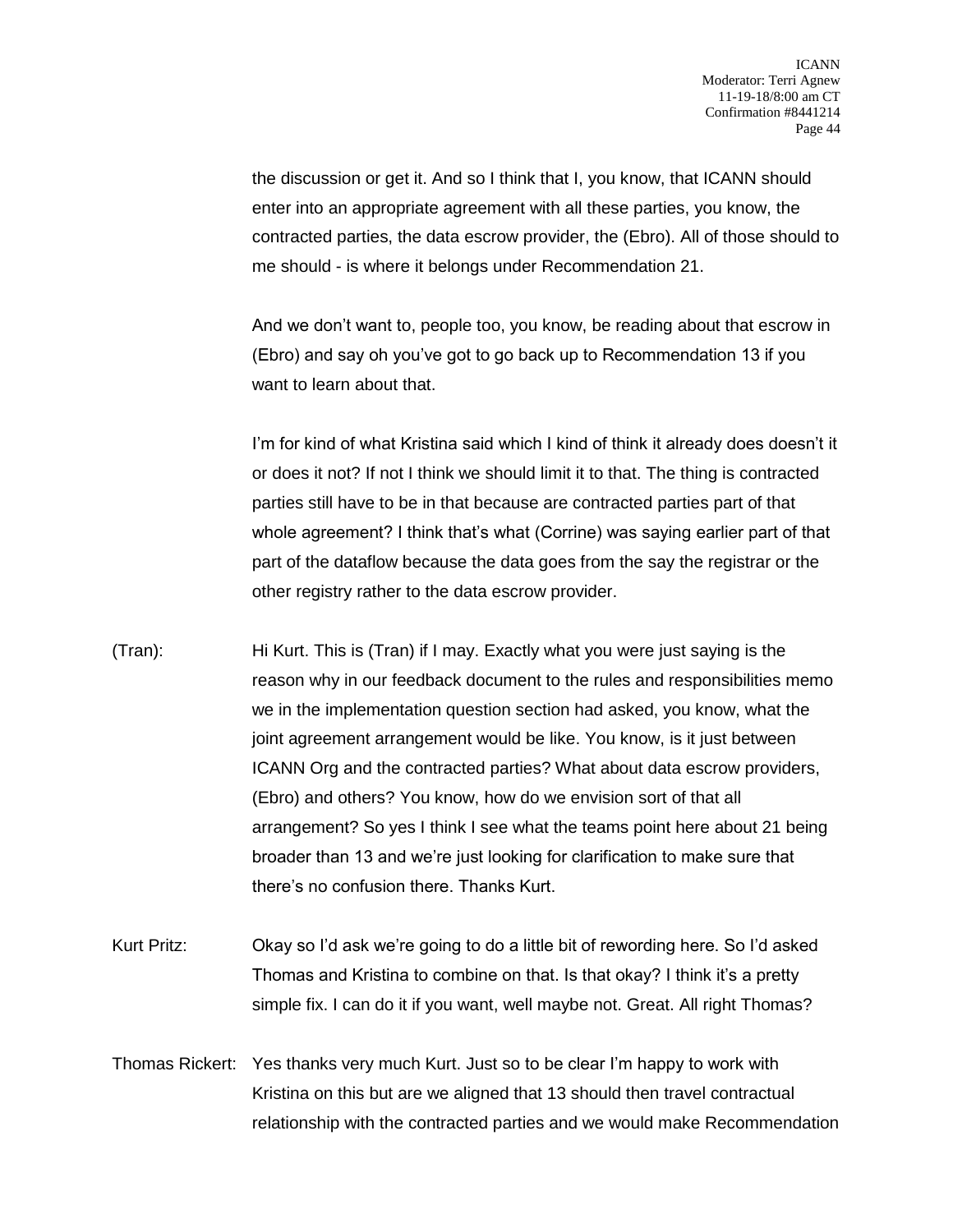the discussion or get it. And so I think that I, you know, that ICANN should enter into an appropriate agreement with all these parties, you know, the contracted parties, the data escrow provider, the (Ebro). All of those should to me should - is where it belongs under Recommendation 21.

And we don't want to, people too, you know, be reading about that escrow in (Ebro) and say oh you've got to go back up to Recommendation 13 if you want to learn about that.

I'm for kind of what Kristina said which I kind of think it already does doesn't it or does it not? If not I think we should limit it to that. The thing is contracted parties still have to be in that because are contracted parties part of that whole agreement? I think that's what (Corrine) was saying earlier part of that part of the dataflow because the data goes from the say the registrar or the other registry rather to the data escrow provider.

(Tran): Hi Kurt. This is (Tran) if I may. Exactly what you were just saying is the reason why in our feedback document to the rules and responsibilities memo we in the implementation question section had asked, you know, what the joint agreement arrangement would be like. You know, is it just between ICANN Org and the contracted parties? What about data escrow providers, (Ebro) and others? You know, how do we envision sort of that all arrangement? So yes I think I see what the teams point here about 21 being broader than 13 and we're just looking for clarification to make sure that there's no confusion there. Thanks Kurt.

Kurt Pritz: Okay so I'd ask we're going to do a little bit of rewording here. So I'd asked Thomas and Kristina to combine on that. Is that okay? I think it's a pretty simple fix. I can do it if you want, well maybe not. Great. All right Thomas?

Thomas Rickert: Yes thanks very much Kurt. Just so to be clear I'm happy to work with Kristina on this but are we aligned that 13 should then travel contractual relationship with the contracted parties and we would make Recommendation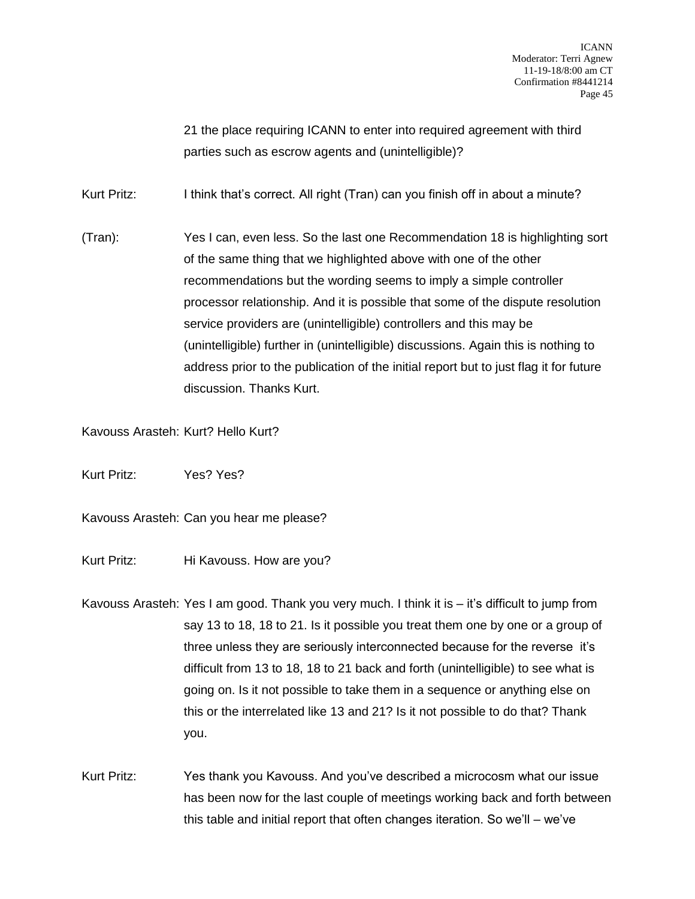21 the place requiring ICANN to enter into required agreement with third parties such as escrow agents and (unintelligible)?

Kurt Pritz: I think that's correct. All right (Tran) can you finish off in about a minute?

(Tran): Yes I can, even less. So the last one Recommendation 18 is highlighting sort of the same thing that we highlighted above with one of the other recommendations but the wording seems to imply a simple controller processor relationship. And it is possible that some of the dispute resolution service providers are (unintelligible) controllers and this may be (unintelligible) further in (unintelligible) discussions. Again this is nothing to address prior to the publication of the initial report but to just flag it for future discussion. Thanks Kurt.

Kavouss Arasteh: Kurt? Hello Kurt?

Kurt Pritz: Yes? Yes?

Kavouss Arasteh: Can you hear me please?

Kurt Pritz: Hi Kavouss. How are you?

Kavouss Arasteh: Yes I am good. Thank you very much. I think it is – it's difficult to jump from say 13 to 18, 18 to 21. Is it possible you treat them one by one or a group of three unless they are seriously interconnected because for the reverse it's difficult from 13 to 18, 18 to 21 back and forth (unintelligible) to see what is going on. Is it not possible to take them in a sequence or anything else on this or the interrelated like 13 and 21? Is it not possible to do that? Thank you.

Kurt Pritz: Yes thank you Kavouss. And you've described a microcosm what our issue has been now for the last couple of meetings working back and forth between this table and initial report that often changes iteration. So we'll – we've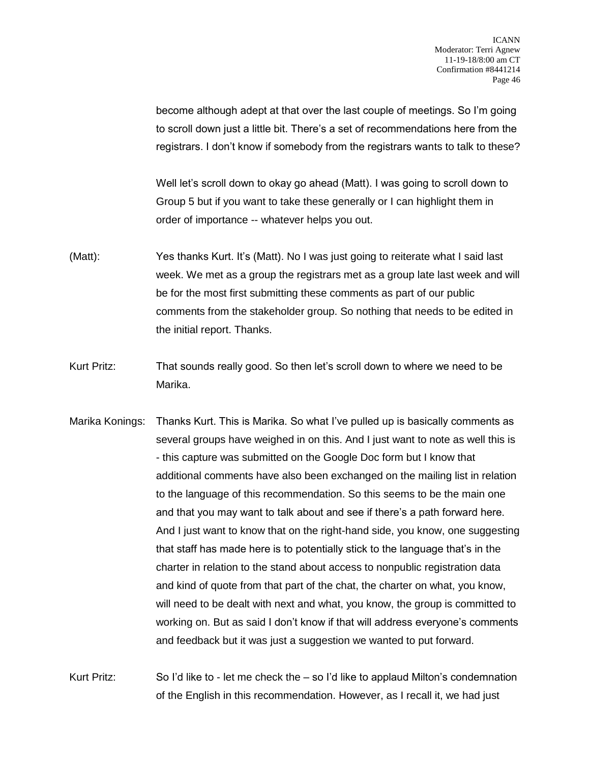become although adept at that over the last couple of meetings. So I'm going to scroll down just a little bit. There's a set of recommendations here from the registrars. I don't know if somebody from the registrars wants to talk to these?

Well let's scroll down to okay go ahead (Matt). I was going to scroll down to Group 5 but if you want to take these generally or I can highlight them in order of importance -- whatever helps you out.

(Matt): Yes thanks Kurt. It's (Matt). No I was just going to reiterate what I said last week. We met as a group the registrars met as a group late last week and will be for the most first submitting these comments as part of our public comments from the stakeholder group. So nothing that needs to be edited in the initial report. Thanks.

Kurt Pritz: That sounds really good. So then let's scroll down to where we need to be Marika.

Marika Konings: Thanks Kurt. This is Marika. So what I've pulled up is basically comments as several groups have weighed in on this. And I just want to note as well this is - this capture was submitted on the Google Doc form but I know that additional comments have also been exchanged on the mailing list in relation to the language of this recommendation. So this seems to be the main one and that you may want to talk about and see if there's a path forward here. And I just want to know that on the right-hand side, you know, one suggesting that staff has made here is to potentially stick to the language that's in the charter in relation to the stand about access to nonpublic registration data and kind of quote from that part of the chat, the charter on what, you know, will need to be dealt with next and what, you know, the group is committed to working on. But as said I don't know if that will address everyone's comments and feedback but it was just a suggestion we wanted to put forward.

Kurt Pritz: So I'd like to - let me check the – so I'd like to applaud Milton's condemnation of the English in this recommendation. However, as I recall it, we had just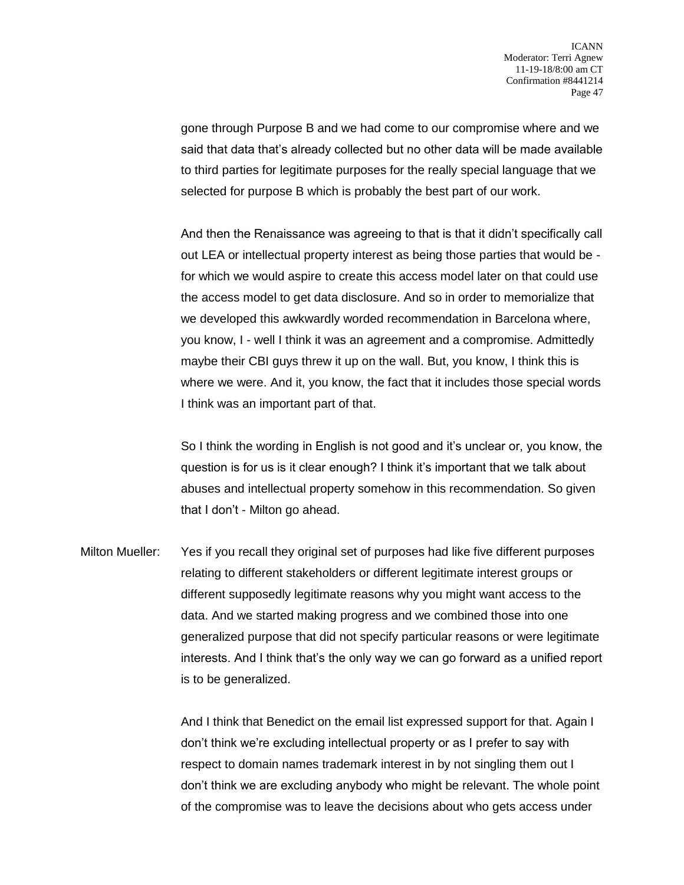gone through Purpose B and we had come to our compromise where and we said that data that's already collected but no other data will be made available to third parties for legitimate purposes for the really special language that we selected for purpose B which is probably the best part of our work.

And then the Renaissance was agreeing to that is that it didn't specifically call out LEA or intellectual property interest as being those parties that would be - for which we would aspire to create this access model later on that could use the access model to get data disclosure. And so in order to memorialize that we developed this awkwardly worded recommendation in Barcelona where, you know, I - well I think it was an agreement and a compromise. Admittedly maybe their CBI guys threw it up on the wall. But, you know, I think this is where we were. And it, you know, the fact that it includes those special words I think was an important part of that.

So I think the wording in English is not good and it's unclear or, you know, the question is for us is it clear enough? I think it's important that we talk about abuses and intellectual property somehow in this recommendation. So given that I don't - Milton go ahead.

Milton Mueller: Yes if you recall they original set of purposes had like five different purposes relating to different stakeholders or different legitimate interest groups or different supposedly legitimate reasons why you might want access to the data. And we started making progress and we combined those into one generalized purpose that did not specify particular reasons or were legitimate interests. And I think that's the only way we can go forward as a unified report is to be generalized.

And I think that Benedict on the email list expressed support for that. Again I don't think we're excluding intellectual property or as I prefer to say with respect to domain names trademark interest in by not singling them out I don't think we are excluding anybody who might be relevant. The whole point of the compromise was to leave the decisions about who gets access under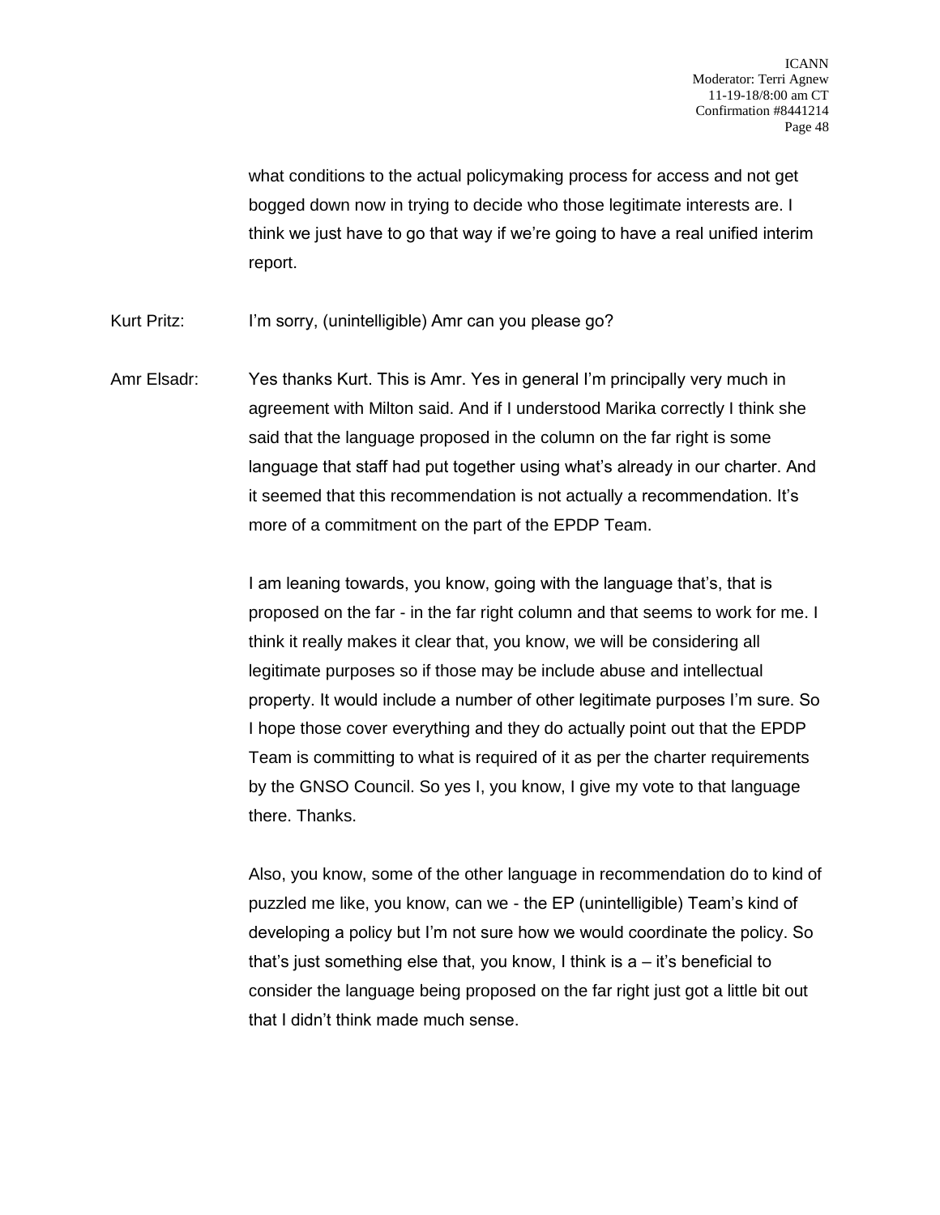what conditions to the actual policymaking process for access and not get bogged down now in trying to decide who those legitimate interests are. I think we just have to go that way if we're going to have a real unified interim report.

Kurt Pritz: I'm sorry, (unintelligible) Amr can you please go?

Amr Elsadr: Yes thanks Kurt. This is Amr. Yes in general I'm principally very much in agreement with Milton said. And if I understood Marika correctly I think she said that the language proposed in the column on the far right is some language that staff had put together using what's already in our charter. And it seemed that this recommendation is not actually a recommendation. It's more of a commitment on the part of the EPDP Team.

I am leaning towards, you know, going with the language that's, that is proposed on the far - in the far right column and that seems to work for me. I think it really makes it clear that, you know, we will be considering all legitimate purposes so if those may be include abuse and intellectual property. It would include a number of other legitimate purposes I'm sure. So I hope those cover everything and they do actually point out that the EPDP Team is committing to what is required of it as per the charter requirements by the GNSO Council. So yes I, you know, I give my vote to that language there. Thanks.

Also, you know, some of the other language in recommendation do to kind of puzzled me like, you know, can we - the EP (unintelligible) Team's kind of developing a policy but I'm not sure how we would coordinate the policy. So that's just something else that, you know, I think is a – it's beneficial to consider the language being proposed on the far right just got a little bit out that I didn't think made much sense.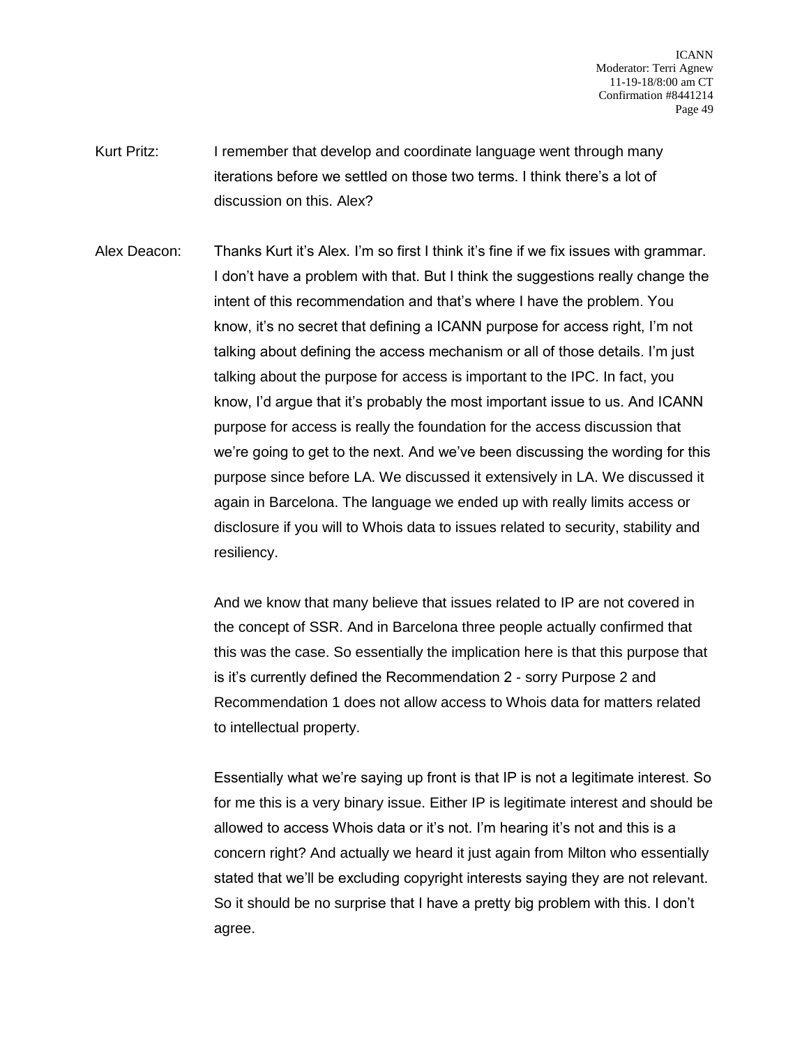Kurt Pritz: I remember that develop and coordinate language went through many iterations before we settled on those two terms. I think there's a lot of discussion on this. Alex?

Alex Deacon: Thanks Kurt it's Alex. I'm so first I think it's fine if we fix issues with grammar. I don't have a problem with that. But I think the suggestions really change the intent of this recommendation and that's where I have the problem. You know, it's no secret that defining a ICANN purpose for access right, I'm not talking about defining the access mechanism or all of those details. I'm just talking about the purpose for access is important to the IPC. In fact, you know, I'd argue that it's probably the most important issue to us. And ICANN purpose for access is really the foundation for the access discussion that we're going to get to the next. And we've been discussing the wording for this purpose since before LA. We discussed it extensively in LA. We discussed it again in Barcelona. The language we ended up with really limits access or disclosure if you will to Whois data to issues related to security, stability and resiliency.

And we know that many believe that issues related to IP are not covered in the concept of SSR. And in Barcelona three people actually confirmed that this was the case. So essentially the implication here is that this purpose that is it's currently defined the Recommendation 2 - sorry Purpose 2 and Recommendation 1 does not allow access to Whois data for matters related to intellectual property.

Essentially what we're saying up front is that IP is not a legitimate interest. So for me this is a very binary issue. Either IP is legitimate interest and should be allowed to access Whois data or it's not. I'm hearing it's not and this is a concern right? And actually we heard it just again from Milton who essentially stated that we'll be excluding copyright interests saying they are not relevant. So it should be no surprise that I have a pretty big problem with this. I don't agree.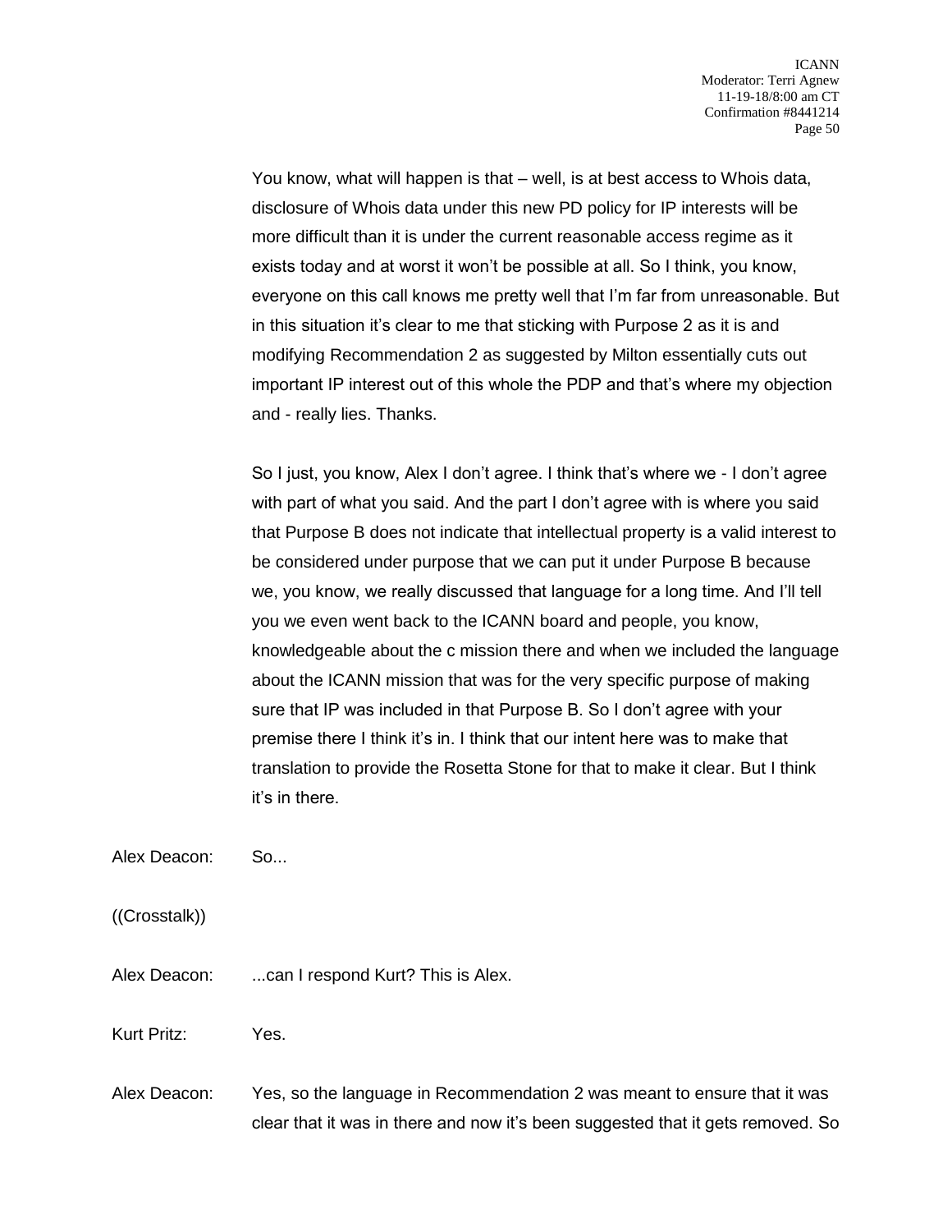You know, what will happen is that – well, is at best access to Whois data, disclosure of Whois data under this new PD policy for IP interests will be more difficult than it is under the current reasonable access regime as it exists today and at worst it won't be possible at all. So I think, you know, everyone on this call knows me pretty well that I'm far from unreasonable. But in this situation it's clear to me that sticking with Purpose 2 as it is and modifying Recommendation 2 as suggested by Milton essentially cuts out important IP interest out of this whole the PDP and that's where my objection and - really lies. Thanks.

So I just, you know, Alex I don't agree. I think that's where we - I don't agree with part of what you said. And the part I don't agree with is where you said that Purpose B does not indicate that intellectual property is a valid interest to be considered under purpose that we can put it under Purpose B because we, you know, we really discussed that language for a long time. And I'll tell you we even went back to the ICANN board and people, you know, knowledgeable about the c mission there and when we included the language about the ICANN mission that was for the very specific purpose of making sure that IP was included in that Purpose B. So I don't agree with your premise there I think it's in. I think that our intent here was to make that translation to provide the Rosetta Stone for that to make it clear. But I think it's in there.

Alex Deacon: So...

((Crosstalk))

Alex Deacon: ...can I respond Kurt? This is Alex.

Kurt Pritz: Yes.

Alex Deacon: Yes, so the language in Recommendation 2 was meant to ensure that it was clear that it was in there and now it's been suggested that it gets removed. So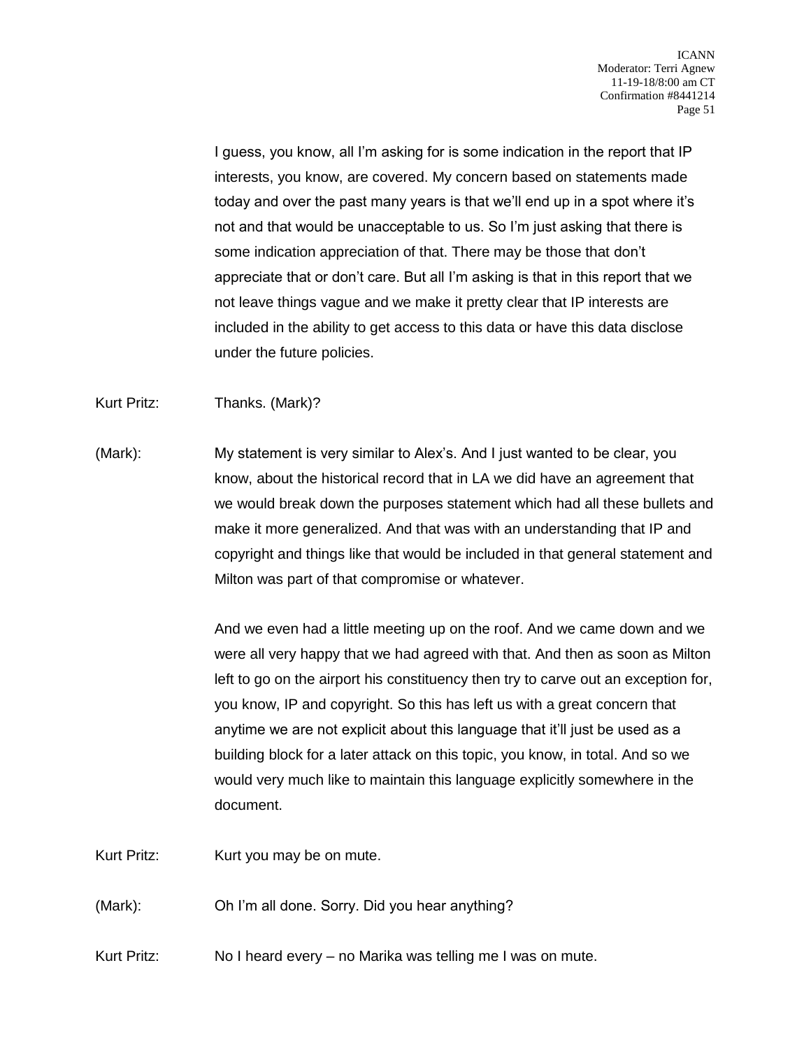I guess, you know, all I'm asking for is some indication in the report that IP interests, you know, are covered. My concern based on statements made today and over the past many years is that we'll end up in a spot where it's not and that would be unacceptable to us. So I'm just asking that there is some indication appreciation of that. There may be those that don't appreciate that or don't care. But all I'm asking is that in this report that we not leave things vague and we make it pretty clear that IP interests are included in the ability to get access to this data or have this data disclose under the future policies.

Kurt Pritz: Thanks. (Mark)?

(Mark): My statement is very similar to Alex's. And I just wanted to be clear, you know, about the historical record that in LA we did have an agreement that we would break down the purposes statement which had all these bullets and make it more generalized. And that was with an understanding that IP and copyright and things like that would be included in that general statement and Milton was part of that compromise or whatever.

And we even had a little meeting up on the roof. And we came down and we were all very happy that we had agreed with that. And then as soon as Milton left to go on the airport his constituency then try to carve out an exception for, you know, IP and copyright. So this has left us with a great concern that anytime we are not explicit about this language that it'll just be used as a building block for a later attack on this topic, you know, in total. And so we would very much like to maintain this language explicitly somewhere in the document.

Kurt Pritz: Kurt you may be on mute.

(Mark): Oh I'm all done. Sorry. Did you hear anything?

Kurt Pritz: No I heard every – no Marika was telling me I was on mute.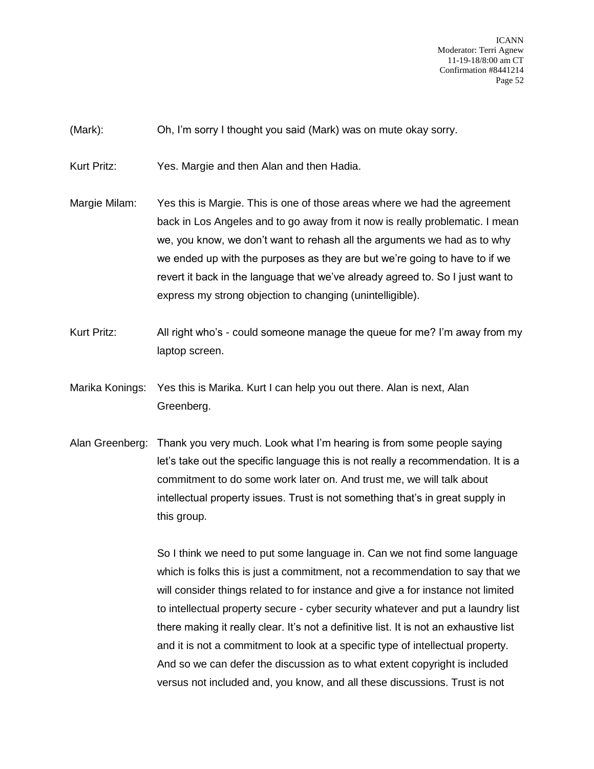(Mark): Oh, I'm sorry I thought you said (Mark) was on mute okay sorry.

Kurt Pritz: Yes. Margie and then Alan and then Hadia.

Margie Milam: Yes this is Margie. This is one of those areas where we had the agreement back in Los Angeles and to go away from it now is really problematic. I mean we, you know, we don't want to rehash all the arguments we had as to why we ended up with the purposes as they are but we're going to have to if we revert it back in the language that we've already agreed to. So I just want to express my strong objection to changing (unintelligible).

Kurt Pritz: All right who's - could someone manage the queue for me? I'm away from my laptop screen.

Marika Konings: Yes this is Marika. Kurt I can help you out there. Alan is next, Alan Greenberg.

Alan Greenberg: Thank you very much. Look what I'm hearing is from some people saying let's take out the specific language this is not really a recommendation. It is a commitment to do some work later on. And trust me, we will talk about intellectual property issues. Trust is not something that's in great supply in this group.

So I think we need to put some language in. Can we not find some language which is folks this is just a commitment, not a recommendation to say that we will consider things related to for instance and give a for instance not limited to intellectual property secure - cyber security whatever and put a laundry list there making it really clear. It's not a definitive list. It is not an exhaustive list and it is not a commitment to look at a specific type of intellectual property. And so we can defer the discussion as to what extent copyright is included versus not included and, you know, and all these discussions. Trust is not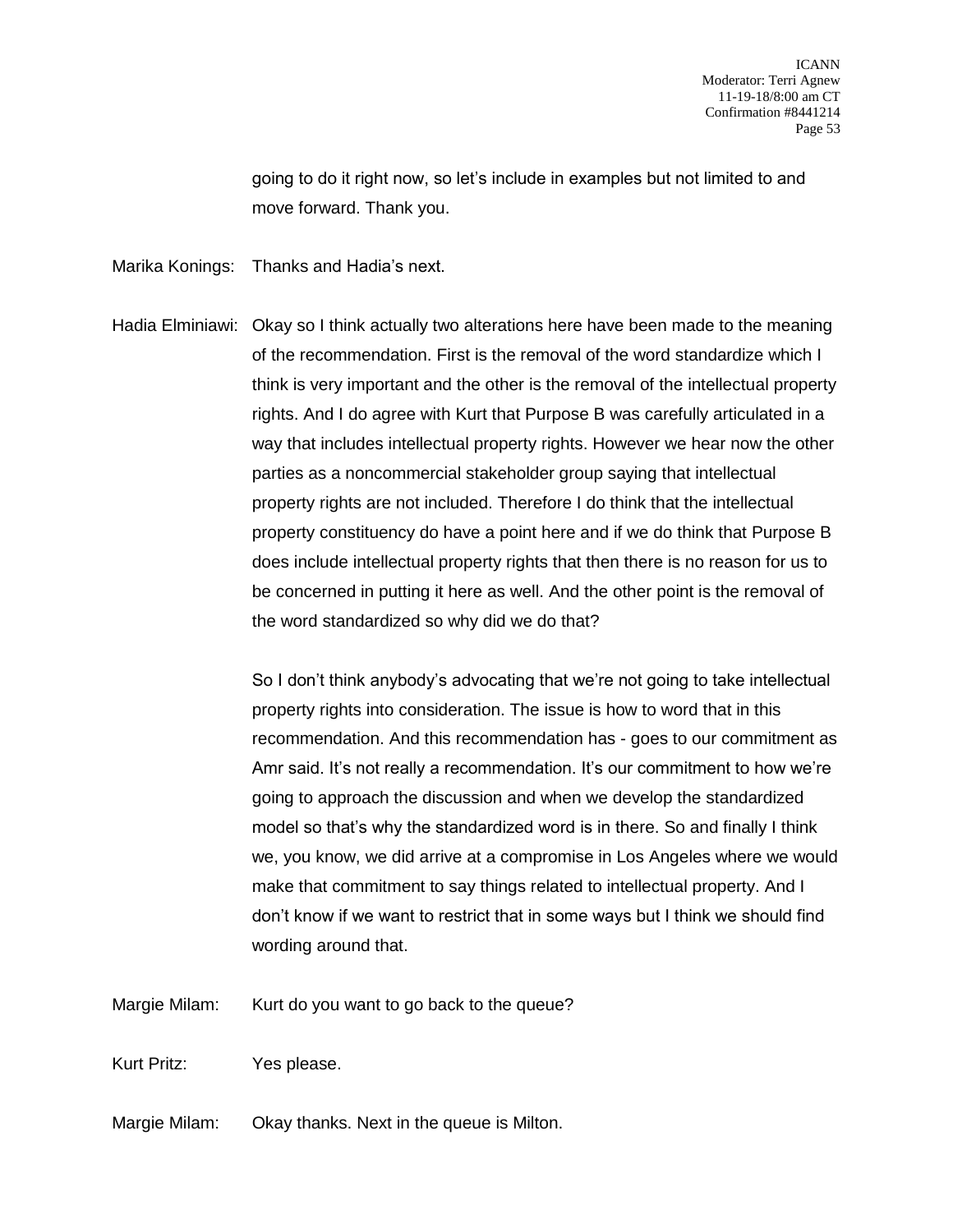going to do it right now, so let's include in examples but not limited to and move forward. Thank you.

Marika Konings: Thanks and Hadia's next.

Hadia Elminiawi: Okay so I think actually two alterations here have been made to the meaning of the recommendation. First is the removal of the word standardize which I think is very important and the other is the removal of the intellectual property rights. And I do agree with Kurt that Purpose B was carefully articulated in a way that includes intellectual property rights. However we hear now the other parties as a noncommercial stakeholder group saying that intellectual property rights are not included. Therefore I do think that the intellectual property constituency do have a point here and if we do think that Purpose B does include intellectual property rights that then there is no reason for us to be concerned in putting it here as well. And the other point is the removal of the word standardized so why did we do that?

So I don't think anybody's advocating that we're not going to take intellectual property rights into consideration. The issue is how to word that in this recommendation. And this recommendation has - goes to our commitment as Amr said. It's not really a recommendation. It's our commitment to how we're going to approach the discussion and when we develop the standardized model so that's why the standardized word is in there. So and finally I think we, you know, we did arrive at a compromise in Los Angeles where we would make that commitment to say things related to intellectual property. And I don't know if we want to restrict that in some ways but I think we should find wording around that.

Margie Milam: Kurt do you want to go back to the queue?

Kurt Pritz: Yes please.

Margie Milam: Okay thanks. Next in the queue is Milton.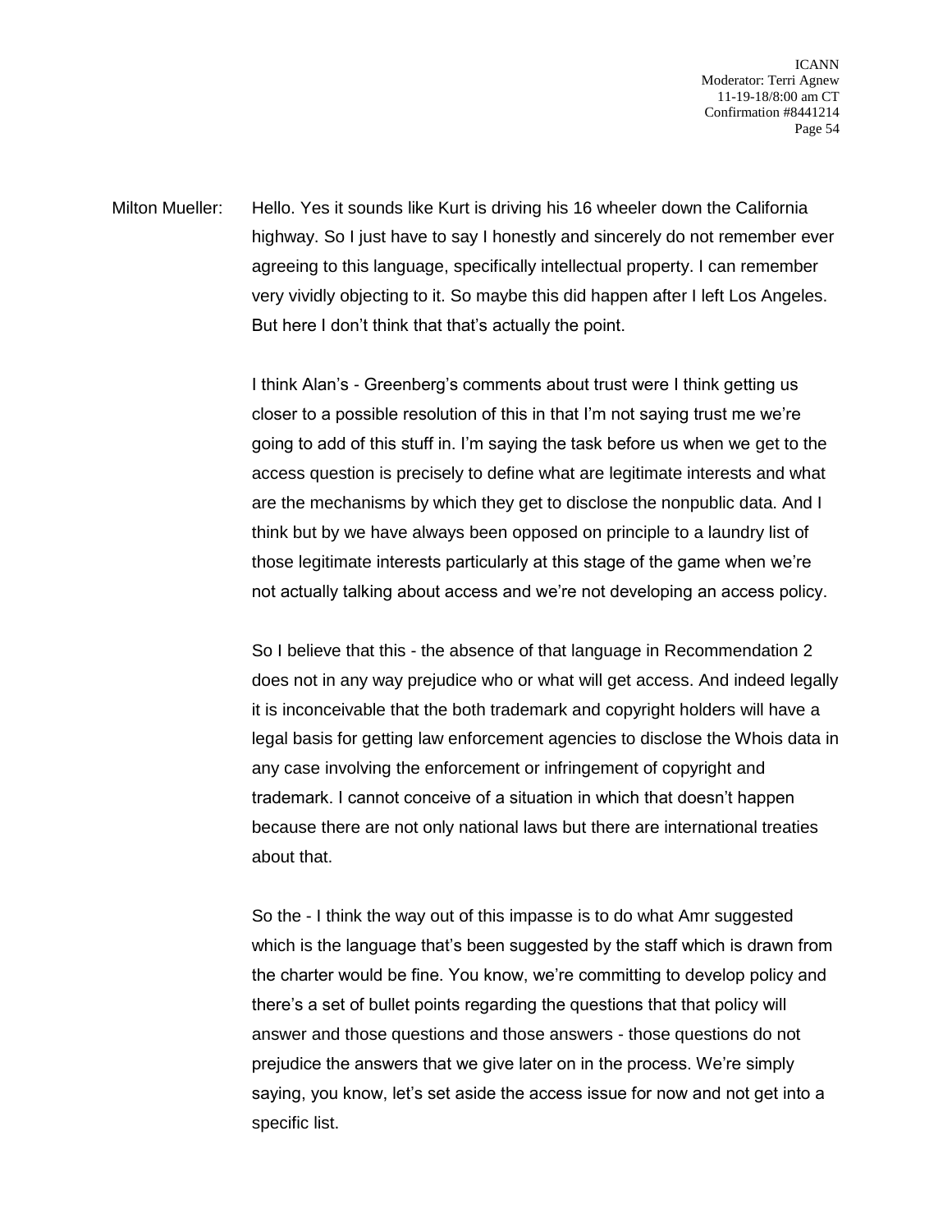Milton Mueller: Hello. Yes it sounds like Kurt is driving his 16 wheeler down the California highway. So I just have to say I honestly and sincerely do not remember ever agreeing to this language, specifically intellectual property. I can remember very vividly objecting to it. So maybe this did happen after I left Los Angeles. But here I don't think that that's actually the point.

I think Alan's - Greenberg's comments about trust were I think getting us closer to a possible resolution of this in that I'm not saying trust me we're going to add of this stuff in. I'm saying the task before us when we get to the access question is precisely to define what are legitimate interests and what are the mechanisms by which they get to disclose the nonpublic data. And I think but by we have always been opposed on principle to a laundry list of those legitimate interests particularly at this stage of the game when we're not actually talking about access and we're not developing an access policy.

So I believe that this - the absence of that language in Recommendation 2 does not in any way prejudice who or what will get access. And indeed legally it is inconceivable that the both trademark and copyright holders will have a legal basis for getting law enforcement agencies to disclose the Whois data in any case involving the enforcement or infringement of copyright and trademark. I cannot conceive of a situation in which that doesn't happen because there are not only national laws but there are international treaties about that.

So the - I think the way out of this impasse is to do what Amr suggested which is the language that's been suggested by the staff which is drawn from the charter would be fine. You know, we're committing to develop policy and there's a set of bullet points regarding the questions that that policy will answer and those questions and those answers - those questions do not prejudice the answers that we give later on in the process. We're simply saying, you know, let's set aside the access issue for now and not get into a specific list.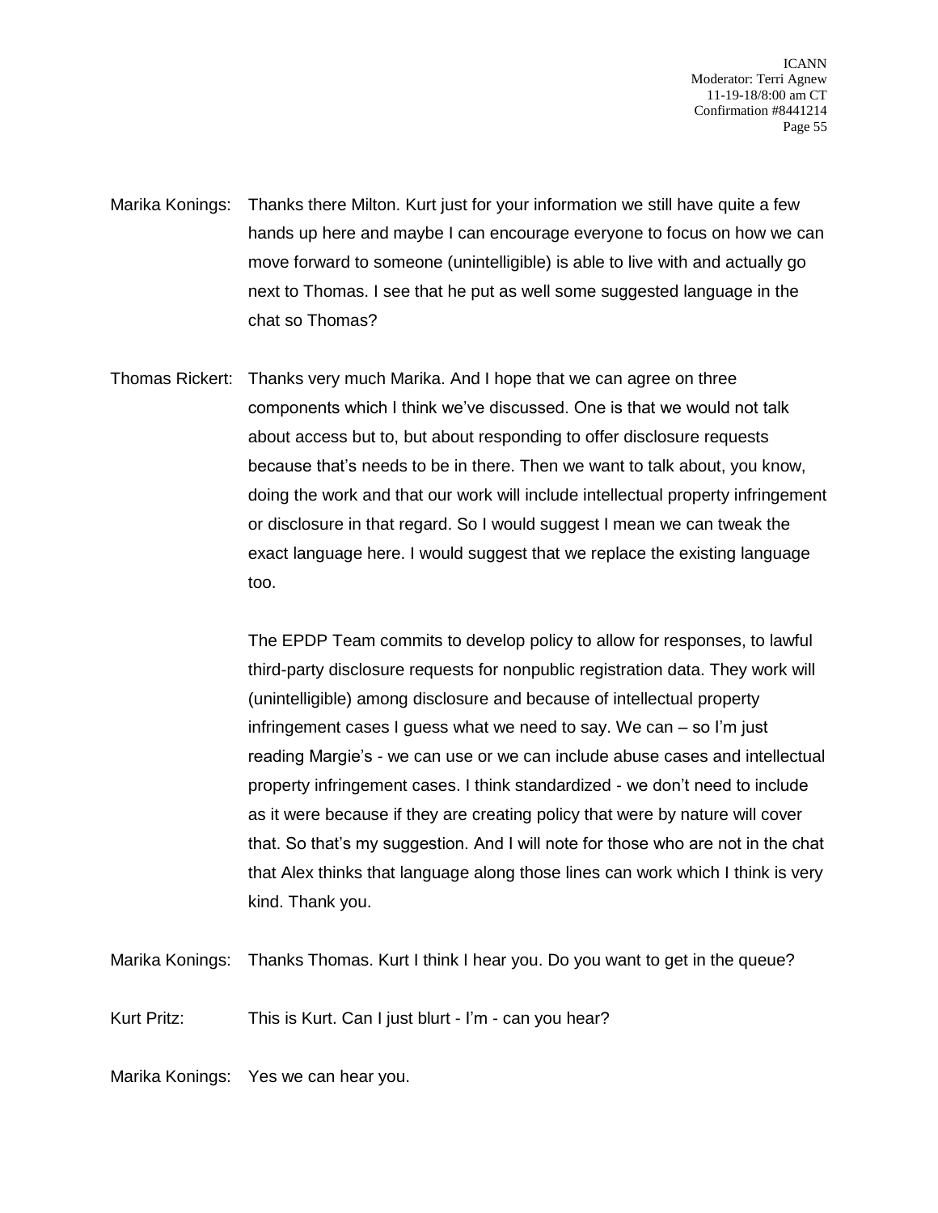Marika Konings: Thanks there Milton. Kurt just for your information we still have quite a few hands up here and maybe I can encourage everyone to focus on how we can move forward to someone (unintelligible) is able to live with and actually go next to Thomas. I see that he put as well some suggested language in the chat so Thomas?

Thomas Rickert: Thanks very much Marika. And I hope that we can agree on three components which I think we've discussed. One is that we would not talk about access but to, but about responding to offer disclosure requests because that's needs to be in there. Then we want to talk about, you know, doing the work and that our work will include intellectual property infringement or disclosure in that regard. So I would suggest I mean we can tweak the exact language here. I would suggest that we replace the existing language too.

The EPDP Team commits to develop policy to allow for responses, to lawful third-party disclosure requests for nonpublic registration data. They work will (unintelligible) among disclosure and because of intellectual property infringement cases I guess what we need to say. We can – so I'm just reading Margie's - we can use or we can include abuse cases and intellectual property infringement cases. I think standardized - we don't need to include as it were because if they are creating policy that were by nature will cover that. So that's my suggestion. And I will note for those who are not in the chat that Alex thinks that language along those lines can work which I think is very kind. Thank you.

Marika Konings: Thanks Thomas. Kurt I think I hear you. Do you want to get in the queue?

Kurt Pritz: This is Kurt. Can I just blurt - I'm - can you hear?

Marika Konings: Yes we can hear you.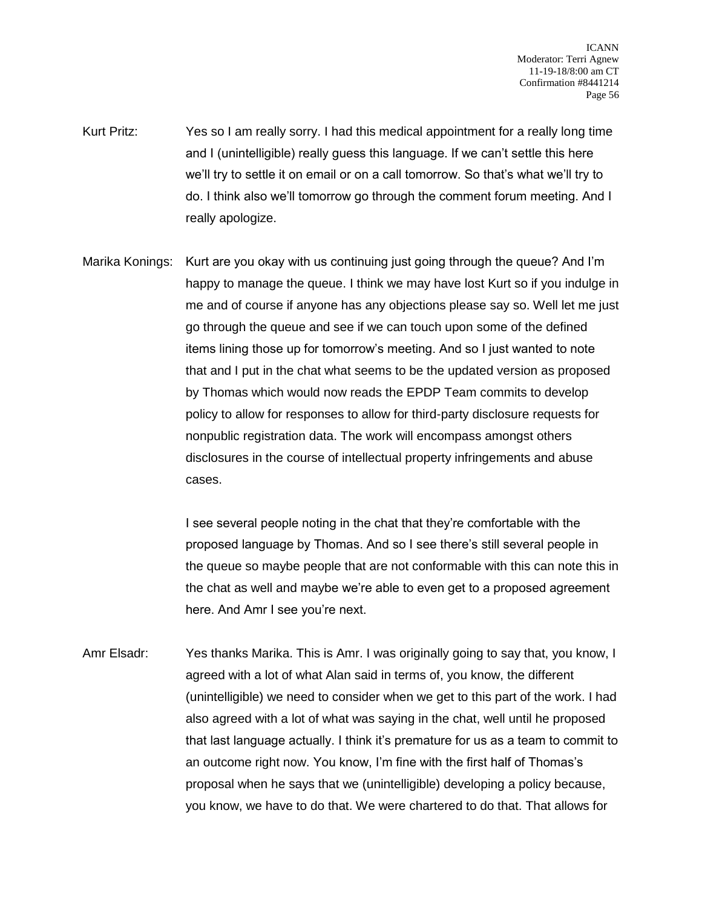Kurt Pritz: Yes so I am really sorry. I had this medical appointment for a really long time and I (unintelligible) really guess this language. If we can't settle this here we'll try to settle it on email or on a call tomorrow. So that's what we'll try to do. I think also we'll tomorrow go through the comment forum meeting. And I really apologize.

Marika Konings: Kurt are you okay with us continuing just going through the queue? And I'm happy to manage the queue. I think we may have lost Kurt so if you indulge in me and of course if anyone has any objections please say so. Well let me just go through the queue and see if we can touch upon some of the defined items lining those up for tomorrow's meeting. And so I just wanted to note that and I put in the chat what seems to be the updated version as proposed by Thomas which would now reads the EPDP Team commits to develop policy to allow for responses to allow for third-party disclosure requests for nonpublic registration data. The work will encompass amongst others disclosures in the course of intellectual property infringements and abuse cases.

I see several people noting in the chat that they're comfortable with the proposed language by Thomas. And so I see there's still several people in the queue so maybe people that are not conformable with this can note this in the chat as well and maybe we're able to even get to a proposed agreement here. And Amr I see you're next.

Amr Elsadr: Yes thanks Marika. This is Amr. I was originally going to say that, you know, I agreed with a lot of what Alan said in terms of, you know, the different (unintelligible) we need to consider when we get to this part of the work. I had also agreed with a lot of what was saying in the chat, well until he proposed that last language actually. I think it's premature for us as a team to commit to an outcome right now. You know, I'm fine with the first half of Thomas's proposal when he says that we (unintelligible) developing a policy because, you know, we have to do that. We were chartered to do that. That allows for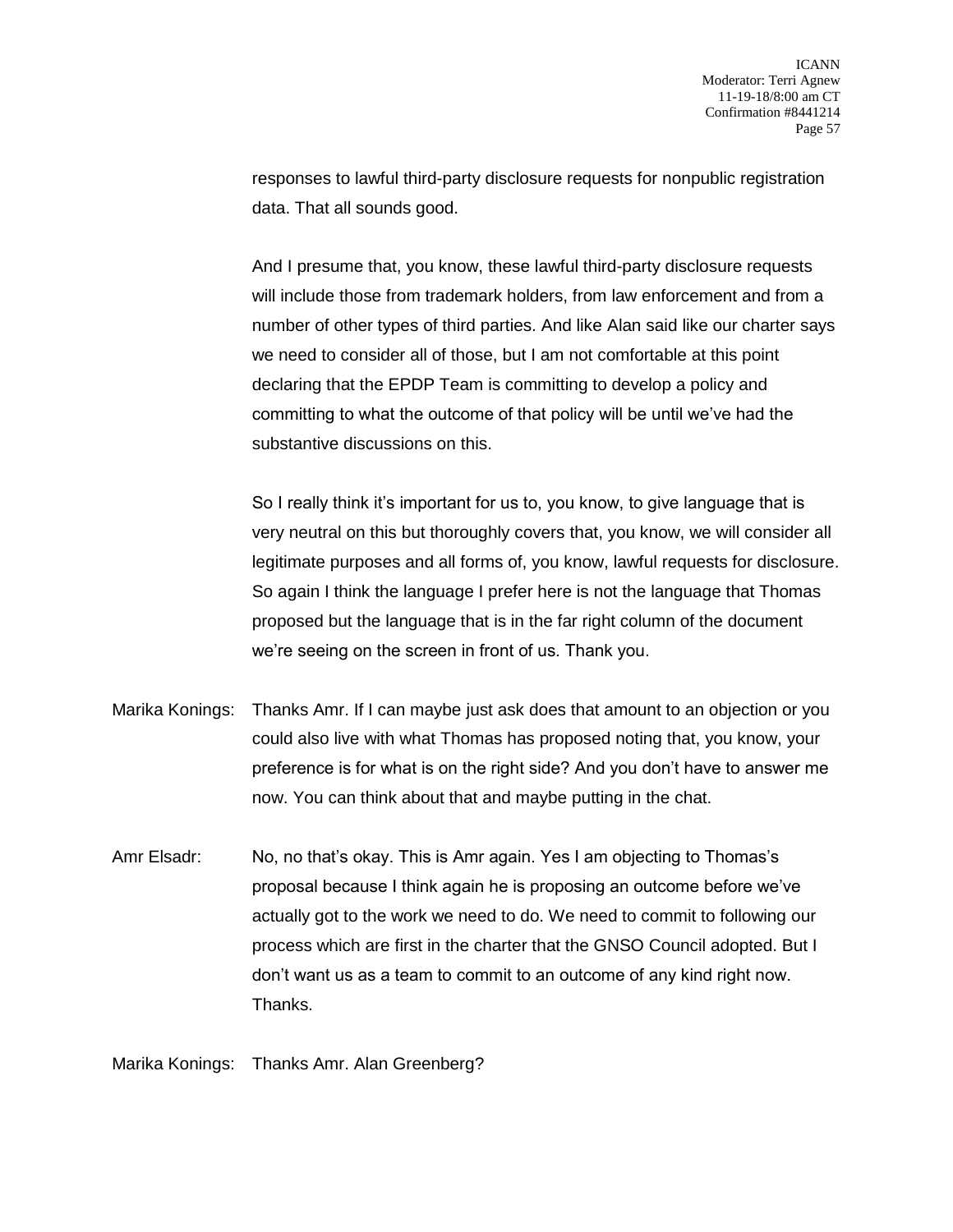responses to lawful third-party disclosure requests for nonpublic registration data. That all sounds good.

And I presume that, you know, these lawful third-party disclosure requests will include those from trademark holders, from law enforcement and from a number of other types of third parties. And like Alan said like our charter says we need to consider all of those, but I am not comfortable at this point declaring that the EPDP Team is committing to develop a policy and committing to what the outcome of that policy will be until we've had the substantive discussions on this.

So I really think it's important for us to, you know, to give language that is very neutral on this but thoroughly covers that, you know, we will consider all legitimate purposes and all forms of, you know, lawful requests for disclosure. So again I think the language I prefer here is not the language that Thomas proposed but the language that is in the far right column of the document we're seeing on the screen in front of us. Thank you.

Marika Konings: Thanks Amr. If I can maybe just ask does that amount to an objection or you could also live with what Thomas has proposed noting that, you know, your preference is for what is on the right side? And you don't have to answer me now. You can think about that and maybe putting in the chat.

Amr Elsadr: No, no that's okay. This is Amr again. Yes I am objecting to Thomas's proposal because I think again he is proposing an outcome before we've actually got to the work we need to do. We need to commit to following our process which are first in the charter that the GNSO Council adopted. But I don't want us as a team to commit to an outcome of any kind right now. Thanks.

Marika Konings: Thanks Amr. Alan Greenberg?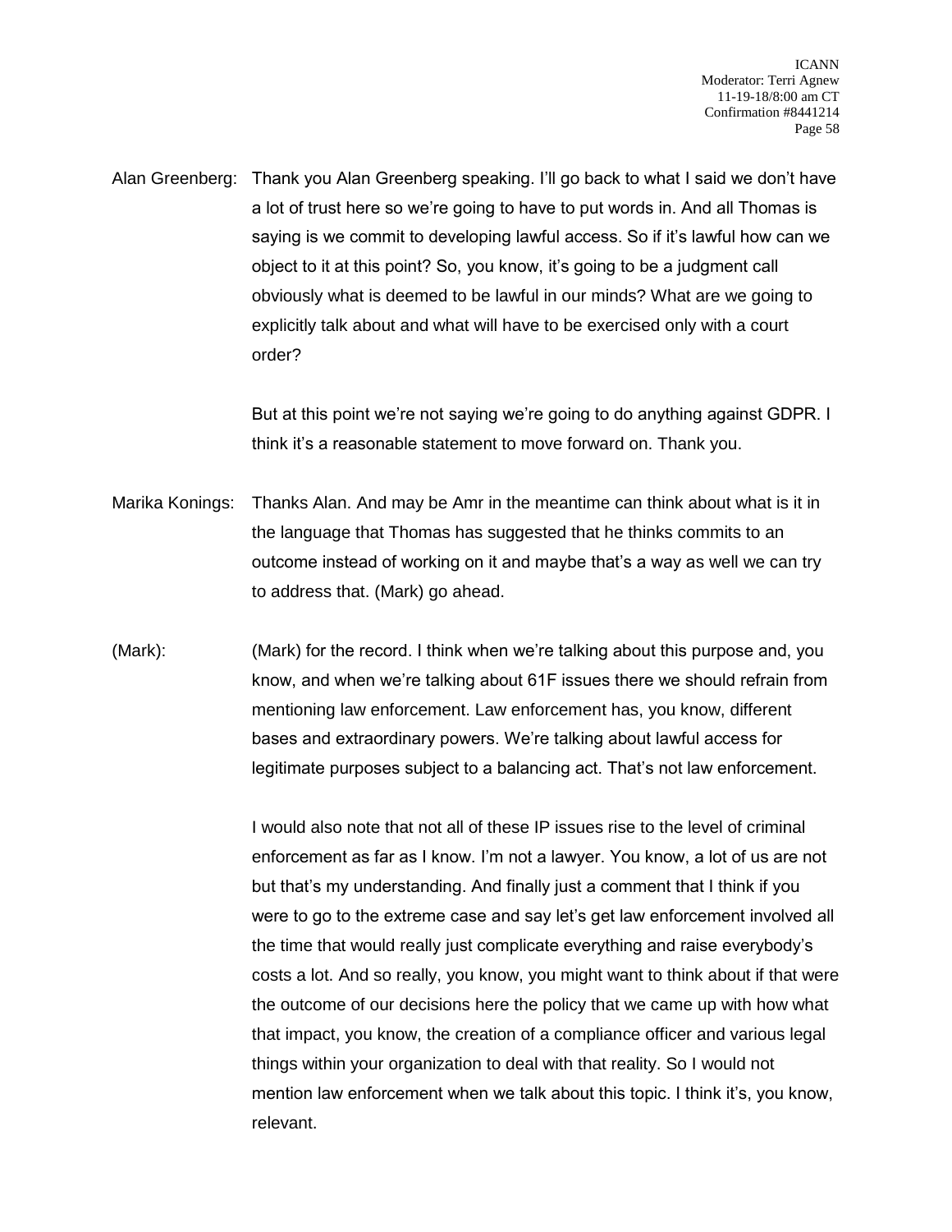Alan Greenberg: Thank you Alan Greenberg speaking. I'll go back to what I said we don't have a lot of trust here so we're going to have to put words in. And all Thomas is saying is we commit to developing lawful access. So if it's lawful how can we object to it at this point? So, you know, it's going to be a judgment call obviously what is deemed to be lawful in our minds? What are we going to explicitly talk about and what will have to be exercised only with a court order?

But at this point we're not saying we're going to do anything against GDPR. I think it's a reasonable statement to move forward on. Thank you.

Marika Konings: Thanks Alan. And may be Amr in the meantime can think about what is it in the language that Thomas has suggested that he thinks commits to an outcome instead of working on it and maybe that's a way as well we can try to address that. (Mark) go ahead.

(Mark): (Mark) for the record. I think when we're talking about this purpose and, you know, and when we're talking about 61F issues there we should refrain from mentioning law enforcement. Law enforcement has, you know, different bases and extraordinary powers. We're talking about lawful access for legitimate purposes subject to a balancing act. That's not law enforcement.

I would also note that not all of these IP issues rise to the level of criminal enforcement as far as I know. I'm not a lawyer. You know, a lot of us are not but that's my understanding. And finally just a comment that I think if you were to go to the extreme case and say let's get law enforcement involved all the time that would really just complicate everything and raise everybody's costs a lot. And so really, you know, you might want to think about if that were the outcome of our decisions here the policy that we came up with how what that impact, you know, the creation of a compliance officer and various legal things within your organization to deal with that reality. So I would not mention law enforcement when we talk about this topic. I think it's, you know, relevant.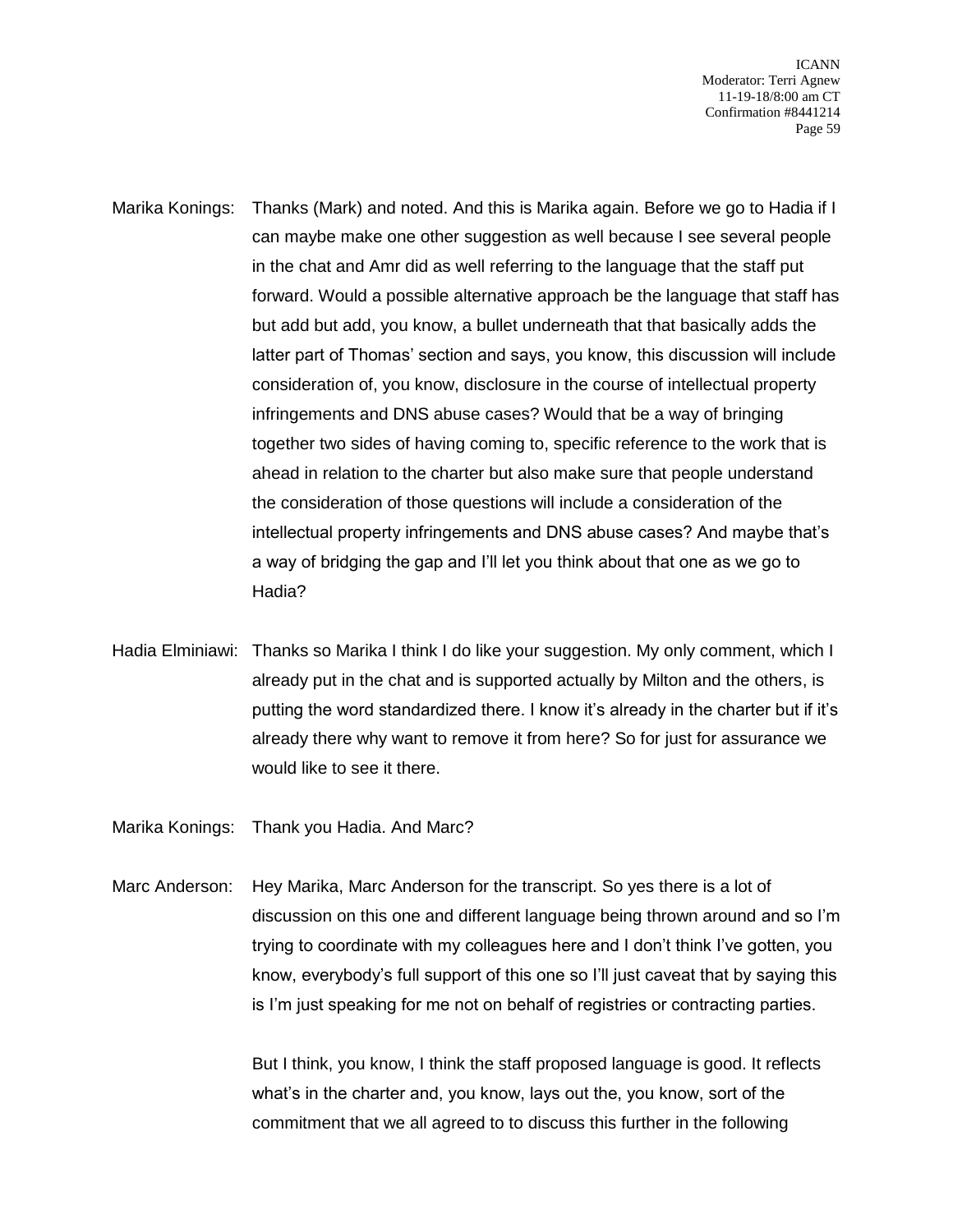Marika Konings: Thanks (Mark) and noted. And this is Marika again. Before we go to Hadia if I can maybe make one other suggestion as well because I see several people in the chat and Amr did as well referring to the language that the staff put forward. Would a possible alternative approach be the language that staff has but add but add, you know, a bullet underneath that that basically adds the latter part of Thomas' section and says, you know, this discussion will include consideration of, you know, disclosure in the course of intellectual property infringements and DNS abuse cases? Would that be a way of bringing together two sides of having coming to, specific reference to the work that is ahead in relation to the charter but also make sure that people understand the consideration of those questions will include a consideration of the intellectual property infringements and DNS abuse cases? And maybe that's a way of bridging the gap and I'll let you think about that one as we go to Hadia?

Hadia Elminiawi: Thanks so Marika I think I do like your suggestion. My only comment, which I already put in the chat and is supported actually by Milton and the others, is putting the word standardized there. I know it's already in the charter but if it's already there why want to remove it from here? So for just for assurance we would like to see it there.

Marika Konings: Thank you Hadia. And Marc?

Marc Anderson: Hey Marika, Marc Anderson for the transcript. So yes there is a lot of discussion on this one and different language being thrown around and so I'm trying to coordinate with my colleagues here and I don't think I've gotten, you know, everybody's full support of this one so I'll just caveat that by saying this is I'm just speaking for me not on behalf of registries or contracting parties.

But I think, you know, I think the staff proposed language is good. It reflects what's in the charter and, you know, lays out the, you know, sort of the commitment that we all agreed to to discuss this further in the following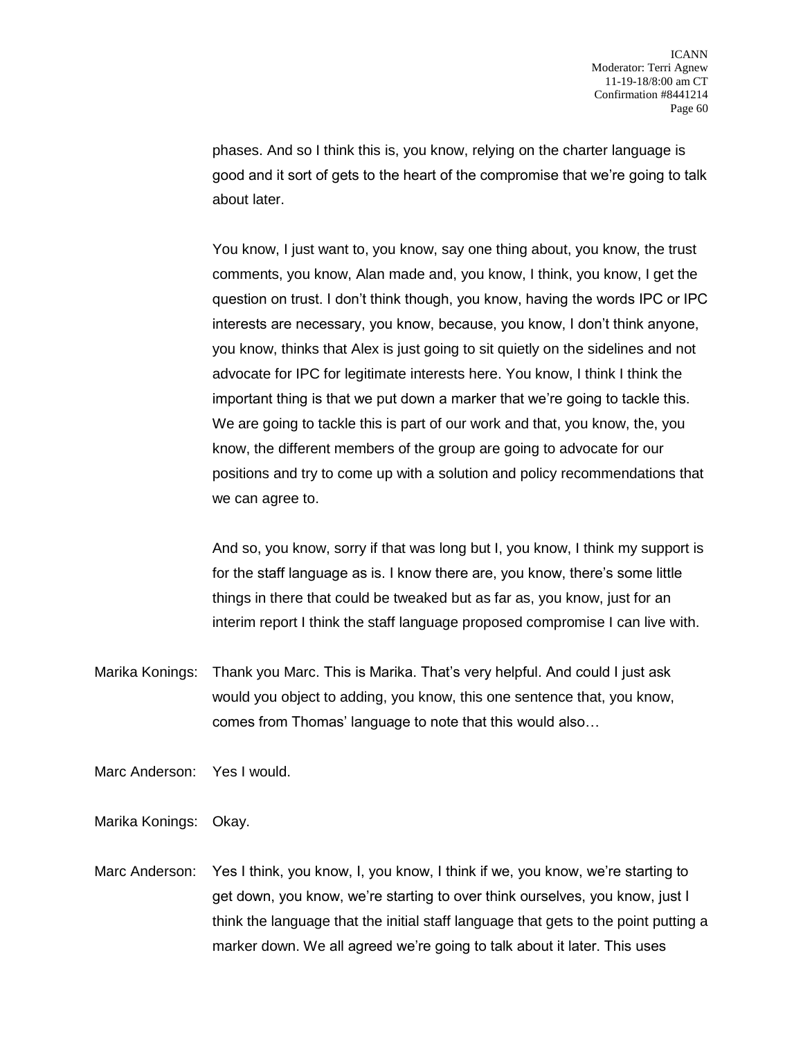phases. And so I think this is, you know, relying on the charter language is good and it sort of gets to the heart of the compromise that we're going to talk about later.

You know, I just want to, you know, say one thing about, you know, the trust comments, you know, Alan made and, you know, I think, you know, I get the question on trust. I don't think though, you know, having the words IPC or IPC interests are necessary, you know, because, you know, I don't think anyone, you know, thinks that Alex is just going to sit quietly on the sidelines and not advocate for IPC for legitimate interests here. You know, I think I think the important thing is that we put down a marker that we're going to tackle this. We are going to tackle this is part of our work and that, you know, the, you know, the different members of the group are going to advocate for our positions and try to come up with a solution and policy recommendations that we can agree to.

And so, you know, sorry if that was long but I, you know, I think my support is for the staff language as is. I know there are, you know, there's some little things in there that could be tweaked but as far as, you know, just for an interim report I think the staff language proposed compromise I can live with.

Marika Konings: Thank you Marc. This is Marika. That's very helpful. And could I just ask would you object to adding, you know, this one sentence that, you know, comes from Thomas' language to note that this would also…

Marc Anderson: Yes I would.

Marika Konings: Okay.

Marc Anderson: Yes I think, you know, I, you know, I think if we, you know, we're starting to get down, you know, we're starting to over think ourselves, you know, just I think the language that the initial staff language that gets to the point putting a marker down. We all agreed we're going to talk about it later. This uses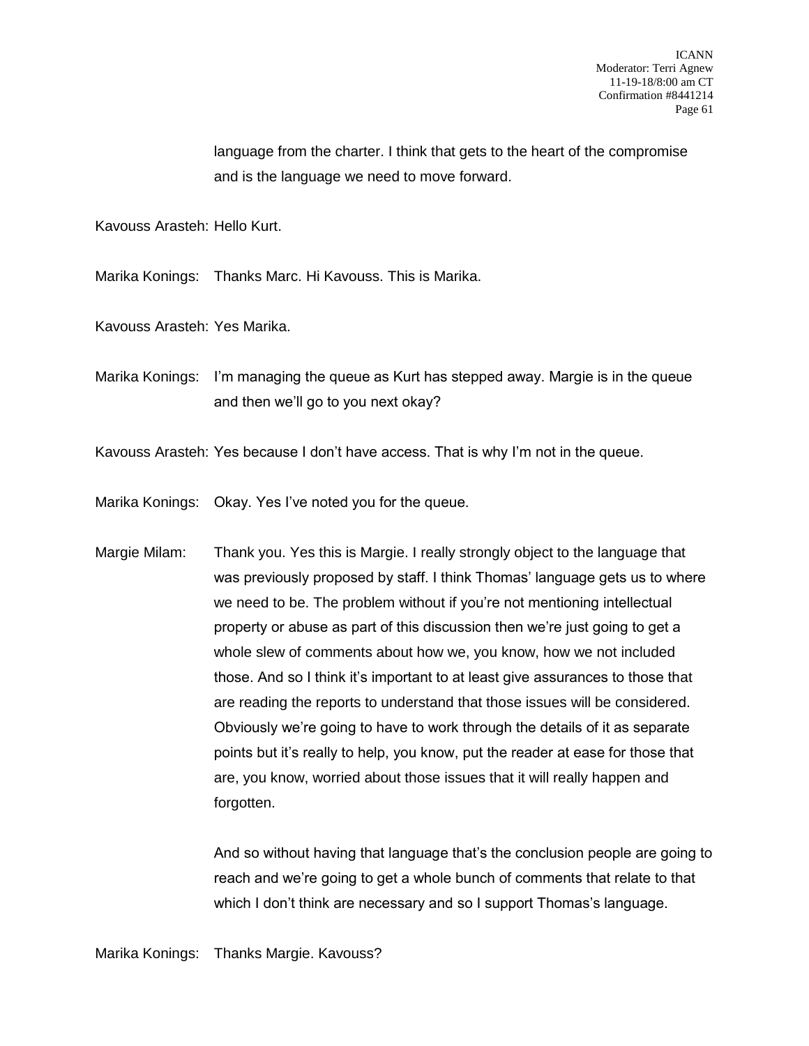language from the charter. I think that gets to the heart of the compromise and is the language we need to move forward.

Kavouss Arasteh: Hello Kurt.

Marika Konings: Thanks Marc. Hi Kavouss. This is Marika.

Kavouss Arasteh: Yes Marika.

Marika Konings: I'm managing the queue as Kurt has stepped away. Margie is in the queue and then we'll go to you next okay?

Kavouss Arasteh: Yes because I don't have access. That is why I'm not in the queue.

Marika Konings: Okay. Yes I've noted you for the queue.

Margie Milam: Thank you. Yes this is Margie. I really strongly object to the language that was previously proposed by staff. I think Thomas' language gets us to where we need to be. The problem without if you're not mentioning intellectual property or abuse as part of this discussion then we're just going to get a whole slew of comments about how we, you know, how we not included those. And so I think it's important to at least give assurances to those that are reading the reports to understand that those issues will be considered. Obviously we're going to have to work through the details of it as separate points but it's really to help, you know, put the reader at ease for those that are, you know, worried about those issues that it will really happen and forgotten.

And so without having that language that's the conclusion people are going to reach and we're going to get a whole bunch of comments that relate to that which I don't think are necessary and so I support Thomas's language.

Marika Konings: Thanks Margie. Kavouss?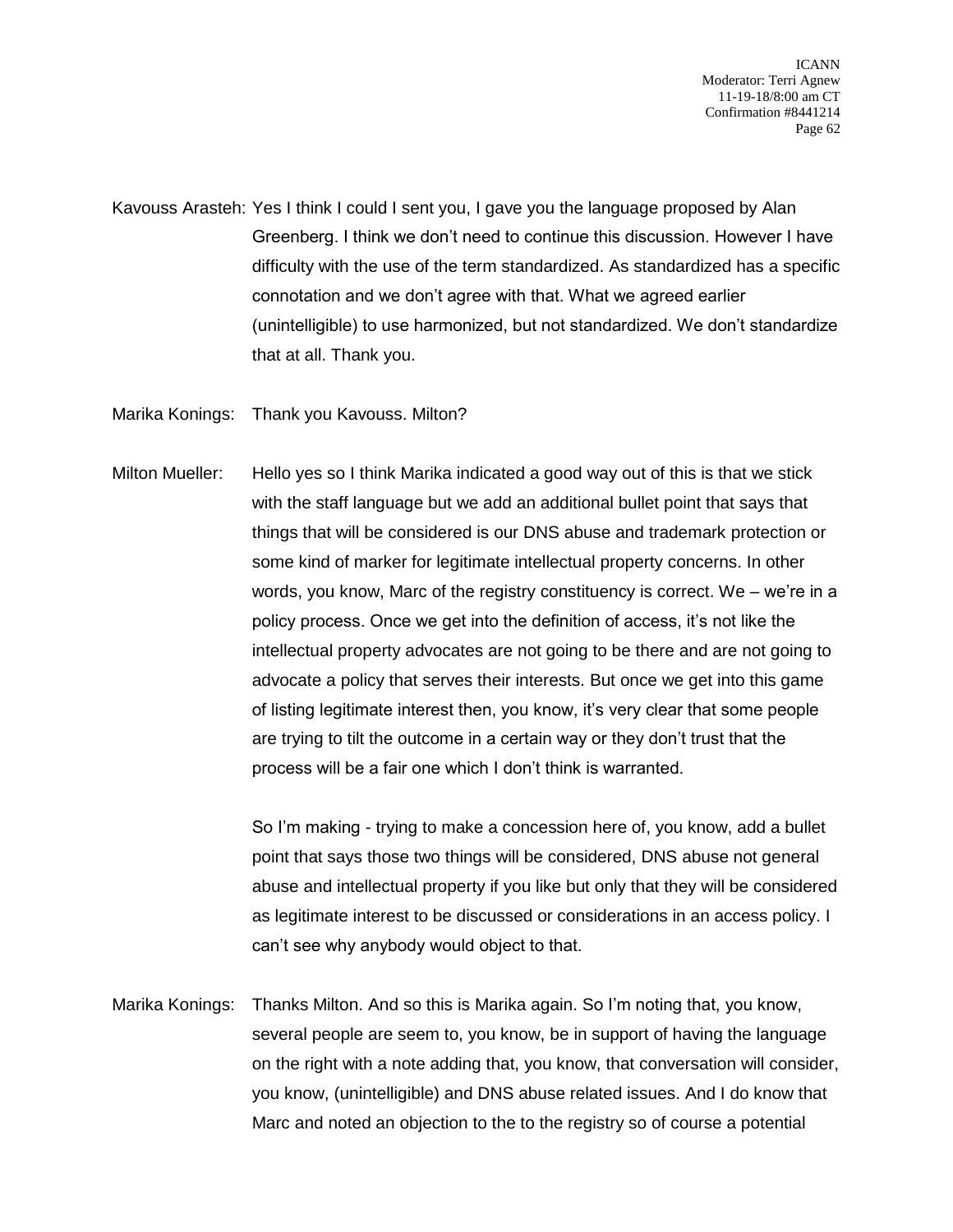Kavouss Arasteh: Yes I think I could I sent you, I gave you the language proposed by Alan Greenberg. I think we don't need to continue this discussion. However I have difficulty with the use of the term standardized. As standardized has a specific connotation and we don't agree with that. What we agreed earlier (unintelligible) to use harmonized, but not standardized. We don't standardize that at all. Thank you.

Marika Konings: Thank you Kavouss. Milton?

Milton Mueller: Hello yes so I think Marika indicated a good way out of this is that we stick with the staff language but we add an additional bullet point that says that things that will be considered is our DNS abuse and trademark protection or some kind of marker for legitimate intellectual property concerns. In other words, you know, Marc of the registry constituency is correct. We – we're in a policy process. Once we get into the definition of access, it's not like the intellectual property advocates are not going to be there and are not going to advocate a policy that serves their interests. But once we get into this game of listing legitimate interest then, you know, it's very clear that some people are trying to tilt the outcome in a certain way or they don't trust that the process will be a fair one which I don't think is warranted.

So I'm making - trying to make a concession here of, you know, add a bullet point that says those two things will be considered, DNS abuse not general abuse and intellectual property if you like but only that they will be considered as legitimate interest to be discussed or considerations in an access policy. I can't see why anybody would object to that.

Marika Konings: Thanks Milton. And so this is Marika again. So I'm noting that, you know, several people are seem to, you know, be in support of having the language on the right with a note adding that, you know, that conversation will consider, you know, (unintelligible) and DNS abuse related issues. And I do know that Marc and noted an objection to the to the registry so of course a potential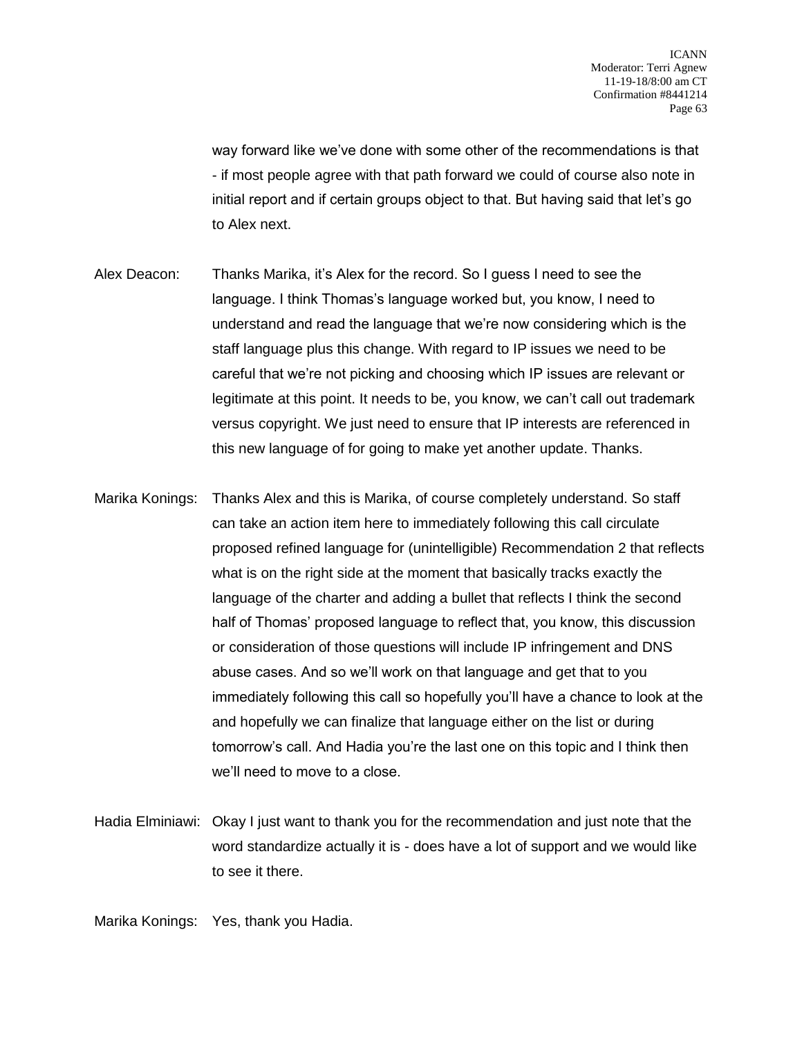way forward like we've done with some other of the recommendations is that - if most people agree with that path forward we could of course also note in initial report and if certain groups object to that. But having said that let's go to Alex next.

Alex Deacon: Thanks Marika, it's Alex for the record. So I guess I need to see the language. I think Thomas's language worked but, you know, I need to understand and read the language that we're now considering which is the staff language plus this change. With regard to IP issues we need to be careful that we're not picking and choosing which IP issues are relevant or legitimate at this point. It needs to be, you know, we can't call out trademark versus copyright. We just need to ensure that IP interests are referenced in this new language of for going to make yet another update. Thanks.

Marika Konings: Thanks Alex and this is Marika, of course completely understand. So staff can take an action item here to immediately following this call circulate proposed refined language for (unintelligible) Recommendation 2 that reflects what is on the right side at the moment that basically tracks exactly the language of the charter and adding a bullet that reflects I think the second half of Thomas' proposed language to reflect that, you know, this discussion or consideration of those questions will include IP infringement and DNS abuse cases. And so we'll work on that language and get that to you immediately following this call so hopefully you'll have a chance to look at the and hopefully we can finalize that language either on the list or during tomorrow's call. And Hadia you're the last one on this topic and I think then we'll need to move to a close.

Hadia Elminiawi: Okay I just want to thank you for the recommendation and just note that the word standardize actually it is - does have a lot of support and we would like to see it there.

Marika Konings: Yes, thank you Hadia.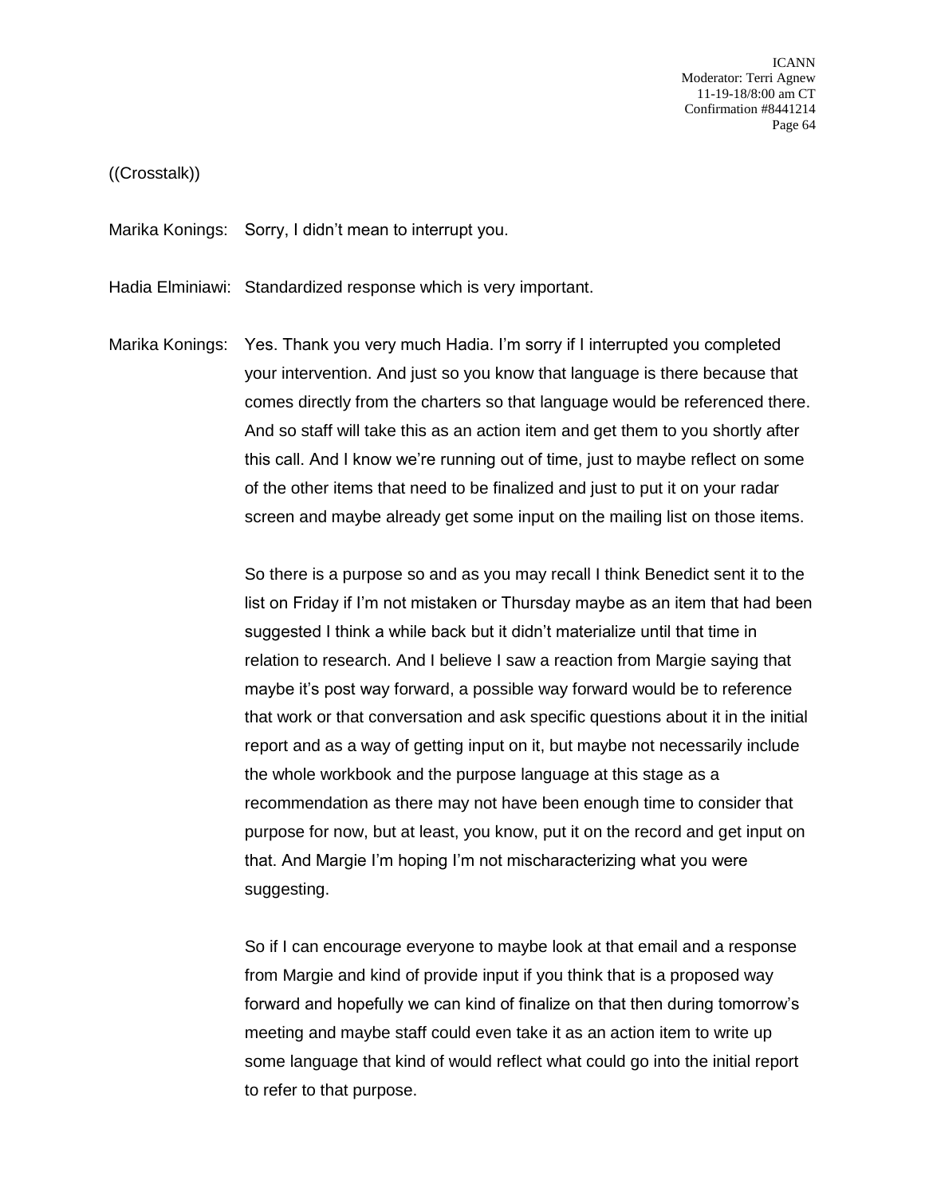((Crosstalk))

Marika Konings: Sorry, I didn't mean to interrupt you.

Hadia Elminiawi: Standardized response which is very important.

Marika Konings: Yes. Thank you very much Hadia. I'm sorry if I interrupted you completed your intervention. And just so you know that language is there because that comes directly from the charters so that language would be referenced there. And so staff will take this as an action item and get them to you shortly after this call. And I know we're running out of time, just to maybe reflect on some of the other items that need to be finalized and just to put it on your radar screen and maybe already get some input on the mailing list on those items.

So there is a purpose so and as you may recall I think Benedict sent it to the list on Friday if I'm not mistaken or Thursday maybe as an item that had been suggested I think a while back but it didn't materialize until that time in relation to research. And I believe I saw a reaction from Margie saying that maybe it's post way forward, a possible way forward would be to reference that work or that conversation and ask specific questions about it in the initial report and as a way of getting input on it, but maybe not necessarily include the whole workbook and the purpose language at this stage as a recommendation as there may not have been enough time to consider that purpose for now, but at least, you know, put it on the record and get input on that. And Margie I'm hoping I'm not mischaracterizing what you were suggesting.

So if I can encourage everyone to maybe look at that email and a response from Margie and kind of provide input if you think that is a proposed way forward and hopefully we can kind of finalize on that then during tomorrow's meeting and maybe staff could even take it as an action item to write up some language that kind of would reflect what could go into the initial report to refer to that purpose.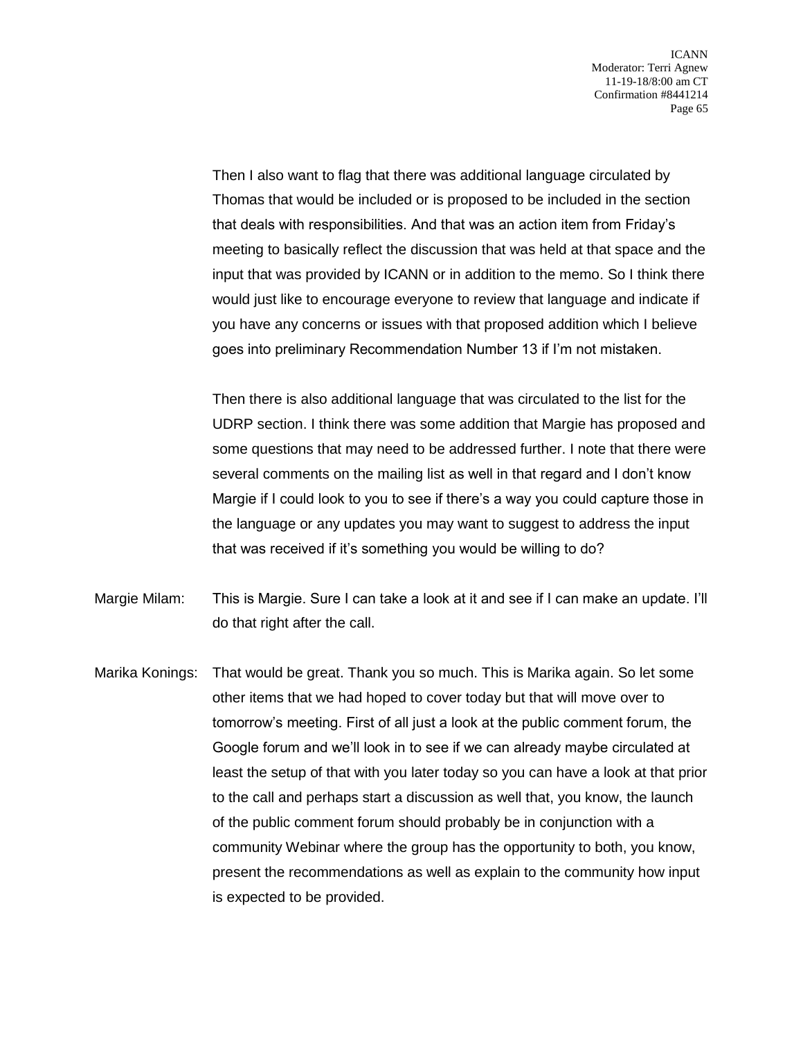Then I also want to flag that there was additional language circulated by Thomas that would be included or is proposed to be included in the section that deals with responsibilities. And that was an action item from Friday's meeting to basically reflect the discussion that was held at that space and the input that was provided by ICANN or in addition to the memo. So I think there would just like to encourage everyone to review that language and indicate if you have any concerns or issues with that proposed addition which I believe goes into preliminary Recommendation Number 13 if I'm not mistaken.

Then there is also additional language that was circulated to the list for the UDRP section. I think there was some addition that Margie has proposed and some questions that may need to be addressed further. I note that there were several comments on the mailing list as well in that regard and I don't know Margie if I could look to you to see if there's a way you could capture those in the language or any updates you may want to suggest to address the input that was received if it's something you would be willing to do?

Margie Milam: This is Margie. Sure I can take a look at it and see if I can make an update. I'll do that right after the call.

Marika Konings: That would be great. Thank you so much. This is Marika again. So let some other items that we had hoped to cover today but that will move over to tomorrow's meeting. First of all just a look at the public comment forum, the Google forum and we'll look in to see if we can already maybe circulated at least the setup of that with you later today so you can have a look at that prior to the call and perhaps start a discussion as well that, you know, the launch of the public comment forum should probably be in conjunction with a community Webinar where the group has the opportunity to both, you know, present the recommendations as well as explain to the community how input is expected to be provided.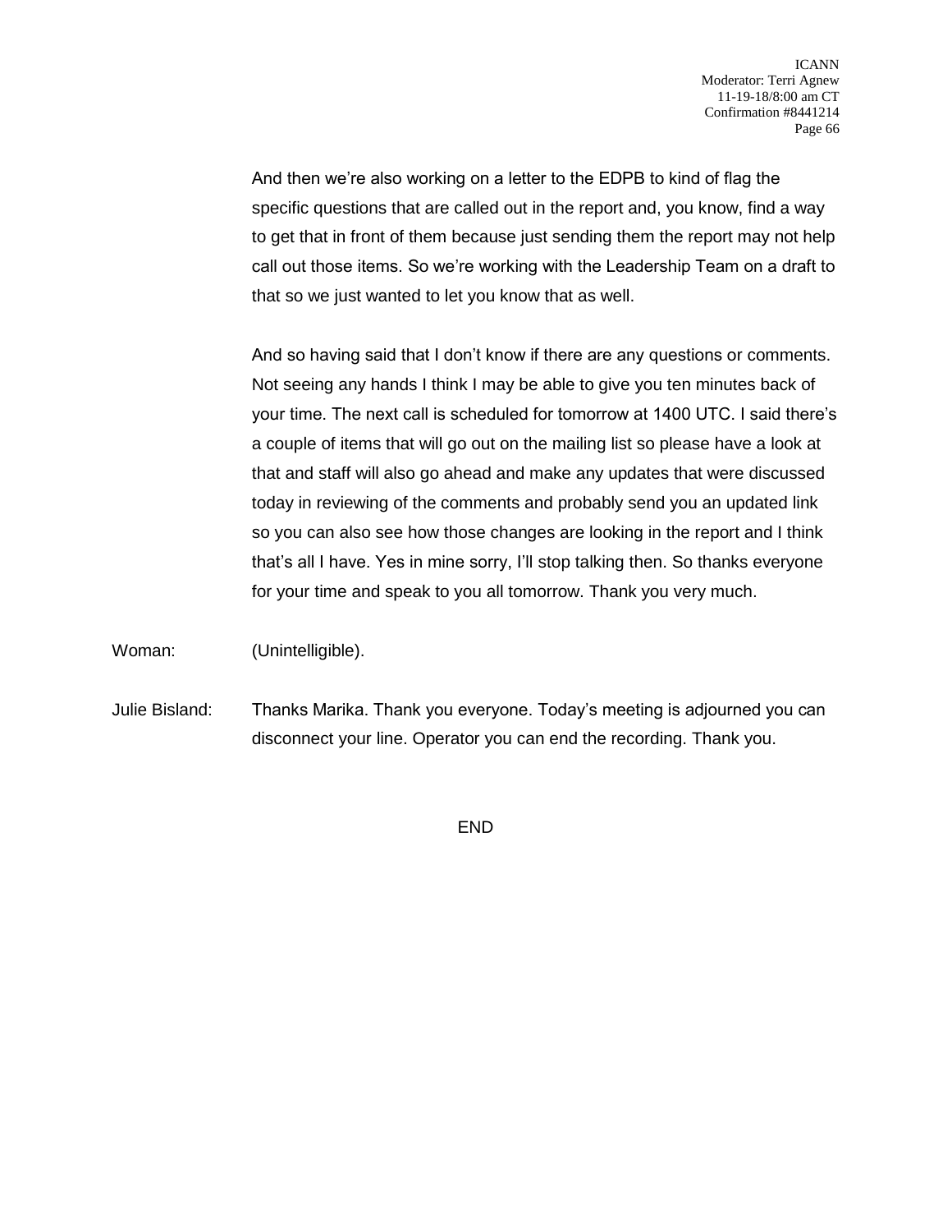And then we're also working on a letter to the EDPB to kind of flag the specific questions that are called out in the report and, you know, find a way to get that in front of them because just sending them the report may not help call out those items. So we're working with the Leadership Team on a draft to that so we just wanted to let you know that as well.

And so having said that I don't know if there are any questions or comments. Not seeing any hands I think I may be able to give you ten minutes back of your time. The next call is scheduled for tomorrow at 1400 UTC. I said there's a couple of items that will go out on the mailing list so please have a look at that and staff will also go ahead and make any updates that were discussed today in reviewing of the comments and probably send you an updated link so you can also see how those changes are looking in the report and I think that's all I have. Yes in mine sorry, I'll stop talking then. So thanks everyone for your time and speak to you all tomorrow. Thank you very much.

Woman: (Unintelligible).

Julie Bisland: Thanks Marika. Thank you everyone. Today's meeting is adjourned you can disconnect your line. Operator you can end the recording. Thank you.

END